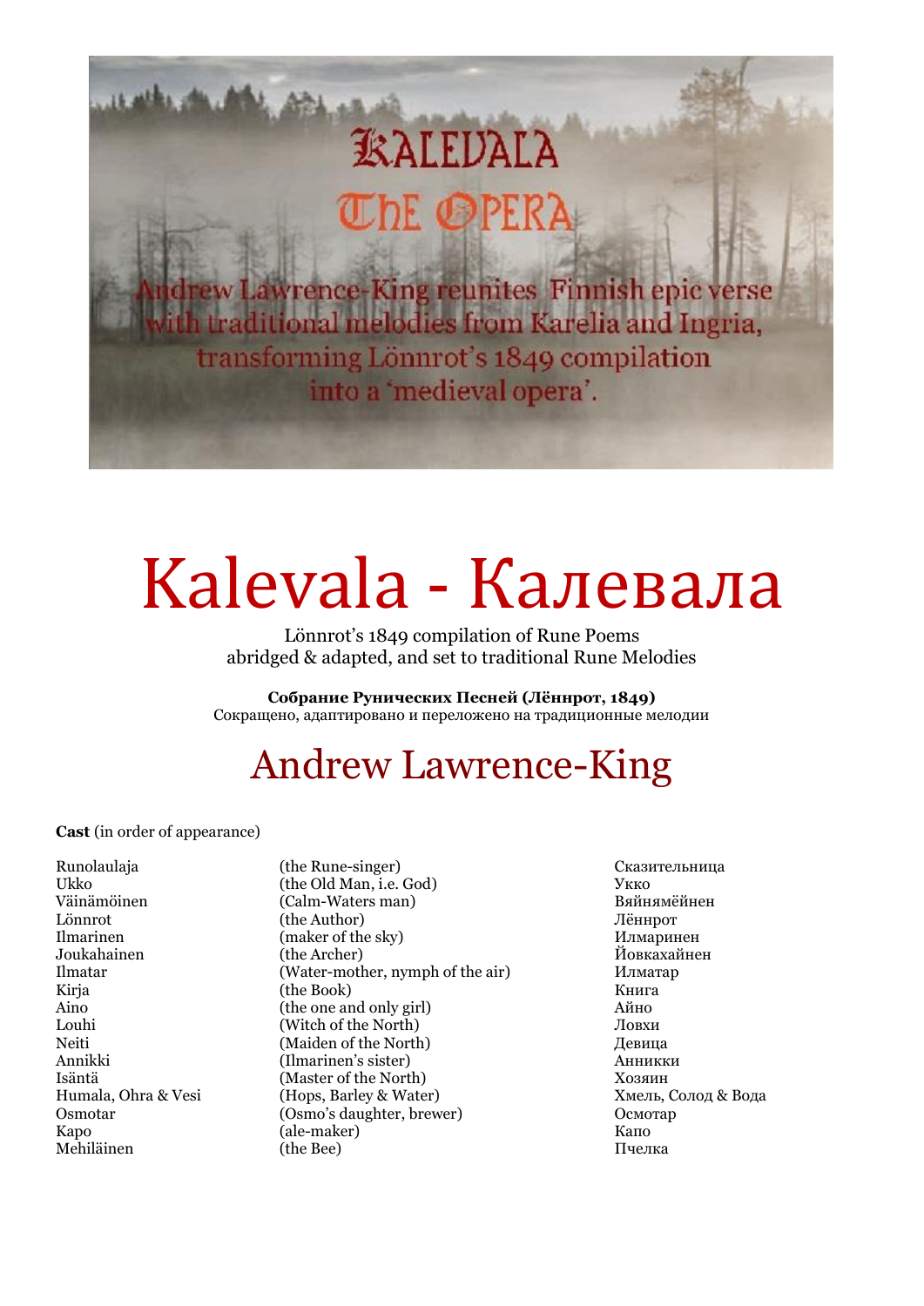KALEVALA

The Opera

Andrew Lawrence-King reunites Finnish epic verse with traditional melodies from Karelia and Ingria, transforming Lönnrot's 1849 compilation into a 'medieval opera'.

# Kalevala - Калевала

Lönnrot's 1849 compilation of Rune Poems
abridged & adapted, and set to traditional Rune Melodies

**Собрание Рунических Песней (Лённрот, 1849)**
Сокращено, адаптировано и переложено на традиционные мелодии

## Andrew Lawrence-King

**Cast** (in order of appearance)

| | | |
|---|---|---|
| Runolaulaja | (the Rune-singer) | Сказительница |
| Ukko | (the Old Man, i.e. God) | Укко |
| Väinämöinen | (Calm-Waters man) | Вяйнямёйнен |
| Lönnrot | (the Author) | Лённрот |
| Ilmarinen | (maker of the sky) | Илмаринен |
| Joukahainen | (the Archer) | Йовкахайнен |
| Ilmatar | (Water-mother, nymph of the air) | Илматар |
| Kirja | (the Book) | Книга |
| Aino | (the one and only girl) | Айно |
| Louhi | (Witch of the North) | Ловхи |
| Neiti | (Maiden of the North) | Девица |
| Annikki | (Ilmarinen's sister) | Анникки |
| Isäntä | (Master of the North) | Хозяин |
| Humala, Ohra & Vesi | (Hops, Barley & Water) | Хмель, Солод & Вода |
| Osmotar | (Osmo's daughter, brewer) | Осмотар |
| Kapo | (ale-maker) | Капо |
| Mehiläinen | (the Bee) | Пчелка |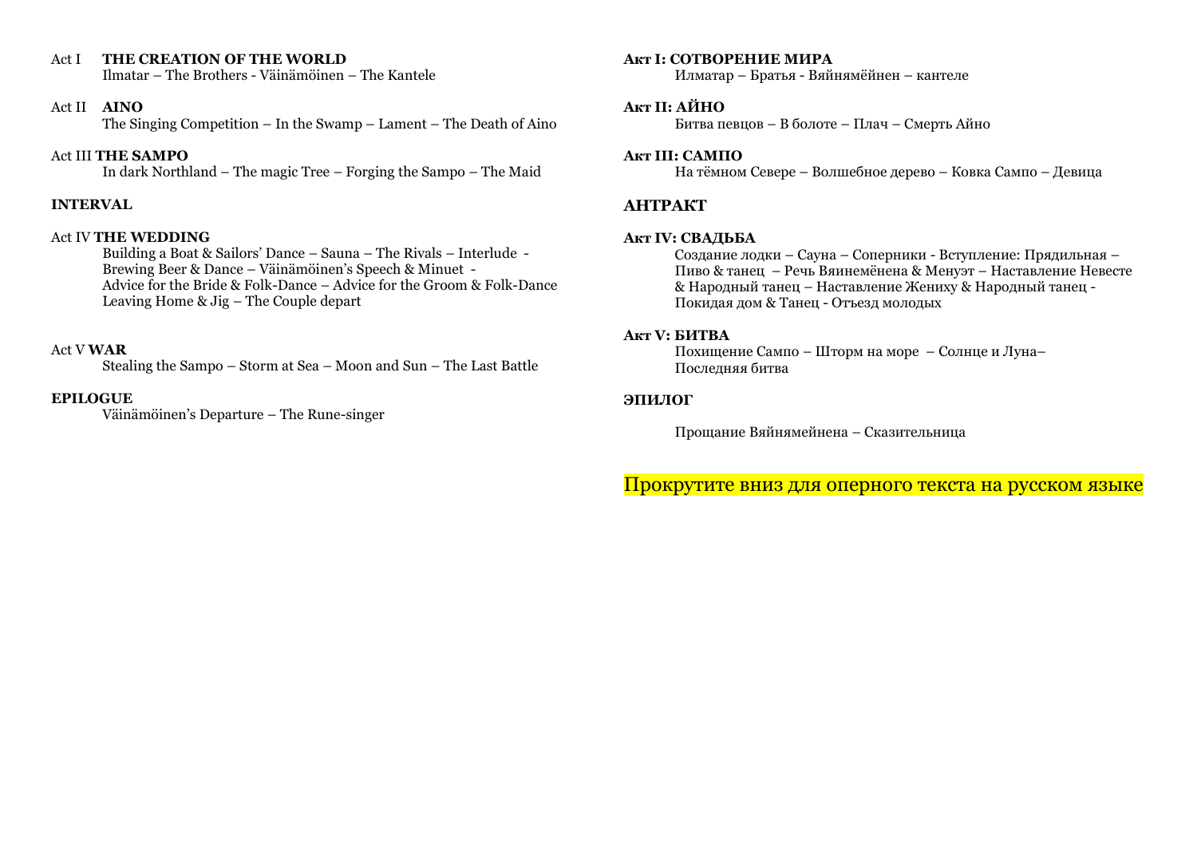Act I **THE CREATION OF THE WORLD**
Ilmatar – The Brothers - Väinämöinen – The Kantele

Act II **AINO**
The Singing Competition – In the Swamp – Lament – The Death of Aino

Act III **THE SAMPO**
In dark Northland – The magic Tree – Forging the Sampo – The Maid

**INTERVAL**

Act IV **THE WEDDING**
Building a Boat & Sailors' Dance – Sauna – The Rivals – Interlude -
Brewing Beer & Dance – Väinämöinen's Speech & Minuet -
Advice for the Bride & Folk-Dance – Advice for the Groom & Folk-Dance
Leaving Home & Jig – The Couple depart

Act V **WAR**
Stealing the Sampo – Storm at Sea – Moon and Sun – The Last Battle

**EPILOGUE**
Väinämöinen's Departure – The Rune-singer

**Акт I: СОТВОРЕНИЕ МИРА**
Илматар – Братья - Вяйнямёйнен – кантеле

**Акт II: АЙНО**
Битва певцов – В болоте – Плач – Смерть Айно

**Акт III: САМПО**
На тёмном Севере – Волшебное дерево – Ковка Сампо – Девица

**АНТРАКТ**

**Акт IV: СВАДЬБА**
Создание лодки – Сауна – Соперники - Вступление: Прядильная –
Пиво & танец – Речь Вяинемёнена & Менуэт – Наставление Невесте
& Народный танец – Наставление Жениху & Народный танец -
Покидая дом & Танец - Отъезд молодых

**Акт V: БИТВА**
Похищение Сампо – Шторм на море – Солнце и Луна–
Последняя битва

**ЭПИЛОГ**

Прощание Вяйнямейнена – Сказительница

Прокрутите вниз для оперного текста на русском языке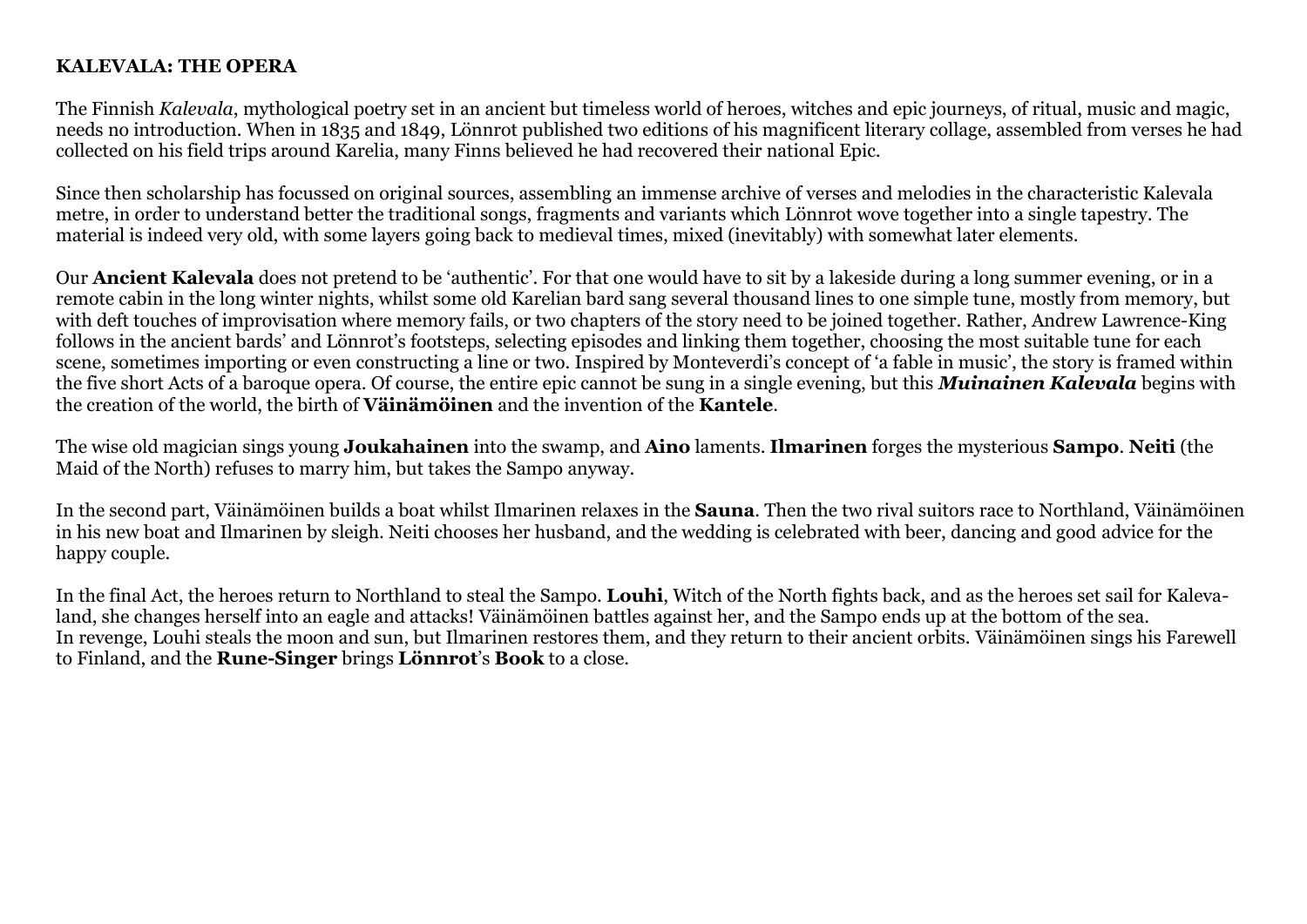**KALEVALA: THE OPERA**

The Finnish *Kalevala*, mythological poetry set in an ancient but timeless world of heroes, witches and epic journeys, of ritual, music and magic, needs no introduction. When in 1835 and 1849, Lönnrot published two editions of his magnificent literary collage, assembled from verses he had collected on his field trips around Karelia, many Finns believed he had recovered their national Epic.

Since then scholarship has focussed on original sources, assembling an immense archive of verses and melodies in the characteristic Kalevala metre, in order to understand better the traditional songs, fragments and variants which Lönnrot wove together into a single tapestry. The material is indeed very old, with some layers going back to medieval times, mixed (inevitably) with somewhat later elements.

Our **Ancient Kalevala** does not pretend to be 'authentic'. For that one would have to sit by a lakeside during a long summer evening, or in a remote cabin in the long winter nights, whilst some old Karelian bard sang several thousand lines to one simple tune, mostly from memory, but with deft touches of improvisation where memory fails, or two chapters of the story need to be joined together. Rather, Andrew Lawrence-King follows in the ancient bards' and Lönnrot's footsteps, selecting episodes and linking them together, choosing the most suitable tune for each scene, sometimes importing or even constructing a line or two. Inspired by Monteverdi's concept of 'a fable in music', the story is framed within the five short Acts of a baroque opera. Of course, the entire epic cannot be sung in a single evening, but this ***Muinainen Kalevala*** begins with the creation of the world, the birth of **Väinämöinen** and the invention of the **Kantele**.

The wise old magician sings young **Joukahainen** into the swamp, and **Aino** laments. **Ilmarinen** forges the mysterious **Sampo**. **Neiti** (the Maid of the North) refuses to marry him, but takes the Sampo anyway.

In the second part, Väinämöinen builds a boat whilst Ilmarinen relaxes in the **Sauna**. Then the two rival suitors race to Northland, Väinämöinen in his new boat and Ilmarinen by sleigh. Neiti chooses her husband, and the wedding is celebrated with beer, dancing and good advice for the happy couple.

In the final Act, the heroes return to Northland to steal the Sampo. **Louhi**, Witch of the North fights back, and as the heroes set sail for Kaleva-land, she changes herself into an eagle and attacks! Väinämöinen battles against her, and the Sampo ends up at the bottom of the sea.
In revenge, Louhi steals the moon and sun, but Ilmarinen restores them, and they return to their ancient orbits. Väinämöinen sings his Farewell to Finland, and the **Rune-Singer** brings **Lönnrot**'s **Book** to a close.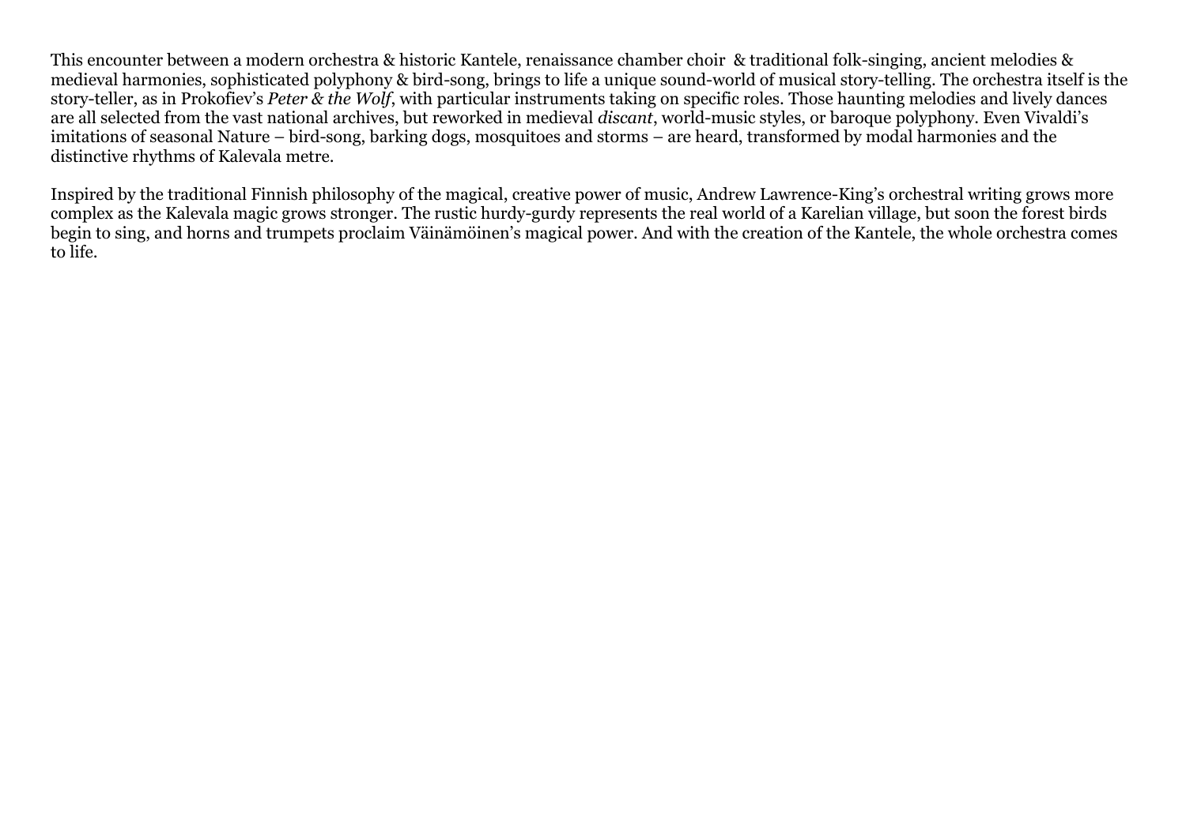This encounter between a modern orchestra & historic Kantele, renaissance chamber choir & traditional folk-singing, ancient melodies & medieval harmonies, sophisticated polyphony & bird-song, brings to life a unique sound-world of musical story-telling. The orchestra itself is the story-teller, as in Prokofiev's *Peter & the Wolf*, with particular instruments taking on specific roles. Those haunting melodies and lively dances are all selected from the vast national archives, but reworked in medieval *discant*, world-music styles, or baroque polyphony. Even Vivaldi's imitations of seasonal Nature – bird-song, barking dogs, mosquitoes and storms – are heard, transformed by modal harmonies and the distinctive rhythms of Kalevala metre.

Inspired by the traditional Finnish philosophy of the magical, creative power of music, Andrew Lawrence-King's orchestral writing grows more complex as the Kalevala magic grows stronger. The rustic hurdy-gurdy represents the real world of a Karelian village, but soon the forest birds begin to sing, and horns and trumpets proclaim Väinämöinen's magical power. And with the creation of the Kantele, the whole orchestra comes to life.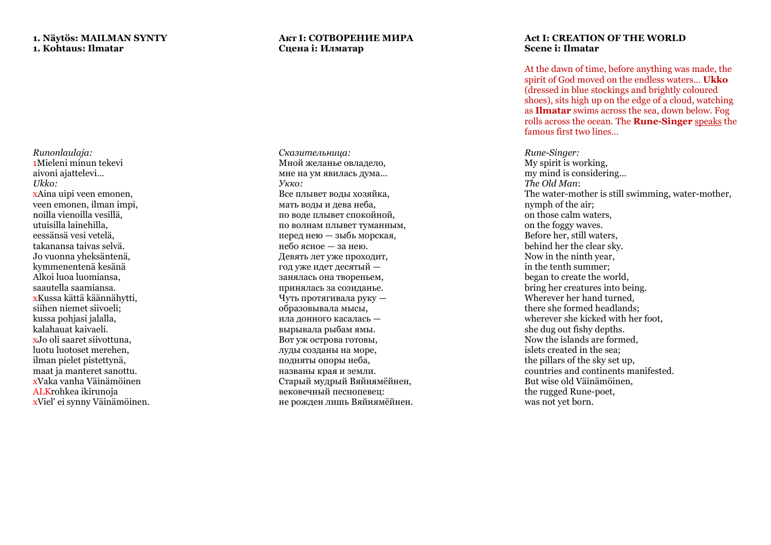**1. Näytös: MAILMAN SYNTY**
**1. Kohtaus: Ilmatar**

*Runonlaulaja:*
1Mieleni minun tekevi
aivoni ajattelevi…
*Ukko:*
xAina uipi veen emonen,
veen emonen, ilman impi,
noilla vienoilla vesillä,
utuisilla lainehilla,
eessänsä vesi vetelä,
takanansa taivas selvä.
Jo vuonna yheksäntenä,
kymmenentenä kesänä
Alkoi luoa luomiansa,
saautella saamiansa.
xKussa kättä käännähytti,
siihen niemet siivoeli;
kussa pohjasi jalalla,
kalahauat kaivaeli.
xJo oli saaret siivottuna,
luotu luotoset merehen,
ilman pielet pistettynä,
maat ja manteret sanottu.
xVaka vanha Väinämöinen
ALKrohkea ikirunoja
xViel' ei synny Väinämöinen.

**Акт I: СОТВОРЕНИЕ МИРА**
**Сцена i: Илматар**

*Сказительница:*
Мной желанье овладело,
мне на ум явилась дума…
*Укко:*
Все плывет воды хозяйка,
мать воды и дева неба,
по воде плывет спокойной,
по волнам плывет туманным,
перед нею — зыбь морская,
небо ясное — за нею.
Девять лет уже проходит,
год уже идет десятый —
занялась она твореньем,
принялась за созиданье.
Чуть протягивала руку —
образовывала мысы,
ила донного касалась —
вырывала рыбам ямы.
Вот уж острова готовы,
луды созданы на море,
подняты опоры неба,
названы края и земли.
Старый мудрый Вяйнямёйнен,
вековечный песнопевец:
не рожден лишь Вяйнямёйнен.

**Act I: CREATION OF THE WORLD**
**Scene i: Ilmatar**

At the dawn of time, before anything was made, the spirit of God moved on the endless waters… **Ukko** (dressed in blue stockings and brightly coloured shoes), sits high up on the edge of a cloud, watching as **Ilmatar** swims across the sea, down below. Fog rolls across the ocean. The **Rune-Singer** speaks the famous first two lines…

*Rune-Singer:*
My spirit is working,
my mind is considering…
*The Old Man*:
The water-mother is still swimming, water-mother,
nymph of the air;
on those calm waters,
on the foggy waves.
Before her, still waters,
behind her the clear sky.
Now in the ninth year,
in the tenth summer;
began to create the world,
bring her creatures into being.
Wherever her hand turned,
there she formed headlands;
wherever she kicked with her foot,
she dug out fishy depths.
Now the islands are formed,
islets created in the sea;
the pillars of the sky set up,
countries and continents manifested.
But wise old Väinämöinen,
the rugged Rune-poet,
was not yet born.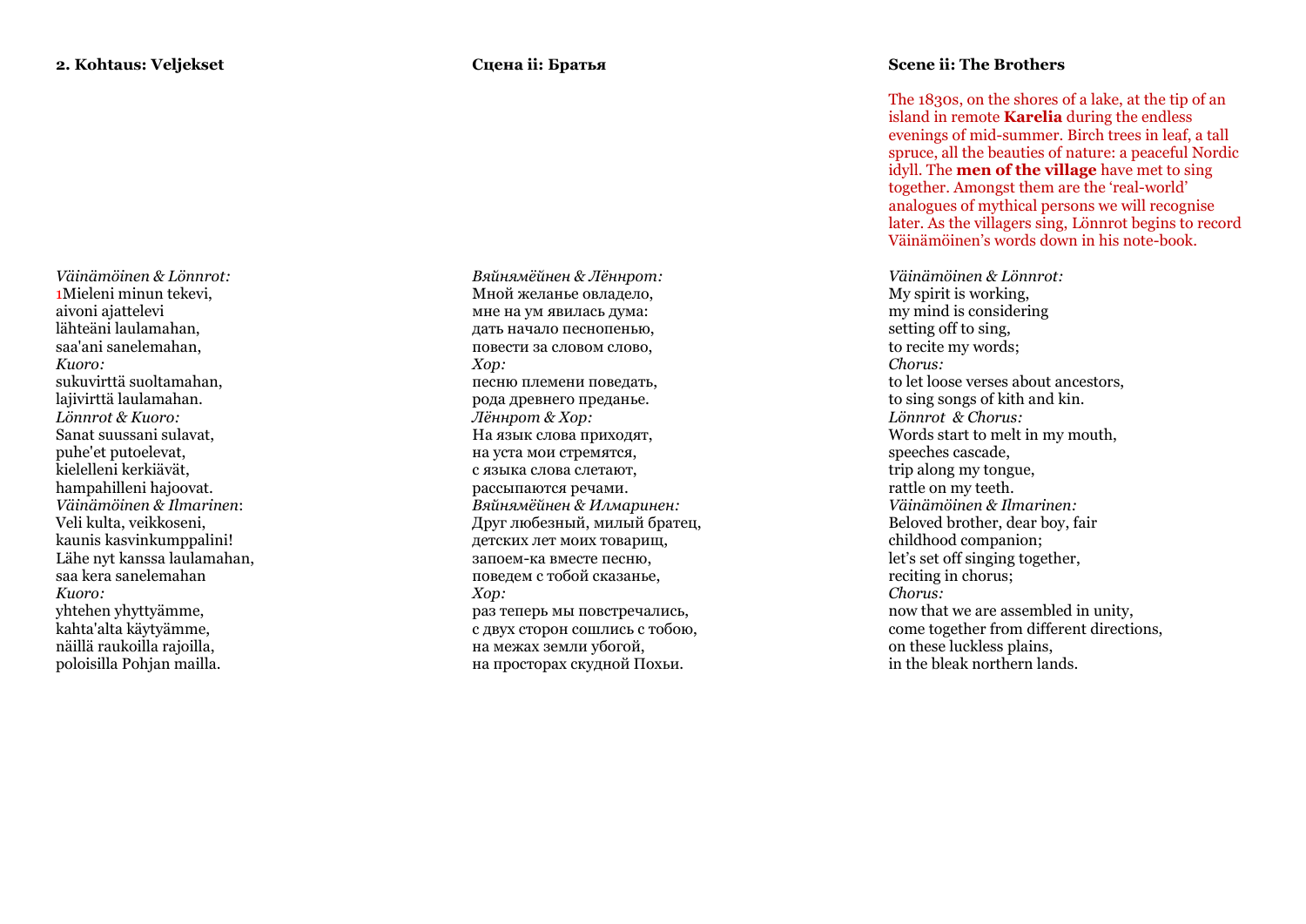### 2. Kohtaus: Veljekset

*Väinämöinen & Lönnrot:*
1Mieleni minun tekevi,
aivoni ajattelevi
lähteäni laulamahan,
saa'ani sanelemahan,
*Kuoro:*
sukuvirttä suoltamahan,
lajivirttä laulamahan.
*Lönnrot & Kuoro:*
Sanat suussani sulavat,
puhe'et putoelevat,
kielelleni kerkiävät,
hampahilleni hajoovat.
*Väinämöinen & Ilmarinen*:
Veli kulta, veikkoseni,
kaunis kasvinkumppalini!
Lähe nyt kanssa laulamahan,
saa kera sanelemahan
*Kuoro:*
yhtehen yhtyttyämme,
kahta'alta käytyämme,
näillä raukoilla rajoilla,
poloisilla Pohjan mailla.

### Сцена ii: Братья

*Вяйнямёйнен & Лённрот:*
Мной желанье овладело,
мне на ум явилась дума:
дать начало песнопенью,
повести за словом слово,
*Хор:*
песню племени поведать,
рода древнего преданье.
*Лённрот & Хор:*
На язык слова приходят,
на уста мои стремятся,
с языка слова слетают,
рассыпаются речами.
*Вяйнямёйнен & Илмаринен:*
Друг любезный, милый братец,
детских лет моих товарищ,
запоем-ка вместе песню,
поведем с тобой сказанье,
*Хор:*
раз теперь мы повстречались,
с двух сторон сошлись с тобою,
на межах земли убогой,
на просторах скудной Похьи.

### Scene ii: The Brothers

The 1830s, on the shores of a lake, at the tip of an island in remote **Karelia** during the endless evenings of mid-summer. Birch trees in leaf, a tall spruce, all the beauties of nature: a peaceful Nordic idyll. The **men of the village** have met to sing together. Amongst them are the 'real-world' analogues of mythical persons we will recognise later. As the villagers sing, Lönnrot begins to record Väinämöinen's words down in his note-book.

*Väinämöinen & Lönnrot:*
My spirit is working,
my mind is considering
setting off to sing,
to recite my words;
*Chorus:*
to let loose verses about ancestors,
to sing songs of kith and kin.
*Lönnrot & Chorus:*
Words start to melt in my mouth,
speeches cascade,
trip along my tongue,
rattle on my teeth.
*Väinämöinen & Ilmarinen:*
Beloved brother, dear boy, fair
childhood companion;
let's set off singing together,
reciting in chorus;
*Chorus:*
now that we are assembled in unity,
come together from different directions,
on these luckless plains,
in the bleak northern lands.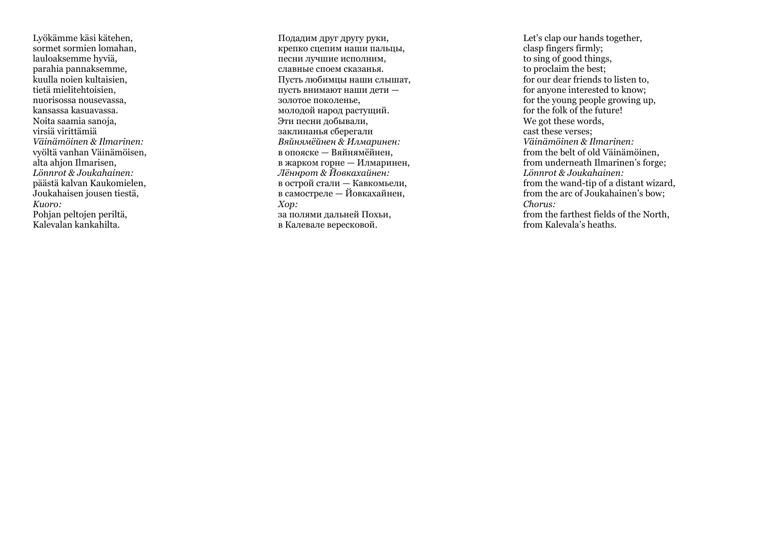Lyökämme käsi kätehen,
sormet sormien lomahan,
lauloaksemme hyviä,
parahia pannaksemme,
kuulla noien kultaisien,
tietä mielitehtoisien,
nuorisossa nousevassa,
kansassa kasuavassa.
Noita saamia sanoja,
virsiä virittämiä
*Väinämöinen & Ilmarinen:*
vyöltä vanhan Väinämöisen,
alta ahjon Ilmarisen,
*Lönnrot & Joukahainen:*
päästä kalvan Kaukomielen,
Joukahaisen jousen tiestä,
*Kuoro:*
Pohjan peltojen periltä,
Kalevalan kankahilta.

Подадим друг другу руки,
крепко сцепим наши пальцы,
песни лучшие исполним,
славные споем сказанья.
Пусть любимцы наши слышат,
пусть внимают наши дети —
золотое поколенье,
молодой народ растущий.
Эти песни добывали,
заклинанья сберегали
*Вяйнямёйнен & Илмаринен:*
в опояске — Вяйнямёйнен,
в жарком горне — Илмаринен,
*Лённрот & Йовкахайнен:*
в острой стали — Кавкомьели,
в самостреле — Йовкахайнен,
*Хор:*
за полями дальней Похьи,
в Калевале вересковой.

Let's clap our hands together,
clasp fingers firmly;
to sing of good things,
to proclaim the best;
for our dear friends to listen to,
for anyone interested to know;
for the young people growing up,
for the folk of the future!
We got these words,
cast these verses;
*Väinämöinen & Ilmarinen:*
from the belt of old Väinämöinen,
from underneath Ilmarinen's forge;
*Lönnrot & Joukahainen:*
from the wand-tip of a distant wizard,
from the arc of Joukahainen's bow;
*Chorus:*
from the farthest fields of the North,
from Kalevala's heaths.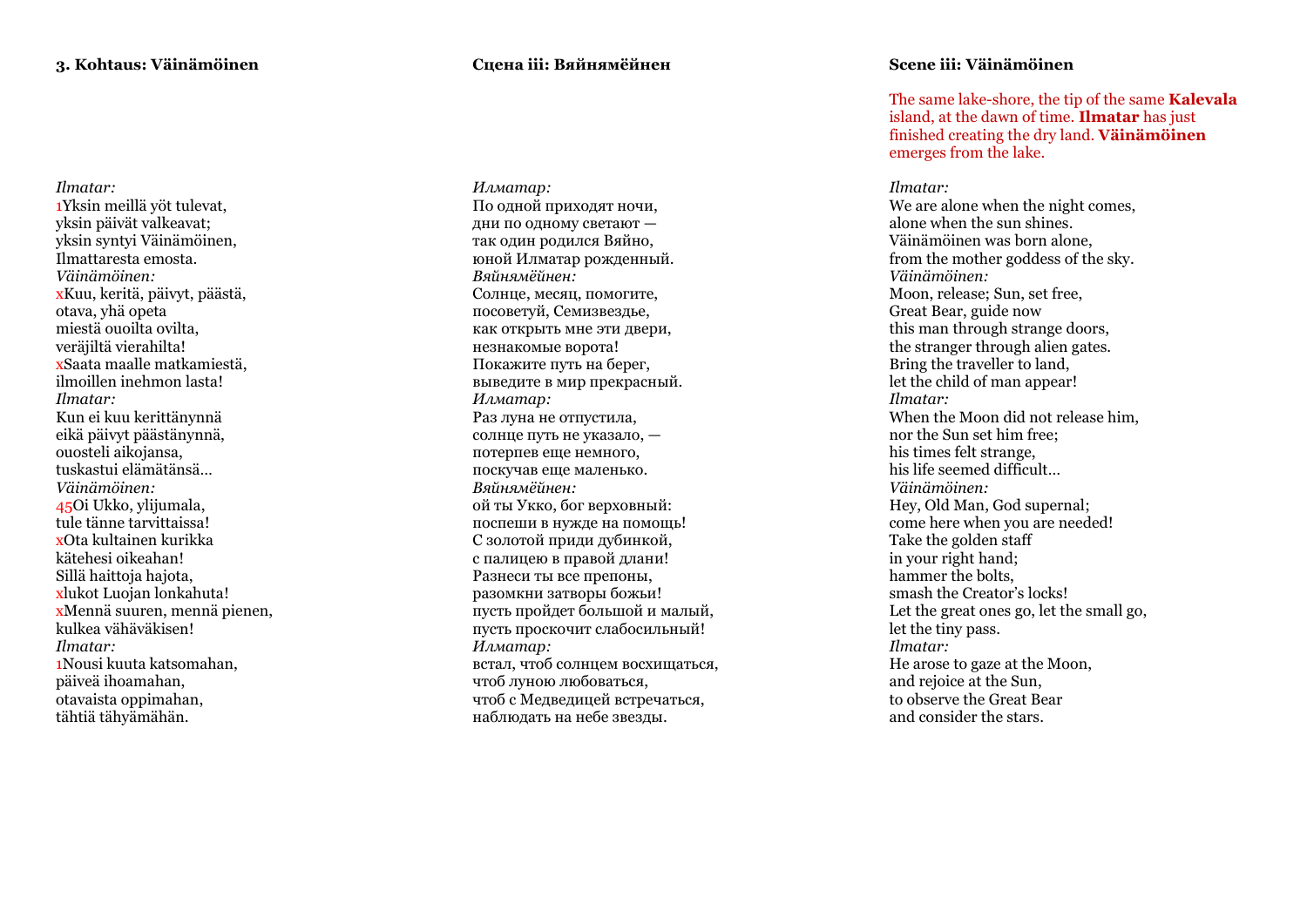### 3. Kohtaus: Väinämöinen

*Ilmatar:*
1Yksin meillä yöt tulevat,
yksin päivät valkeavat;
yksin syntyi Väinämöinen,
Ilmattaresta emosta.
*Väinämöinen:*
xKuu, keritä, päivyt, päästä,
otava, yhä opeta
miestä ouoilta ovilta,
veräjiltä vierahilta!
xSaata maalle matkamiestä,
ilmoillen inehmon lasta!
*Ilmatar:*
Kun ei kuu kerittänynnä
eikä päivyt päästänynnä,
ouosteli aikojansa,
tuskastui elämätänsä...
*Väinämöinen:*
45Oi Ukko, ylijumala,
tule tänne tarvittaissa!
xOta kultainen kurikka
kätehesi oikeahan!
Sillä haittoja hajota,
xlukot Luojan lonkahuta!
xMennä suuren, mennä pienen,
kulkea vähäväkisen!
*Ilmatar:*
1Nousi kuuta katsomahan,
päiveä ihoamahan,
otavaista oppimahan,
tähtiä tähyämähän.

### Сцена iii: Вяйнямёйнен

*Илматар:*
По одной приходят ночи,
дни по одному светают —
так один родился Вяйно,
юной Илматар рожденный.
*Вяйнямёйнен:*
Солнце, месяц, помогите,
посоветуй, Семизвездье,
как открыть мне эти двери,
незнакомые ворота!
Покажите путь на берег,
выведите в мир прекрасный.
*Илматар:*
Раз луна не отпустила,
солнце путь не указало, —
потерпев еще немного,
поскучав еще маленько.
*Вяйнямёйнен:*
ой ты Укко, бог верховный:
поспеши в нужде на помощь!
С золотой приди дубинкой,
с палицею в правой длани!
Разнеси ты все препоны,
разомкни затворы божьи!
пусть пройдет большой и малый,
пусть проскочит слабосильный!
*Илматар:*
встал, чтоб солнцем восхищаться,
чтоб луною любоваться,
чтоб с Медведицей встречаться,
наблюдать на небе звезды.

### Scene iii: Väinämöinen

The same lake-shore, the tip of the same **Kalevala** island, at the dawn of time. **Ilmatar** has just finished creating the dry land. **Väinämöinen** emerges from the lake.

*Ilmatar:*
We are alone when the night comes,
alone when the sun shines.
Väinämöinen was born alone,
from the mother goddess of the sky.
*Väinämöinen:*
Moon, release; Sun, set free,
Great Bear, guide now
this man through strange doors,
the stranger through alien gates.
Bring the traveller to land,
let the child of man appear!
*Ilmatar:*
When the Moon did not release him,
nor the Sun set him free;
his times felt strange,
his life seemed difficult...
*Väinämöinen:*
Hey, Old Man, God supernal;
come here when you are needed!
Take the golden staff
in your right hand;
hammer the bolts,
smash the Creator's locks!
Let the great ones go, let the small go,
let the tiny pass.
*Ilmatar:*
He arose to gaze at the Moon,
and rejoice at the Sun,
to observe the Great Bear
and consider the stars.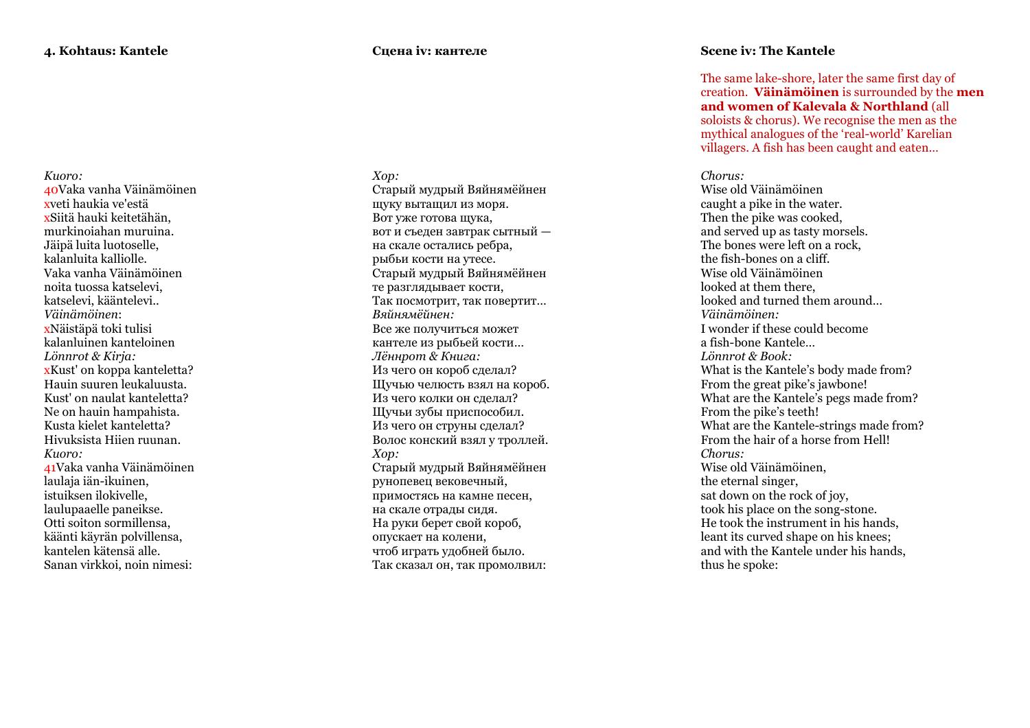#### 4. Kohtaus: Kantele

*Kuoro:*
40Vaka vanha Väinämöinen
xveti haukia ve'estä
xSiitä hauki keitetähän,
murkinoiahan muruina.
Jäipä luita luotoselle,
kalanluita kalliolle.
Vaka vanha Väinämöinen
noita tuossa katselevi,
katselevi, kääntelevi..
*Väinämöinen*:
xNäistäpä toki tulisi
kalanluinen kanteloinen
*Lönnrot & Kirja:*
xKust' on koppa kanteletta?
Hauin suuren leukaluusta.
Kust' on naulat kanteletta?
Ne on hauin hampahista.
Kusta kielet kanteletta?
Hivuksista Hiien ruunan.
*Kuoro:*
41Vaka vanha Väinämöinen
laulaja iän-ikuinen,
istuiksen ilokivelle,
laulupaaelle paneikse.
Otti soiton sormillensa,
käänti käyrän polvillensa,
kantelen kätensä alle.
Sanan virkkoi, noin nimesi:

#### Сцена iv: кантеле

*Хор:*
Старый мудрый Вяйнямёйнен
щуку вытащил из моря.
Вот уже готова щука,
вот и съеден завтрак сытный —
на скале остались ребра,
рыбьи кости на утесе.
Старый мудрый Вяйнямёйнен
те разглядывает кости,
Так посмотрит, так повертит…
*Вяйнямёйнен:*
Все же получиться может
кантеле из рыбьей кости…
*Лённрот & Книга:*
Из чего он короб сделал?
Щучью челюсть взял на короб.
Из чего колки он сделал?
Щучьи зубы приспособил.
Из чего он струны сделал?
Волос конский взял у троллей.
*Хор:*
Старый мудрый Вяйнямёйнен
рунопевец вековечный,
примостясь на камне песен,
на скале отрады сидя.
На руки берет свой короб,
опускает на колени,
чтоб играть удобней было.
Так сказал он, так промолвил:

#### Scene iv: The Kantele

The same lake-shore, later the same first day of creation. **Väinämöinen** is surrounded by the **men and women of Kalevala & Northland** (all soloists & chorus). We recognise the men as the mythical analogues of the 'real-world' Karelian villagers. A fish has been caught and eaten…

*Chorus:*
Wise old Väinämöinen
caught a pike in the water.
Then the pike was cooked,
and served up as tasty morsels.
The bones were left on a rock,
the fish-bones on a cliff.
Wise old Väinämöinen
looked at them there,
looked and turned them around…
*Väinämöinen:*
I wonder if these could become
a fish-bone Kantele…
*Lönnrot & Book:*
What is the Kantele's body made from?
From the great pike's jawbone!
What are the Kantele's pegs made from?
From the pike's teeth!
What are the Kantele-strings made from?
From the hair of a horse from Hell!
*Chorus:*
Wise old Väinämöinen,
the eternal singer,
sat down on the rock of joy,
took his place on the song-stone.
He took the instrument in his hands,
leant its curved shape on his knees;
and with the Kantele under his hands,
thus he spoke: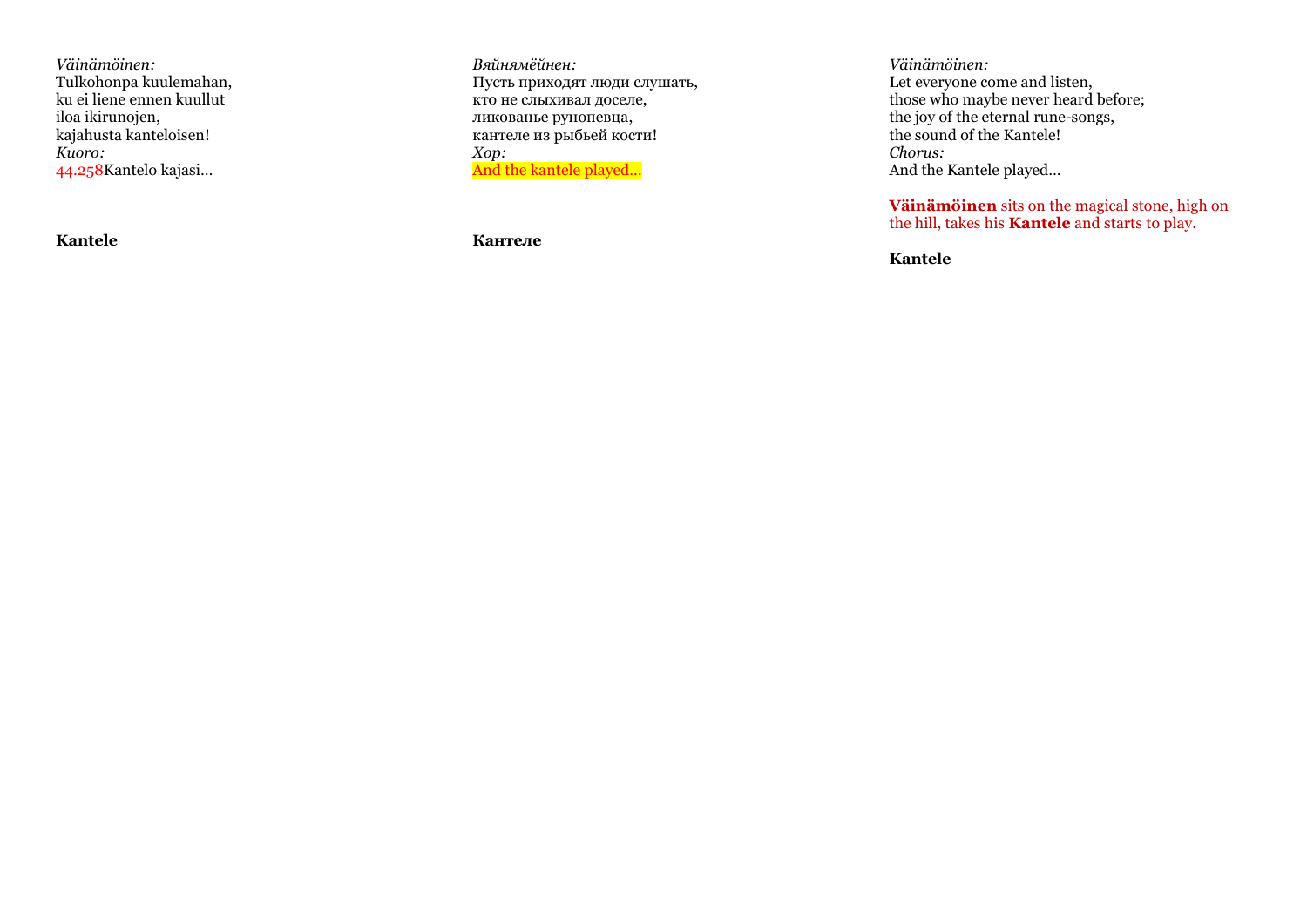*Väinämöinen:*
Tulkohonpa kuulemahan,
ku ei liene ennen kuullut
iloa ikirunojen,
kajahusta kanteloisen!
*Kuoro:*
44.258Kantelo kajasi…

**Kantele**

*Вяйнямёйнен:*
Пусть приходят люди слушать,
кто не слыхивал доселе,
ликованье рунопевца,
кантеле из рыбьей кости!
*Хор:*
And the kantele played…

**Кантеле**

*Väinämöinen:*
Let everyone come and listen,
those who maybe never heard before;
the joy of the eternal rune-songs,
the sound of the Kantele!
*Chorus:*
And the Kantele played…

**Väinämöinen** sits on the magical stone, high on the hill, takes his **Kantele** and starts to play.

**Kantele**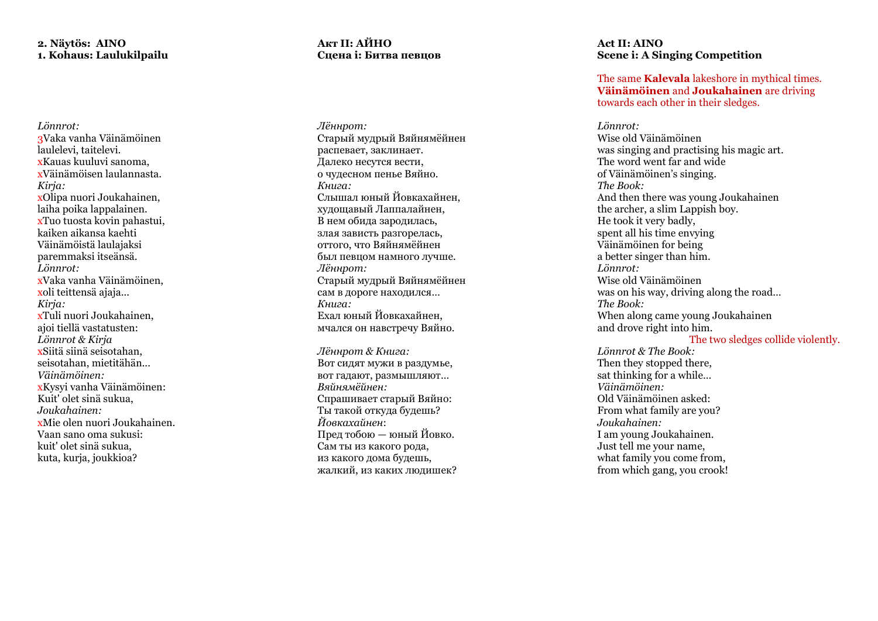**2. Näytös: AINO**
**1. Kohaus: Laulukilpailu**

*Lönnrot:*
3Vaka vanha Väinämöinen
laulelevi, taitelevi.
xKauas kuuluvi sanoma,
xVäinämöisen laulannasta.
*Kirja:*
xOlipa nuori Joukahainen,
laiha poika lappalainen.
xTuo tuosta kovin pahastui,
kaiken aikansa kaehti
Väinämöistä laulajaksi
paremmaksi itseänsä.
*Lönnrot:*
xVaka vanha Väinämöinen,
xoli teittensä ajaja…
*Kirja:*
xTuli nuori Joukahainen,
ajoi tiellä vastatusten:
*Lönnrot & Kirja*
xSiitä siinä seisotahan,
seisotahan, mietitähän…
*Väinämöinen:*
xKysyi vanha Väinämöinen:
Kuit' olet sinä sukua,
*Joukahainen:*
xMie olen nuori Joukahainen.
Vaan sano oma sukusi:
kuit' olet sinä sukua,
kuta, kurja, joukkioa?

**Акт II: АЙНО**
**Сцена i: Битва певцов**

*Лённрот:*
Старый мудрый Вяйнямёйнен
распевает, заклинает.
Далеко несутся вести,
о чудесном пенье Вяйно.
*Книга:*
Слышал юный Йовкахайнен,
худощавый Лаппалайнен,
В нем обида зародилась,
злая зависть разгорелась,
оттого, что Вяйнямёйнен
был певцом намного лучше.
*Лённрот:*
Старый мудрый Вяйнямёйнен
сам в дороге находился…
*Книга:*
Ехал юный Йовкахайнен,
мчался он навстречу Вяйно.

*Лённрот & Книга:*
Вот сидят мужи в раздумье,
вот гадают, размышляют…
*Вяйнямёйнен:*
Спрашивает старый Вяйно:
Ты такой откуда будешь?
*Йовкахайнен*:
Пред тобою — юный Йовко.
Сам ты из какого рода,
из какого дома будешь,
жалкий, из каких людишек?

**Act II: AINO**
**Scene i: A Singing Competition**

The same **Kalevala** lakeshore in mythical times. **Väinämöinen** and **Joukahainen** are driving towards each other in their sledges.

*Lönnrot:*
Wise old Väinämöinen
was singing and practising his magic art.
The word went far and wide
of Väinämöinen's singing.
*The Book:*
And then there was young Joukahainen
the archer, a slim Lappish boy.
He took it very badly,
spent all his time envying
Väinämöinen for being
a better singer than him.
*Lönnrot:*
Wise old Väinämöinen
was on his way, driving along the road…
*The Book:*
When along came young Joukahainen
and drove right into him.
The two sledges collide violently.
*Lönnrot & The Book:*
Then they stopped there,
sat thinking for a while…
*Väinämöinen:*
Old Väinämöinen asked:
From what family are you?
*Joukahainen:*
I am young Joukahainen.
Just tell me your name,
what family you come from,
from which gang, you crook!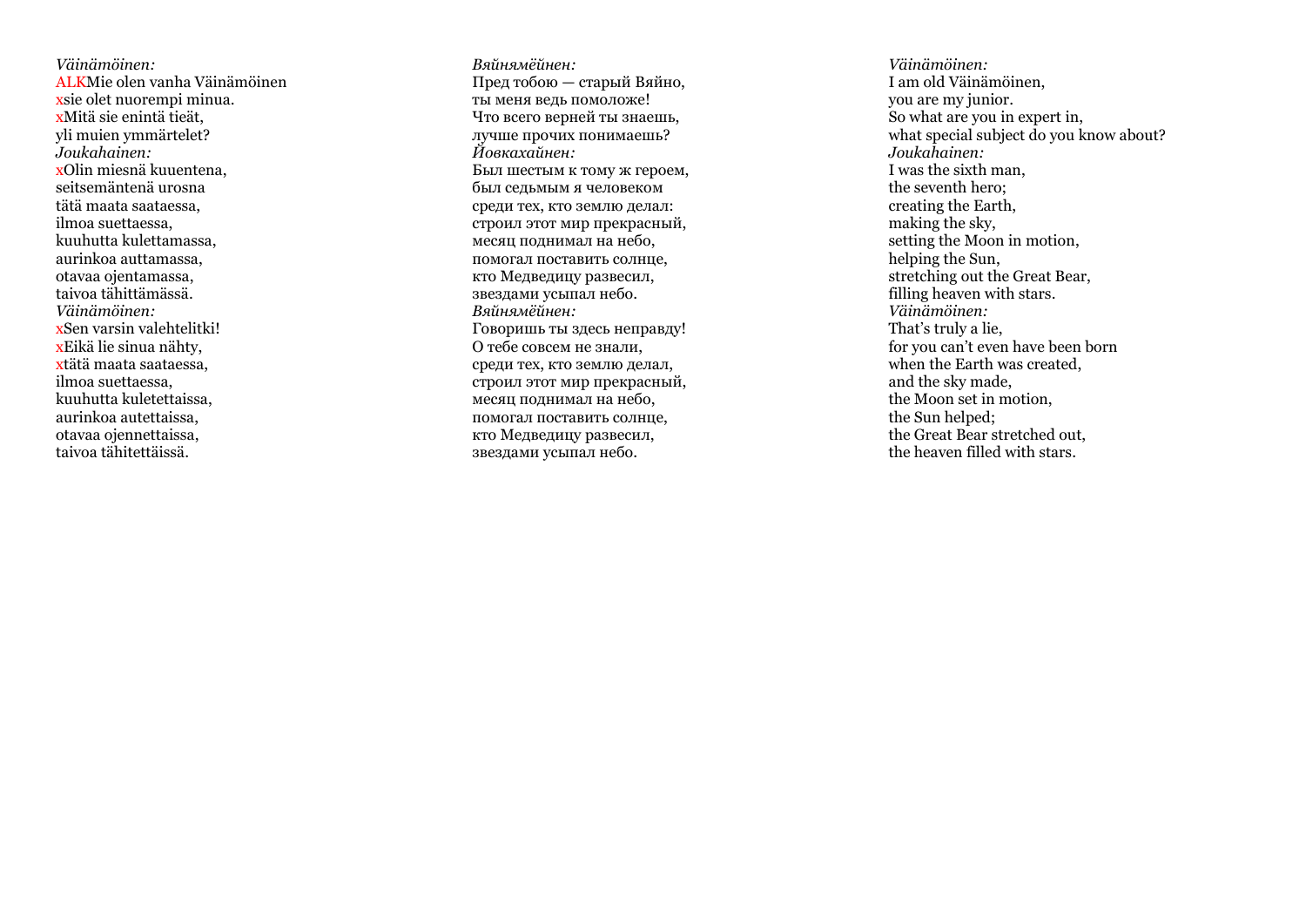*Väinämöinen:*
ALKMie olen vanha Väinämöinen
xsie olet nuorempi minua.
xMitä sie enintä tieät,
yli muien ymmärtelet?
*Joukahainen:*
xOlin miesnä kuuentena,
seitsemäntenä urosna
tätä maata saataessa,
ilmoa suettaessa,
kuuhutta kulettamassa,
aurinkoa auttamassa,
otavaa ojentamassa,
taivoa tähittämässä.
*Väinämöinen:*
xSen varsin valehtelitki!
xEikä lie sinua nähty,
xtätä maata saataessa,
ilmoa suettaessa,
kuuhutta kuletettaissa,
aurinkoa autettaissa,
otavaa ojennettaissa,
taivoa tähitettäissä.

*Вяйнямёйнен:*
Пред тобою — старый Вяйно,
ты меня ведь помоложе!
Что всего верней ты знаешь,
лучше прочих понимаешь?
*Йовкахайнен:*
Был шестым к тому ж героем,
был седьмым я человеком
среди тех, кто землю делал:
строил этот мир прекрасный,
месяц поднимал на небо,
помогал поставить солнце,
кто Медведицу развесил,
звездами усыпал небо.
*Вяйнямёйнен:*
Говоришь ты здесь неправду!
О тебе совсем не знали,
среди тех, кто землю делал,
строил этот мир прекрасный,
месяц поднимал на небо,
помогал поставить солнце,
кто Медведицу развесил,
звездами усыпал небо.

*Väinämöinen:*
I am old Väinämöinen,
you are my junior.
So what are you in expert in,
what special subject do you know about?
*Joukahainen:*
I was the sixth man,
the seventh hero;
creating the Earth,
making the sky,
setting the Moon in motion,
helping the Sun,
stretching out the Great Bear,
filling heaven with stars.
*Väinämöinen:*
That's truly a lie,
for you can't even have been born
when the Earth was created,
and the sky made,
the Moon set in motion,
the Sun helped;
the Great Bear stretched out,
the heaven filled with stars.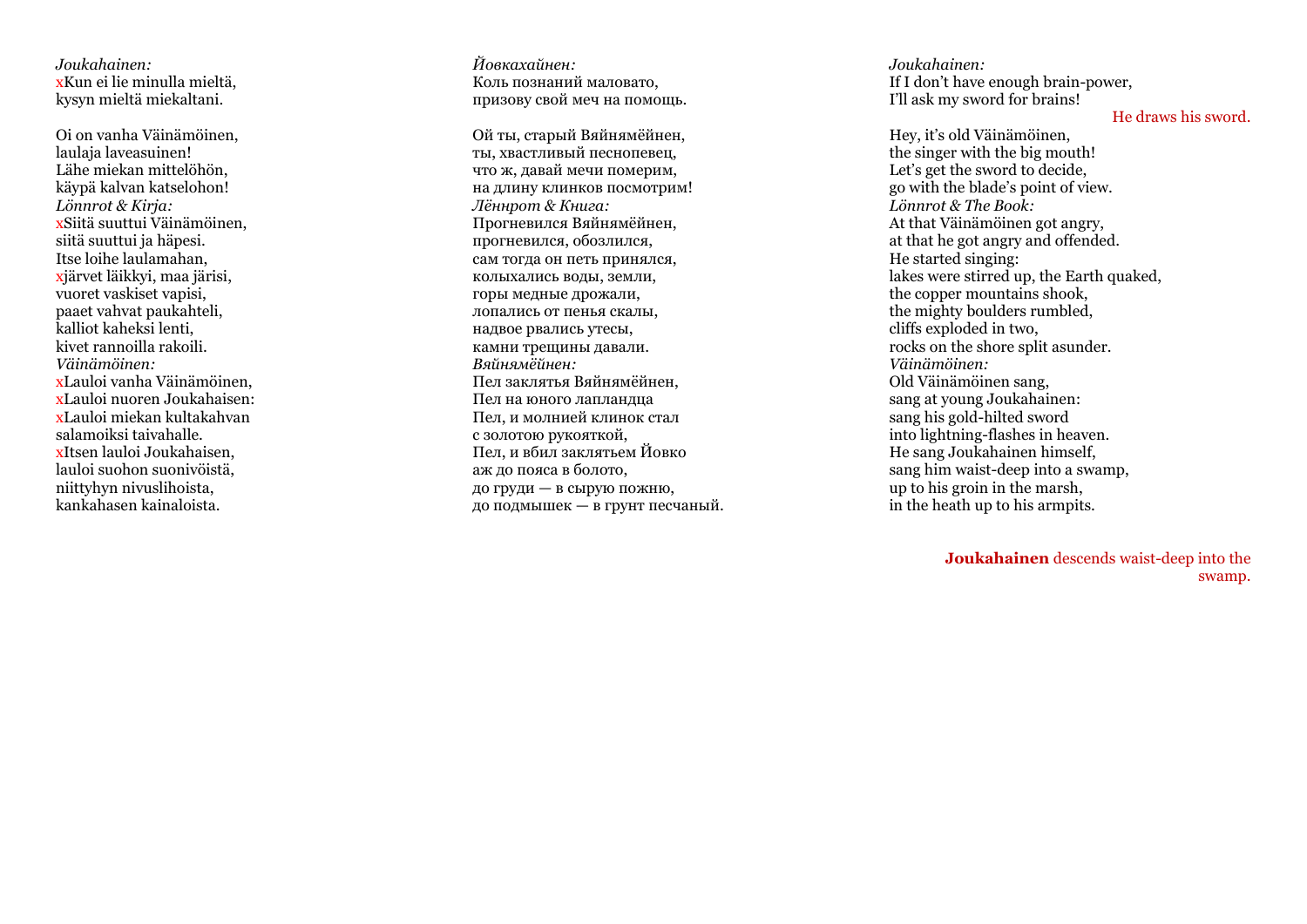*Joukahainen:*
xKun ei lie minulla mieltä,
kysyn mieltä miekaltani.

Oi on vanha Väinämöinen,
laulaja laveasuinen!
Lähe miekan mittelöhön,
käypä kalvan katselohon!
*Lönnrot & Kirja:*
xSiitä suuttui Väinämöinen,
siitä suuttui ja häpesi.
Itse loihe laulamahan,
xjärvet läikkyi, maa järisi,
vuoret vaskiset vapisi,
paaet vahvat paukahteli,
kalliot kaheksi lenti,
kivet rannoilla rakoili.
*Väinämöinen:*
xLauloi vanha Väinämöinen,
xLauloi nuoren Joukahaisen:
xLauloi miekan kultakahvan
salamoiksi taivahalle.
xItsen lauloi Joukahaisen,
lauloi suohon suonivöistä,
niittyhyn nivuslihoista,
kankahasen kainaloista.

*Йовкахайнен:*
Коль познаний маловато,
призову свой меч на помощь.

Ой ты, старый Вяйнямёйнен,
ты, хвастливый песнопевец,
что ж, давай мечи померим,
на длину клинков посмотрим!
*Лённрот & Книга:*
Прогневился Вяйнямёйнен,
прогневился, обозлился,
сам тогда он петь принялся,
колыхались воды, земли,
горы медные дрожали,
лопались от пенья скалы,
надвое рвались утесы,
камни трещины давали.
*Вяйнямёйнен:*
Пел заклятья Вяйнямёйнен,
Пел на юного лапландца
Пел, и молнией клинок стал
с золотою рукояткой,
Пел, и вбил заклятьем Йовко
аж до пояса в болото,
до груди — в сырую пожню,
до подмышек — в грунт песчаный.

*Joukahainen:*
If I don’t have enough brain-power,
I’ll ask my sword for brains!

He draws his sword.

Hey, it’s old Väinämöinen,
the singer with the big mouth!
Let’s get the sword to decide,
go with the blade’s point of view.
*Lönnrot & The Book:*
At that Väinämöinen got angry,
at that he got angry and offended.
He started singing:
lakes were stirred up, the Earth quaked,
the copper mountains shook,
the mighty boulders rumbled,
cliffs exploded in two,
rocks on the shore split asunder.
*Väinämöinen:*
Old Väinämöinen sang,
sang at young Joukahainen:
sang his gold-hilted sword
into lightning-flashes in heaven.
He sang Joukahainen himself,
sang him waist-deep into a swamp,
up to his groin in the marsh,
in the heath up to his armpits.

**Joukahainen** descends waist-deep into the swamp.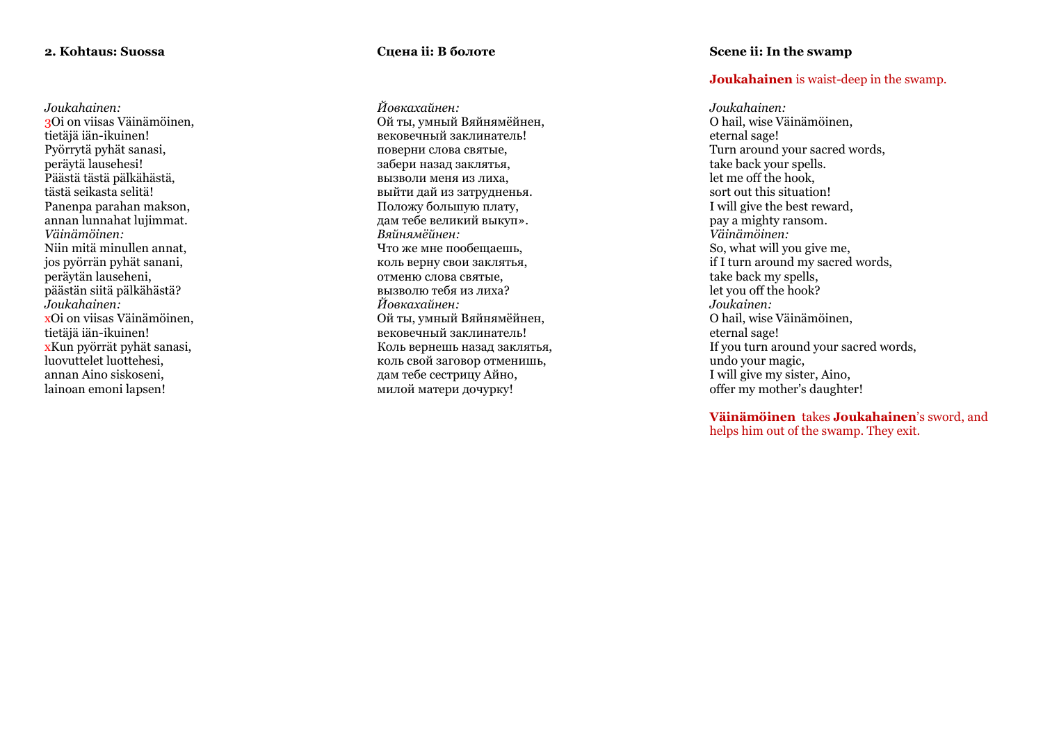**2. Kohtaus: Suossa**

*Joukahainen:*
3Oi on viisas Väinämöinen,
tietäjä iän-ikuinen!
Pyörrytä pyhät sanasi,
peräytä lausehesi!
Päästä tästä pälkähästä,
tästä seikasta selitä!
Panenpa parahan makson,
annan lunnahat lujimmat.
*Väinämöinen:*
Niin mitä minullen annat,
jos pyörrän pyhät sanani,
peräytän lauseheni,
päästän siitä pälkähästä?
*Joukahainen:*
xOi on viisas Väinämöinen,
tietäjä iän-ikuinen!
xKun pyörrät pyhät sanasi,
luovuttelet luottehesi,
annan Aino siskoseni,
lainoan emoni lapsen!

**Сцена ii: В болоте**

*Йовкахайнен:*
Ой ты, умный Вяйнямёйнен,
вековечный заклинатель!
поверни слова святые,
забери назад заклятья,
вызволи меня из лиха,
выйти дай из затрудненья.
Положу большую плату,
дам тебе великий выкуп».
*Вяйнямёйнен:*
Что же мне пообещаешь,
коль верну свои заклятья,
отменю слова святые,
вызволю тебя из лиха?
*Йовкахайнен:*
Ой ты, умный Вяйнямёйнен,
вековечный заклинатель!
Коль вернешь назад заклятья,
коль свой заговор отменишь,
дам тебе сестрицу Айно,
милой матери дочурку!

**Scene ii: In the swamp**

**Joukahainen** is waist-deep in the swamp.

*Joukahainen:*
O hail, wise Väinämöinen,
eternal sage!
Turn around your sacred words,
take back your spells.
let me off the hook,
sort out this situation!
I will give the best reward,
pay a mighty ransom.
*Väinämöinen:*
So, what will you give me,
if I turn around my sacred words,
take back my spells,
let you off the hook?
*Joukainen:*
O hail, wise Väinämöinen,
eternal sage!
If you turn around your sacred words,
undo your magic,
I will give my sister, Aino,
offer my mother's daughter!

**Väinämöinen** takes **Joukahainen**'s sword, and helps him out of the swamp. They exit.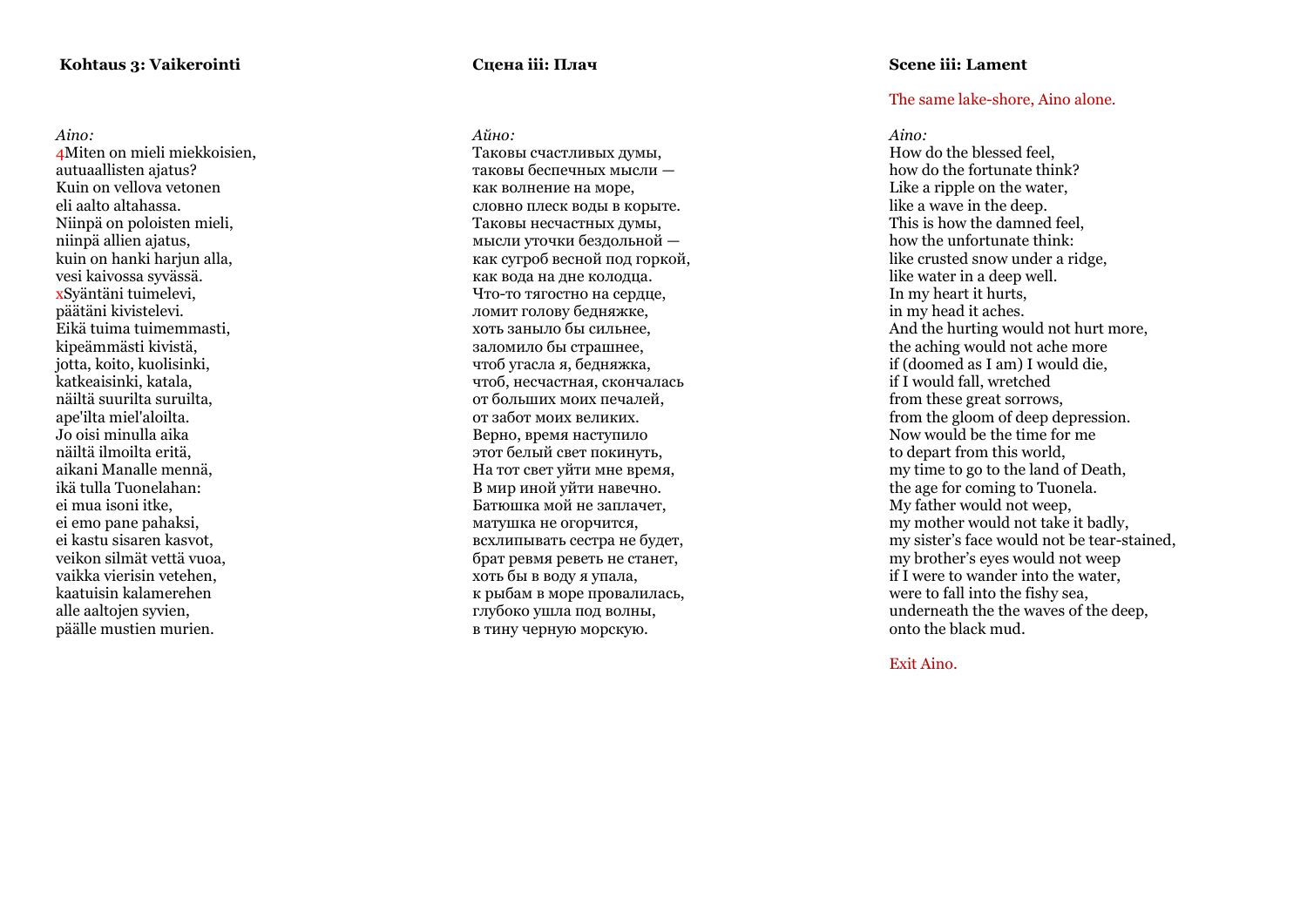### Kohtaus 3: Vaikerointi

*Aino:*
4Miten on mieli miekkoisien,
autuaallisten ajatus?
Kuin on vellova vetonen
eli aalto altahassa.
Niinpä on poloisten mieli,
niinpä allien ajatus,
kuin on hanki harjun alla,
vesi kaivossa syvässä.
xSyäntäni tuimelevi,
päätäni kivistelevi.
Eikä tuima tuimemmasti,
kipeämmästi kivistä,
jotta, koito, kuolisinki,
katkeaisinki, katala,
näiltä suurilta suruilta,
ape'ilta miel'aloilta.
Jo oisi minulla aika
näiltä ilmoilta eritä,
aikani Manalle mennä,
ikä tulla Tuonelahan:
ei mua isoni itke,
ei emo pane pahaksi,
ei kastu sisaren kasvot,
veikon silmät vettä vuoa,
vaikka vierisin vetehen,
kaatuisin kalamerehen
alle aaltojen syvien,
päälle mustien murien.

### Сцена iii: Плач

*Айно:*
Таковы счастливых думы,
таковы беспечных мысли —
как волнение на море,
словно плеск воды в корыте.
Таковы несчастных думы,
мысли уточки бездольной —
как сугроб весной под горкой,
как вода на дне колодца.
Что-то тягостно на сердце,
ломит голову бедняжке,
хоть заныло бы сильнее,
заломило бы страшнее,
чтоб угасла я, бедняжка,
чтоб, несчастная, скончалась
от больших моих печалей,
от забот моих великих.
Верно, время наступило
этот белый свет покинуть,
На тот свет уйти мне время,
В мир иной уйти навечно.
Батюшка мой не заплачет,
матушка не огорчится,
всхлипывать сестра не будет,
брат ревмя реветь не станет,
хоть бы в воду я упала,
к рыбам в море провалилась,
глубоко ушла под волны,
в тину черную морскую.

### Scene iii: Lament

The same lake-shore, Aino alone.

*Aino:*
How do the blessed feel,
how do the fortunate think?
Like a ripple on the water,
like a wave in the deep.
This is how the damned feel,
how the unfortunate think:
like crusted snow under a ridge,
like water in a deep well.
In my heart it hurts,
in my head it aches.
And the hurting would not hurt more,
the aching would not ache more
if (doomed as I am) I would die,
if I would fall, wretched
from these great sorrows,
from the gloom of deep depression.
Now would be the time for me
to depart from this world,
my time to go to the land of Death,
the age for coming to Tuonela.
My father would not weep,
my mother would not take it badly,
my sister's face would not be tear-stained,
my brother's eyes would not weep
if I were to wander into the water,
were to fall into the fishy sea,
underneath the the waves of the deep,
onto the black mud.

Exit Aino.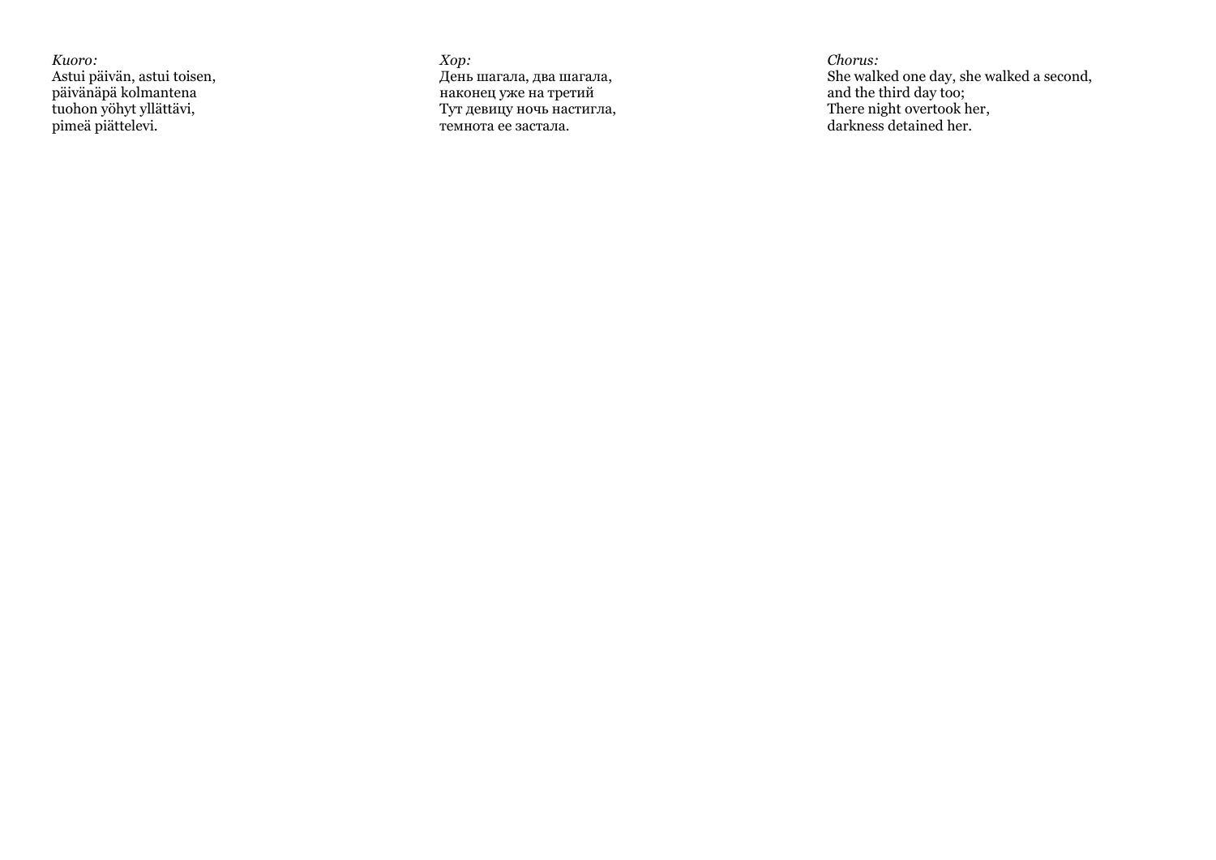*Kuoro:*
Astui päivän, astui toisen,
päivänäpä kolmantena
tuohon yöhyt yllättävi,
pimeä piättelevi.

*Хор:*
День шагала, два шагала,
наконец уже на третий
Тут девицу ночь настигла,
темнота ее застала.

*Chorus:*
She walked one day, she walked a second,
and the third day too;
There night overtook her,
darkness detained her.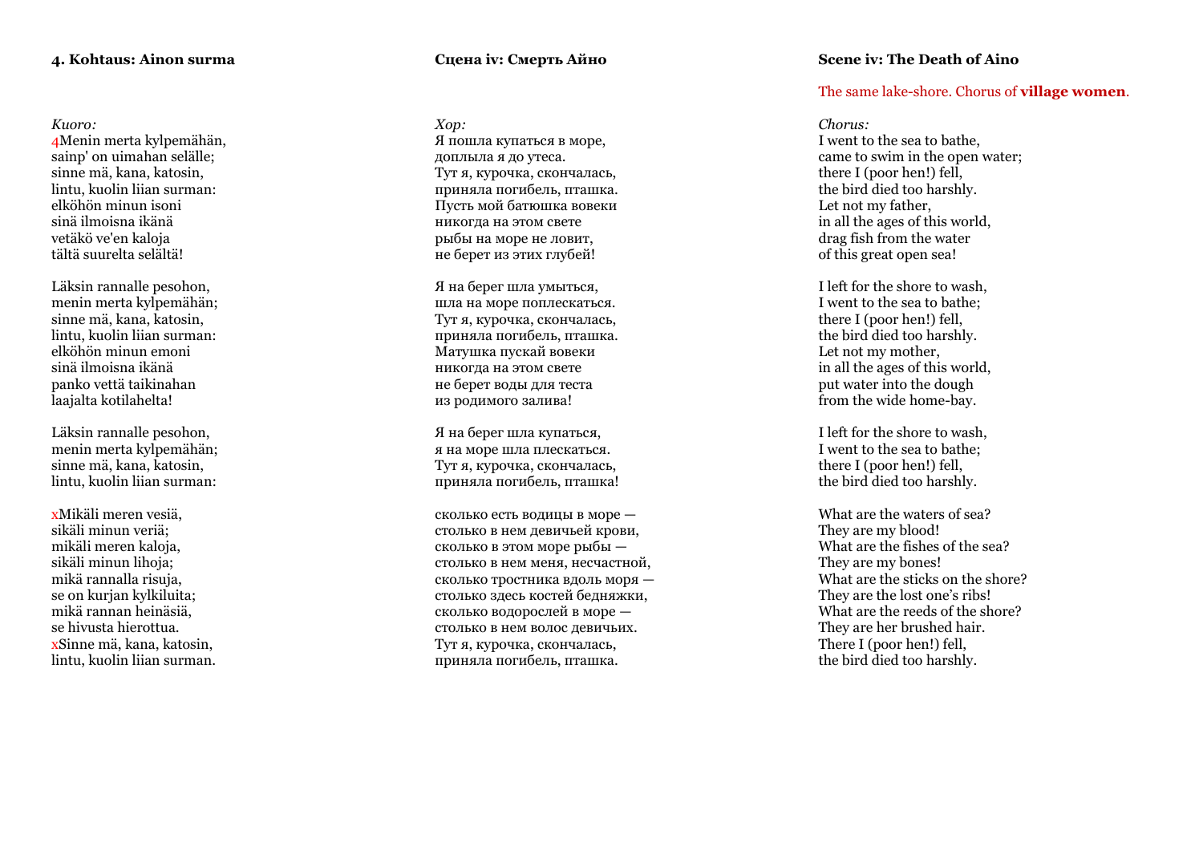#### 4. Kohtaus: Ainon surma

*Kuoro:*
4Menin merta kylpemähän,
sainp' on uimahan selälle;
sinne mä, kana, katosin,
lintu, kuolin liian surman:
elköhön minun isoni
sinä ilmoisna ikänä
vetäkö ve'en kaloja
tältä suurelta selältä!

Läksin rannalle pesohon,
menin merta kylpemähän;
sinne mä, kana, katosin,
lintu, kuolin liian surman:
elköhön minun emoni
sinä ilmoisna ikänä
panko vettä taikinahan
laajalta kotilahelta!

Läksin rannalle pesohon,
menin merta kylpemähän;
sinne mä, kana, katosin,
lintu, kuolin liian surman:

xMikäli meren vesiä,
sikäli minun veriä;
mikäli meren kaloja,
sikäli minun lihoja;
mikä rannalla risuja,
se on kurjan kylkiluita;
mikä rannan heinäsiä,
se hivusta hierottua.
xSinne mä, kana, katosin,
lintu, kuolin liian surman.

#### Сцена iv: Смерть Айно

*Хор:*
Я пошла купаться в море,
доплыла я до утеса.
Тут я, курочка, скончалась,
приняла погибель, пташка.
Пусть мой батюшка вовеки
никогда на этом свете
рыбы на море не ловит,
не берет из этих глубей!

Я на берег шла умыться,
шла на море поплескаться.
Тут я, курочка, скончалась,
приняла погибель, пташка.
Матушка пускай вовеки
никогда на этом свете
не берет воды для теста
из родимого залива!

Я на берег шла купаться,
я на море шла плескаться.
Тут я, курочка, скончалась,
приняла погибель, пташка!

сколько есть водицы в море —
столько в нем девичьей крови,
сколько в этом море рыбы —
столько в нем меня, несчастной,
сколько тростника вдоль моря —
столько здесь костей бедняжки,
сколько водорослей в море —
столько в нем волос девичьих.
Тут я, курочка, скончалась,
приняла погибель, пташка.

#### Scene iv: The Death of Aino

The same lake-shore. Chorus of **village women**.

*Chorus:*
I went to the sea to bathe,
came to swim in the open water;
there I (poor hen!) fell,
the bird died too harshly.
Let not my father,
in all the ages of this world,
drag fish from the water
of this great open sea!

I left for the shore to wash,
I went to the sea to bathe;
there I (poor hen!) fell,
the bird died too harshly.
Let not my mother,
in all the ages of this world,
put water into the dough
from the wide home-bay.

I left for the shore to wash,
I went to the sea to bathe;
there I (poor hen!) fell,
the bird died too harshly.

What are the waters of sea?
They are my blood!
What are the fishes of the sea?
They are my bones!
What are the sticks on the shore?
They are the lost one's ribs!
What are the reeds of the shore?
They are her brushed hair.
There I (poor hen!) fell,
the bird died too harshly.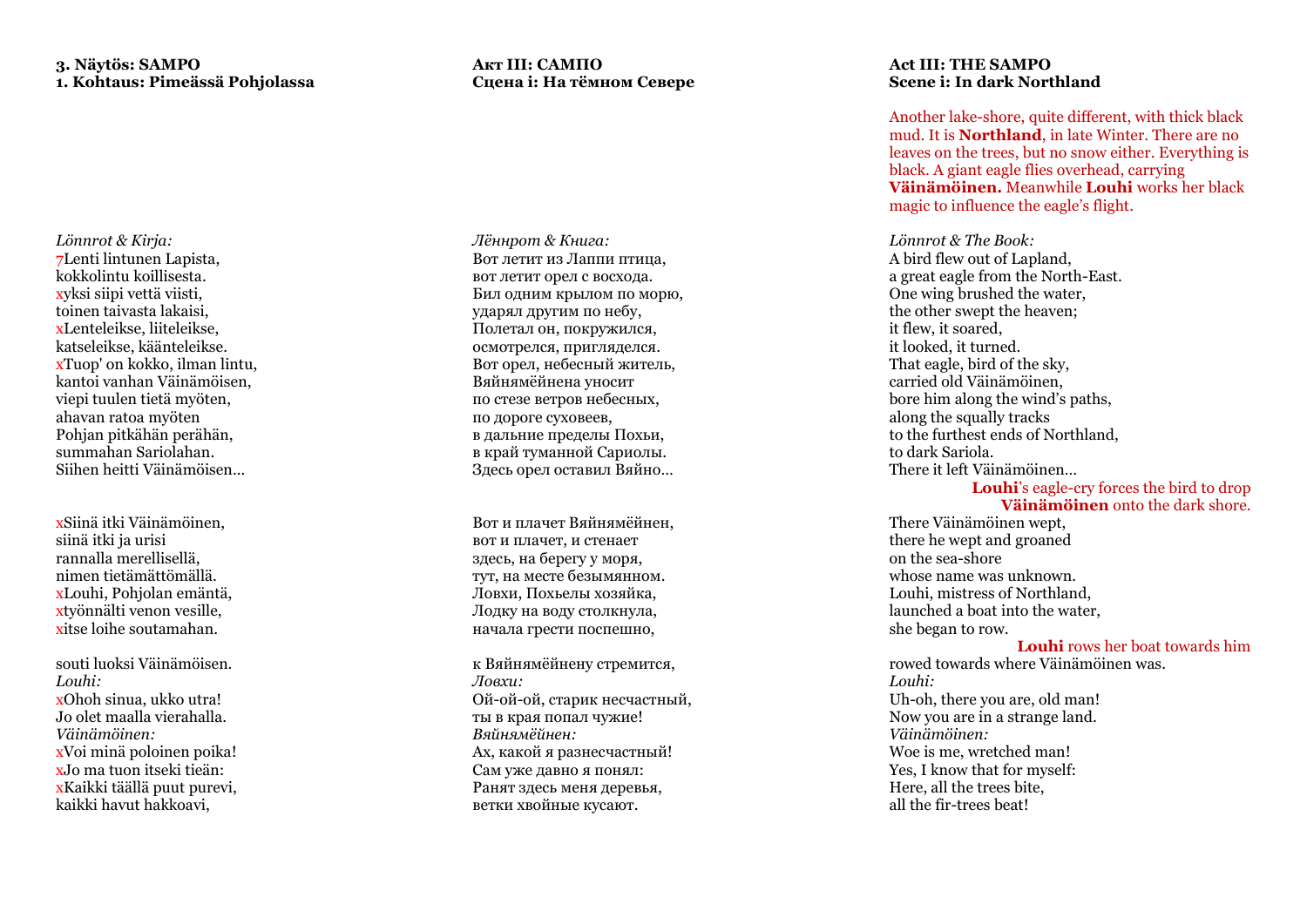**3. Näytös: SAMPO**
**1. Kohtaus: Pimeässä Pohjolassa**

*Lönnrot & Kirja:*
7Lenti lintunen Lapista,
kokkolintu koillisesta.
xyksi siipi vettä viisti,
toinen taivasta lakaisi,
xLenteleikse, liiteleikse,
katseleikse, käänteleikse.
xTuop' on kokko, ilman lintu,
kantoi vanhan Väinämöisen,
viepi tuulen tietä myöten,
ahavan ratoa myöten
Pohjan pitkähän perähän,
summahan Sariolahan.
Siihen heitti Väinämöisen…

xSiinä itki Väinämöinen,
siinä itki ja urisi
rannalla merellisellä,
nimen tietämättömällä.
xLouhi, Pohjolan emäntä,
xtyönnälti venon vesille,
xitse loihe soutamahan.

souti luoksi Väinämöisen.
*Louhi:*
xOhoh sinua, ukko utra!
Jo olet maalla vierahalla.
*Väinämöinen:*
xVoi minä poloinen poika!
xJo ma tuon itseki tieän:
xKaikki täällä puut purevi,
kaikki havut hakkoavi,

**Акт III: САМПО**
**Сцена i: На тёмном Севере**

*Лённрот & Книга:*
Вот летит из Лаппи птица,
вот летит орел с восхода.
Бил одним крылом по морю,
ударял другим по небу,
Полетал он, покружился,
осмотрелся, пригляделся.
Вот орел, небесный житель,
Вяйнямёйнена уносит
по стезе ветров небесных,
по дороге суховеев,
в дальние пределы Похьи,
в край туманной Сариолы.
Здесь орел оставил Вяйно…

Вот и плачет Вяйнямёйнен,
вот и плачет, и стенает
здесь, на берегу у моря,
тут, на месте безымянном.
Ловхи, Похьелы хозяйка,
Лодку на воду столкнула,
начала грести поспешно,

к Вяйнямёйнену стремится,
*Ловхи:*
Ой-ой-ой, старик несчастный,
ты в края попал чужие!
*Вяйнямёйнен:*
Ах, какой я разнесчастный!
Сам уже давно я понял:
Ранят здесь меня деревья,
ветки хвойные кусают.

**Act III: THE SAMPO**
**Scene i: In dark Northland**

Another lake-shore, quite different, with thick black mud. It is **Northland**, in late Winter. There are no leaves on the trees, but no snow either. Everything is black. A giant eagle flies overhead, carrying **Väinämöinen.** Meanwhile **Louhi** works her black magic to influence the eagle's flight.

*Lönnrot & The Book:*
A bird flew out of Lapland,
a great eagle from the North-East.
One wing brushed the water,
the other swept the heaven;
it flew, it soared,
it looked, it turned.
That eagle, bird of the sky,
carried old Väinämöinen,
bore him along the wind's paths,
along the squally tracks
to the furthest ends of Northland,
to dark Sariola.
There it left Väinämöinen…

**Louhi**'s eagle-cry forces the bird to drop **Väinämöinen** onto the dark shore.

There Väinämöinen wept,
there he wept and groaned
on the sea-shore
whose name was unknown.
Louhi, mistress of Northland,
launched a boat into the water,
she began to row.

**Louhi** rows her boat towards him

rowed towards where Väinämöinen was.
*Louhi:*
Uh-oh, there you are, old man!
Now you are in a strange land.
*Väinämöinen:*
Woe is me, wretched man!
Yes, I know that for myself:
Here, all the trees bite,
all the fir-trees beat!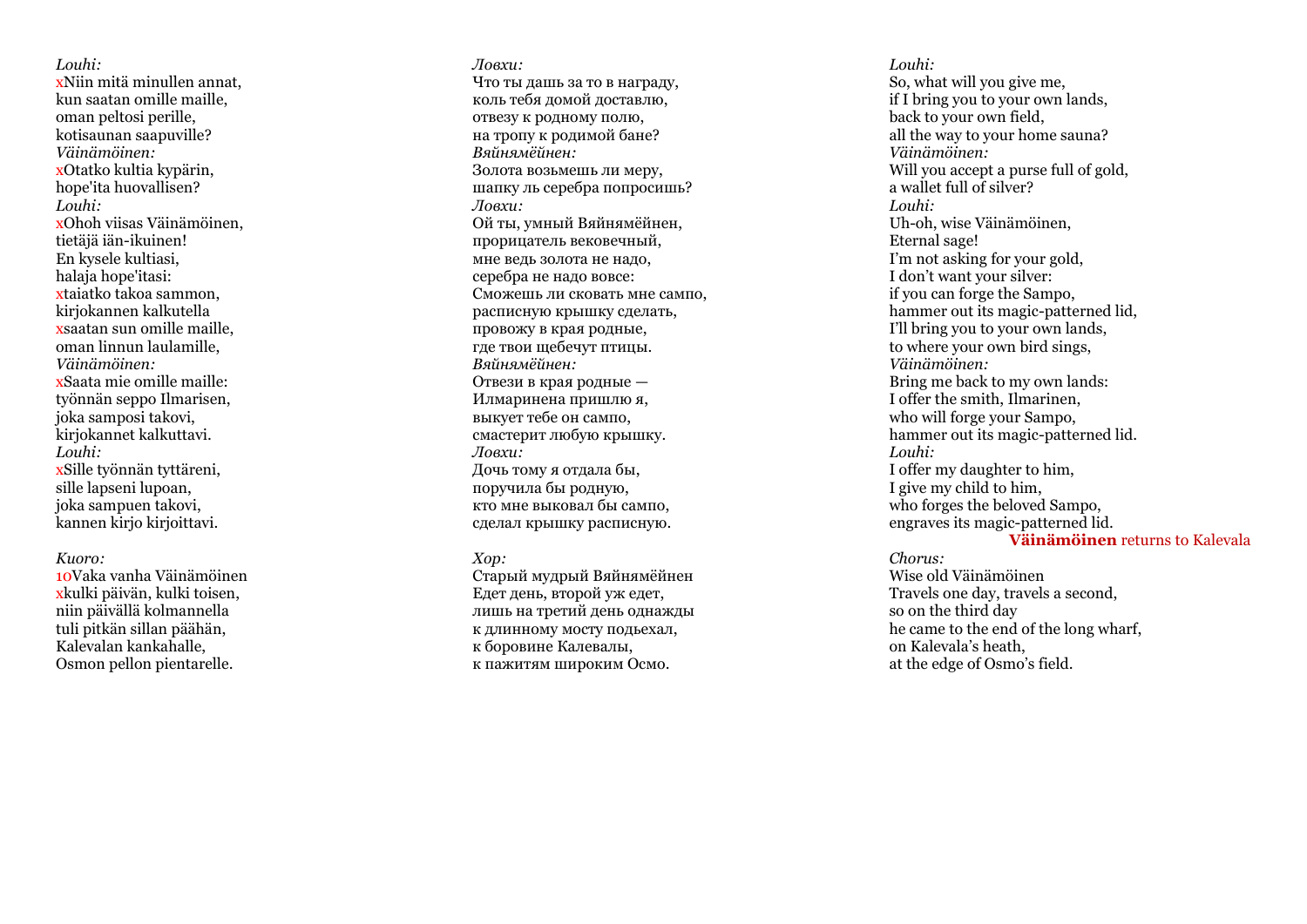*Louhi:*
xNiin mitä minullen annat,
kun saatan omille maille,
oman peltosi perille,
kotisaunan saapuville?
*Väinämöinen:*
xOtatko kultia kypärin,
hope'ita huovallisen?
*Louhi:*
xOhoh viisas Väinämöinen,
tietäjä iän-ikuinen!
En kysele kultiasi,
halaja hope'itasi:
xtaiatko takoa sammon,
kirjokannen kalkutella
xsaatan sun omille maille,
oman linnun laulamille,
*Väinämöinen:*
xSaata mie omille maille:
työnnän seppo Ilmarisen,
joka samposi takovi,
kirjokannet kalkuttavi.
*Louhi:*
xSille työnnän tyttäreni,
sille lapseni lupoan,
joka sampuen takovi,
kannen kirjo kirjoittavi.

*Kuoro:*
10Vaka vanha Väinämöinen
xkulki päivän, kulki toisen,
niin päivällä kolmannella
tuli pitkän sillan päähän,
Kalevalan kankahalle,
Osmon pellon pientarelle.

*Ловхи:*
Что ты дашь за то в награду,
коль тебя домой доставлю,
отвезу к родному полю,
на тропу к родимой бане?
*Вяйнямёйнен:*
Золота возьмешь ли меру,
шапку ль серебра попросишь?
*Ловхи:*
Ой ты, умный Вяйнямёйнен,
прорицатель вековечный,
мне ведь золота не надо,
серебра не надо вовсе:
Сможешь ли сковать мне сампо,
расписную крышку сделать,
провожу в края родные,
где твои щебечут птицы.
*Вяйнямёйнен:*
Отвези в края родные —
Илмаринена пришлю я,
выкует тебе он сампо,
смастерит любую крышку.
*Ловхи:*
Дочь тому я отдала бы,
поручила бы родную,
кто мне выковал бы сампо,
сделал крышку расписную.

*Хор:*
Старый мудрый Вяйнямёйнен
Едет день, второй уж едет,
лишь на третий день однажды
к длинному мосту подъехал,
к боровине Калевалы,
к пажитям широким Осмо.

*Louhi:*
So, what will you give me,
if I bring you to your own lands,
back to your own field,
all the way to your home sauna?
*Väinämöinen:*
Will you accept a purse full of gold,
a wallet full of silver?
*Louhi:*
Uh-oh, wise Väinämöinen,
Eternal sage!
I'm not asking for your gold,
I don't want your silver:
if you can forge the Sampo,
hammer out its magic-patterned lid,
I'll bring you to your own lands,
to where your own bird sings,
*Väinämöinen:*
Bring me back to my own lands:
I offer the smith, Ilmarinen,
who will forge your Sampo,
hammer out its magic-patterned lid.
*Louhi:*
I offer my daughter to him,
I give my child to him,
who forges the beloved Sampo,
engraves its magic-patterned lid.

**Väinämöinen** returns to Kalevala

*Chorus:*
Wise old Väinämöinen
Travels one day, travels a second,
so on the third day
he came to the end of the long wharf,
on Kalevala's heath,
at the edge of Osmo's field.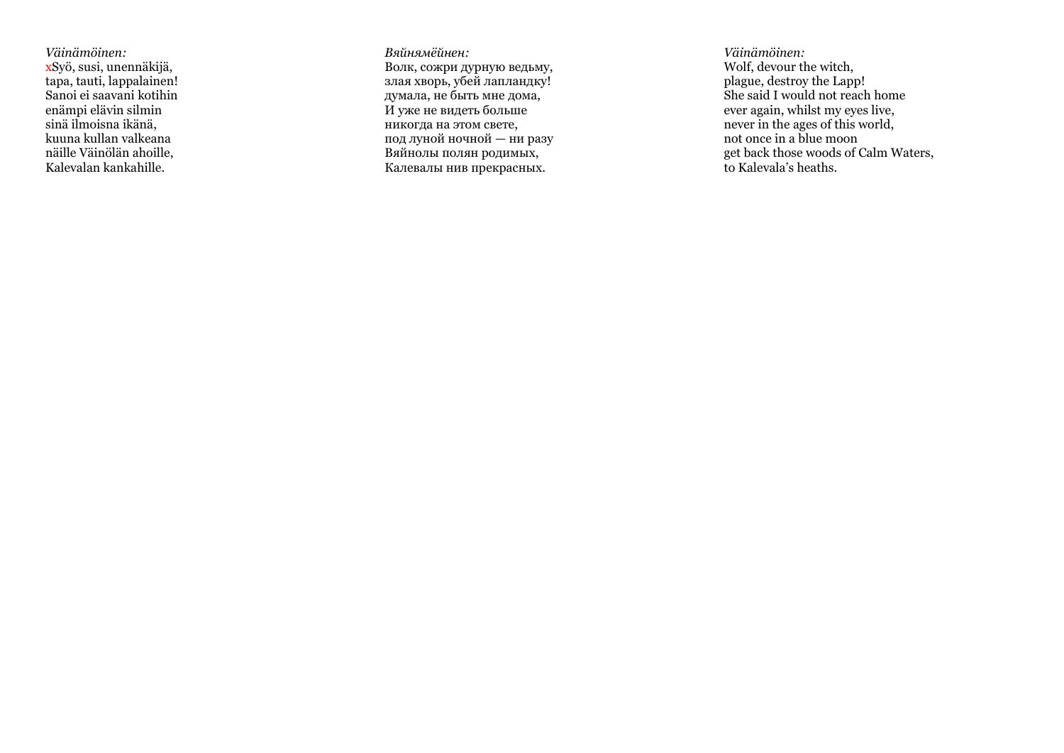*Väinämöinen:*
xSyö, susi, unennäkijä,
tapa, tauti, lappalainen!
Sanoi ei saavani kotihin
enämpi elävin silmin
sinä ilmoisna ikänä,
kuuna kullan valkeana
näille Väinölän ahoille,
Kalevalan kankahille.

*Вяйнямёйнен:*
Волк, сожри дурную ведьму,
злая хворь, убей лапландку!
думала, не быть мне дома,
И уже не видеть больше
никогда на этом свете,
под луной ночной — ни разу
Вяйнолы полян родимых,
Калевалы нив прекрасных.

*Väinämöinen:*
Wolf, devour the witch,
plague, destroy the Lapp!
She said I would not reach home
ever again, whilst my eyes live,
never in the ages of this world,
not once in a blue moon
get back those woods of Calm Waters,
to Kalevala's heaths.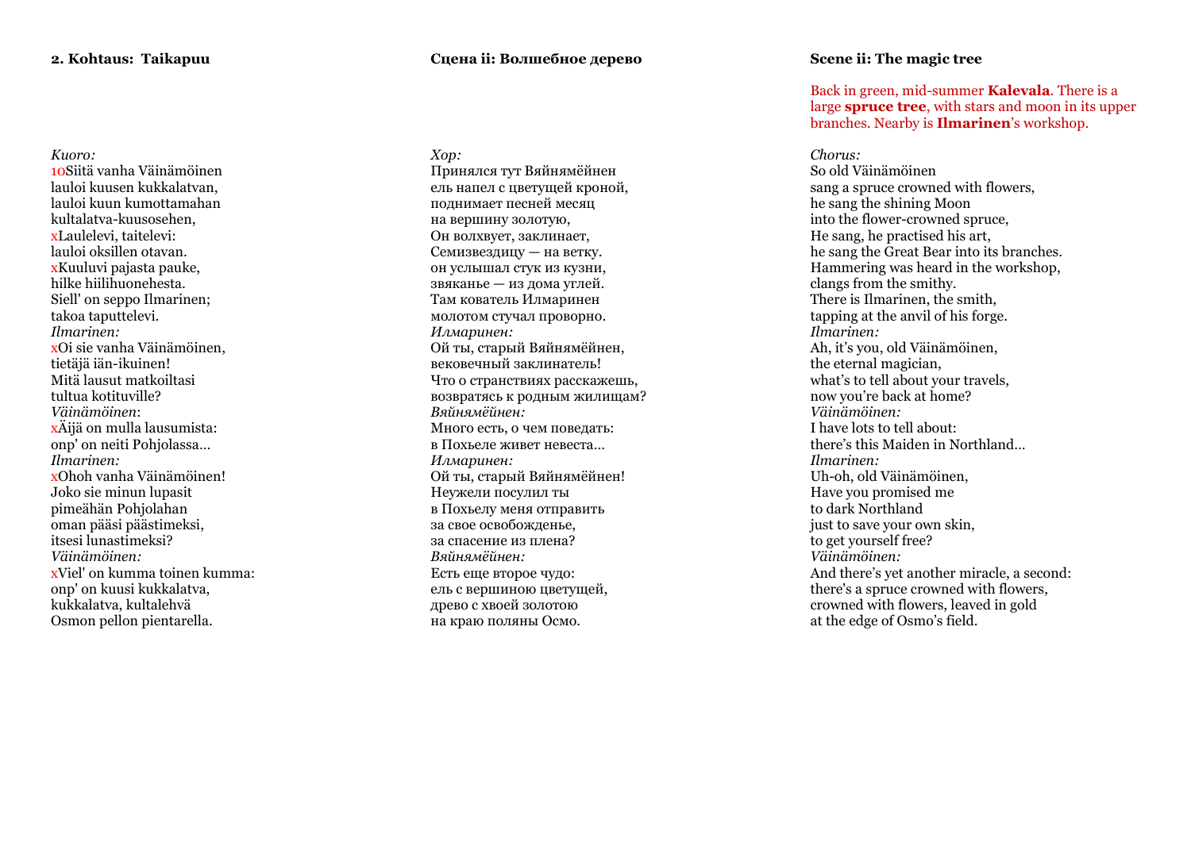## 2. Kohtaus: Taikapuu

*Kuoro:*
10Siitä vanha Väinämöinen
lauloi kuusen kukkalatvan,
lauloi kuun kumottamahan
kultalatva-kuusosehen,
xLaulelevi, taitelevi:
lauloi oksillen otavan.
xKuuluvi pajasta pauke,
hilke hiilihuonehesta.
Siell' on seppo Ilmarinen;
takoa taputtelevi.
*Ilmarinen:*
xOi sie vanha Väinämöinen,
tietäjä iän-ikuinen!
Mitä lausut matkoiltasi
tultua kotituville?
*Väinämöinen*:
xÄijä on mulla lausumista:
onp' on neiti Pohjolassa…
*Ilmarinen:*
xOhoh vanha Väinämöinen!
Joko sie minun lupasit
pimeähän Pohjolahan
oman pääsi päästimeksi,
itsesi lunastimeksi?
*Väinämöinen:*
xViel' on kumma toinen kumma:
onp' on kuusi kukkalatva,
kukkalatva, kultalehvä
Osmon pellon pientarella.

## Сцена ii: Волшебное дерево

*Хор:*
Принялся тут Вяйнямёйнен
ель напел с цветущей кроной,
поднимает песней месяц
на вершину золотую,
Он волхвует, заклинает,
Семизвездицу — на ветку.
он услышал стук из кузни,
звяканье — из дома углей.
Там кователь Илмаринен
молотом стучал проворно.
*Илмаринен:*
Ой ты, старый Вяйнямёйнен,
вековечный заклинатель!
Что о странствиях расскажешь,
возвратясь к родным жилищам?
*Вяйнямёйнен:*
Много есть, о чем поведать:
в Похьеле живет невеста…
*Илмаринен:*
Ой ты, старый Вяйнямёйнен!
Неужели посулил ты
в Похьелу меня отправить
за свое освобожденье,
за спасение из плена?
*Вяйнямёйнен:*
Есть еще второе чудо:
ель с вершиною цветущей,
древо с хвоей золотою
на краю поляны Осмо.

## Scene ii: The magic tree

Back in green, mid-summer **Kalevala**. There is a large **spruce tree**, with stars and moon in its upper branches. Nearby is **Ilmarinen**'s workshop.

*Chorus:*
So old Väinämöinen
sang a spruce crowned with flowers,
he sang the shining Moon
into the flower-crowned spruce,
He sang, he practised his art,
he sang the Great Bear into its branches.
Hammering was heard in the workshop,
clangs from the smithy.
There is Ilmarinen, the smith,
tapping at the anvil of his forge.
*Ilmarinen:*
Ah, it's you, old Väinämöinen,
the eternal magician,
what's to tell about your travels,
now you're back at home?
*Väinämöinen:*
I have lots to tell about:
there's this Maiden in Northland…
*Ilmarinen:*
Uh-oh, old Väinämöinen,
Have you promised me
to dark Northland
just to save your own skin,
to get yourself free?
*Väinämöinen:*
And there's yet another miracle, a second:
there's a spruce crowned with flowers,
crowned with flowers, leaved in gold
at the edge of Osmo's field.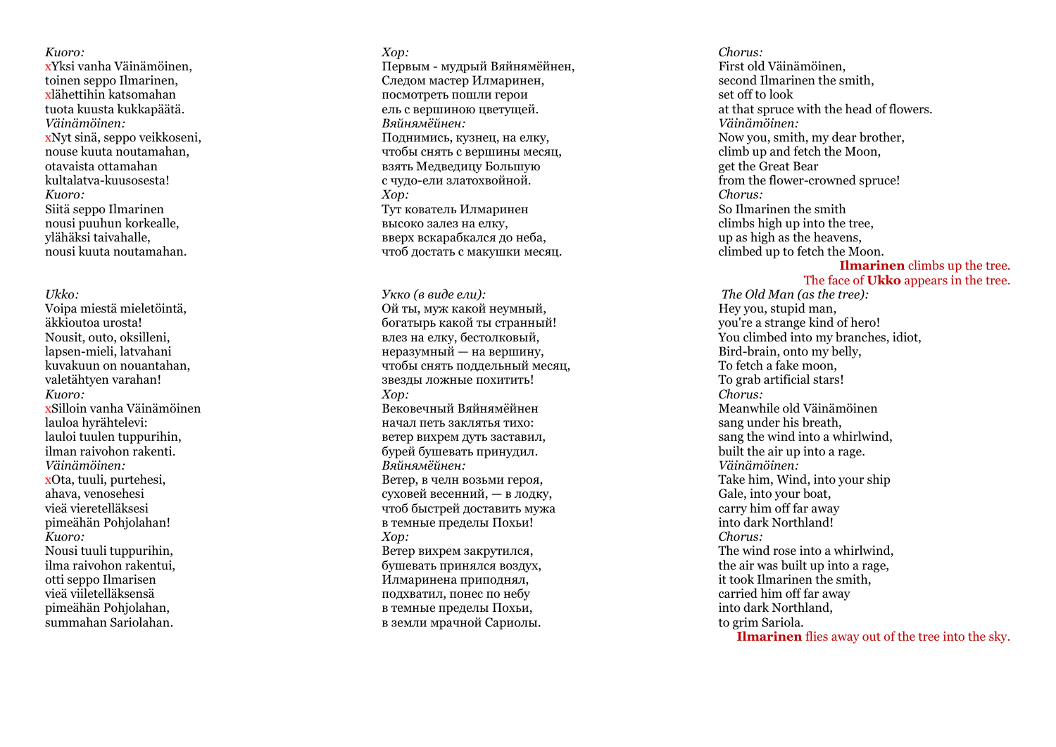*Kuoro:*
xYksi vanha Väinämöinen,
toinen seppo Ilmarinen,
xlähettihin katsomahan
tuota kuusta kukkapäätä.
*Väinämöinen:*
xNyt sinä, seppo veikkoseni,
nouse kuuta noutamahan,
otavaista ottamahan
kultalatva-kuusosesta!
*Kuoro:*
Siitä seppo Ilmarinen
nousi puuhun korkealle,
ylähäksi taivahalle,
nousi kuuta noutamahan.

*Ukko:*
Voipa miestä mieletöintä,
äkkioutoa urosta!
Nousit, outo, oksilleni,
lapsen-mieli, latvahani
kuvakuun on nouantahan,
valetähtyen varahan!
*Kuoro:*
xSilloin vanha Väinämöinen
lauloa hyrähtelevi:
lauloi tuulen tuppurihin,
ilman raivohon rakenti.
*Väinämöinen:*
xOta, tuuli, purtehesi,
ahava, venosehesi
vieä vieretelläksesi
pimeähän Pohjolahan!
*Kuoro:*
Nousi tuuli tuppurihin,
ilma raivohon rakentui,
otti seppo Ilmarisen
vieä viiletelläksensä
pimeähän Pohjolahan,
summahan Sariolahan.

*Хор:*
Первым - мудрый Вяйнямёйнен,
Следом мастер Илмаринен,
посмотреть пошли герои
ель с вершиною цветущей.
*Вяйнямёйнен:*
Поднимись, кузнец, на елку,
чтобы снять с вершины месяц,
взять Медведицу Большую
с чудо-ели златохвойной.
*Хор:*
Тут кователь Илмаринен
высоко залез на елку,
вверх вскарабкался до неба,
чтоб достать с макушки месяц.

*Укко (в виде ели):*
Ой ты, муж какой неумный,
богатырь какой ты странный!
влез на елку, бестолковый,
неразумный — на вершину,
чтобы снять поддельный месяц,
звезды ложные похитить!
*Хор:*
Вековечный Вяйнямёйнен
начал петь заклятья тихо:
ветер вихрем дуть заставил,
бурей бушевать принудил.
*Вяйнямёйнен:*
Ветер, в челн возьми героя,
суховей весенний, — в лодку,
чтоб быстрей доставить мужа
в темные пределы Похьи!
*Хор:*
Ветер вихрем закрутился,
бушевать принялся воздух,
Илмаринена приподнял,
подхватил, понес по небу
в темные пределы Похьи,
в земли мрачной Сариолы.

*Chorus:*
First old Väinämöinen,
second Ilmarinen the smith,
set off to look
at that spruce with the head of flowers.
*Väinämöinen:*
Now you, smith, my dear brother,
climb up and fetch the Moon,
get the Great Bear
from the flower-crowned spruce!
*Chorus:*
So Ilmarinen the smith
climbs high up into the tree,
up as high as the heavens,
climbed up to fetch the Moon.

**Ilmarinen** climbs up the tree.
The face of **Ukko** appears in the tree.

*The Old Man (as the tree):*
Hey you, stupid man,
you're a strange kind of hero!
You climbed into my branches, idiot,
Bird-brain, onto my belly,
To fetch a fake moon,
To grab artificial stars!
*Chorus:*
Meanwhile old Väinämöinen
sang under his breath,
sang the wind into a whirlwind,
built the air up into a rage.
*Väinämöinen:*
Take him, Wind, into your ship
Gale, into your boat,
carry him off far away
into dark Northland!
*Chorus:*
The wind rose into a whirlwind,
the air was built up into a rage,
it took Ilmarinen the smith,
carried him off far away
into dark Northland,
to grim Sariola.

**Ilmarinen** flies away out of the tree into the sky.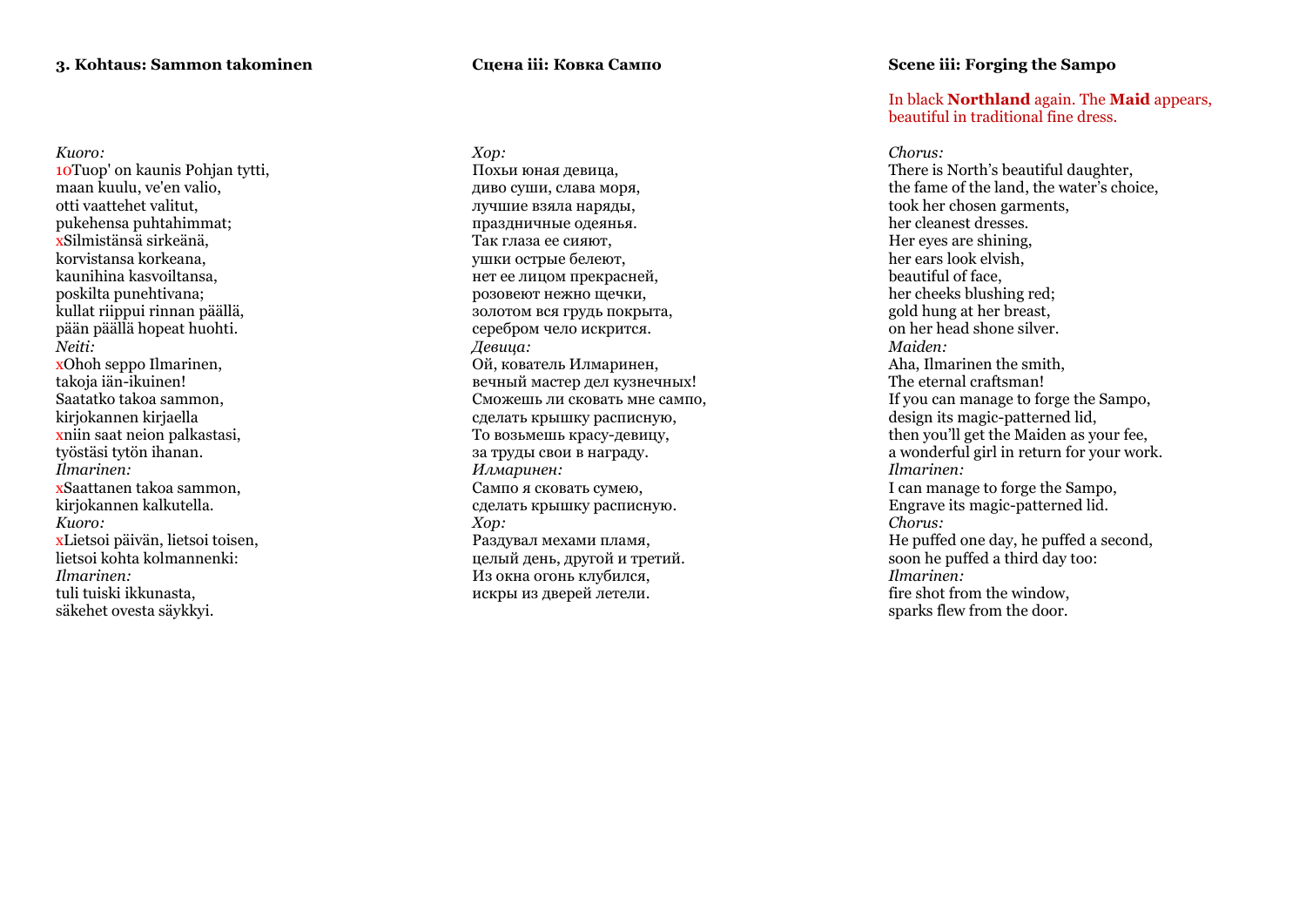### 3. Kohtaus: Sammon takominen

*Kuoro:*
10Tuop' on kaunis Pohjan tytti,
maan kuulu, ve'en valio,
otti vaattehet valitut,
pukehensa puhtahimmat;
xSilmistänsä sirkeänä,
korvistansa korkeana,
kaunihina kasvoiltansa,
poskilta punehtivana;
kullat riippui rinnan päällä,
pään päällä hopeat huohti.
*Neiti:*
xOhoh seppo Ilmarinen,
takoja iän-ikuinen!
Saatatko takoa sammon,
kirjokannen kirjaella
xniin saat neion palkastasi,
työstäsi tytön ihanan.
*Ilmarinen:*
xSaattanen takoa sammon,
kirjokannen kalkutella.
*Kuoro:*
xLietsoi päivän, lietsoi toisen,
lietsoi kohta kolmannenki:
*Ilmarinen:*
tuli tuiski ikkunasta,
säkehet ovesta säykkyi.

### Сцена iii: Ковка Сампо

*Хор:*
Похьи юная девица,
диво суши, слава моря,
лучшие взяла наряды,
праздничные одеянья.
Так глаза ее сияют,
ушки острые белеют,
нет ее лицом прекрасней,
розовеют нежно щечки,
золотом вся грудь покрыта,
серебром чело искрится.
*Девица:*
Ой, кователь Илмаринен,
вечный мастер дел кузнечных!
Сможешь ли сковать мне сампо,
сделать крышку расписную,
То возьмешь красу-девицу,
за труды свои в награду.
*Илмаринен:*
Сампо я сковать сумею,
сделать крышку расписную.
*Хор:*
Раздувал мехами пламя,
целый день, другой и третий.
Из окна огонь клубился,
искры из дверей летели.

### Scene iii: Forging the Sampo

In black **Northland** again. The **Maid** appears, beautiful in traditional fine dress.

*Chorus:*
There is North's beautiful daughter,
the fame of the land, the water's choice,
took her chosen garments,
her cleanest dresses.
Her eyes are shining,
her ears look elvish,
beautiful of face,
her cheeks blushing red;
gold hung at her breast,
on her head shone silver.
*Maiden:*
Aha, Ilmarinen the smith,
The eternal craftsman!
If you can manage to forge the Sampo,
design its magic-patterned lid,
then you'll get the Maiden as your fee,
a wonderful girl in return for your work.
*Ilmarinen:*
I can manage to forge the Sampo,
Engrave its magic-patterned lid.
*Chorus:*
He puffed one day, he puffed a second,
soon he puffed a third day too:
*Ilmarinen:*
fire shot from the window,
sparks flew from the door.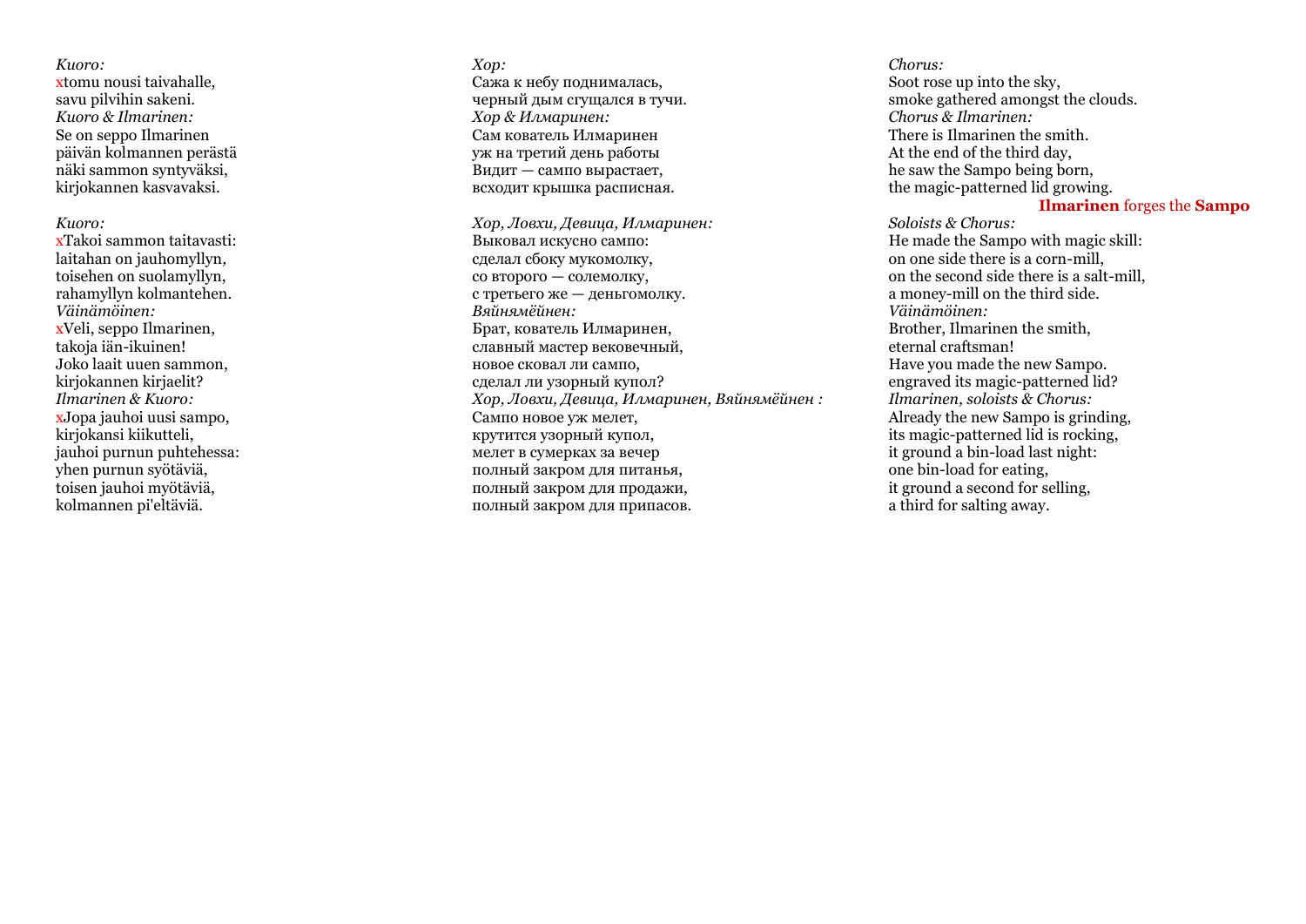*Kuoro:*
xtomu nousi taivahalle,
savu pilvihin sakeni.
*Kuoro & Ilmarinen:*
Se on seppo Ilmarinen
päivän kolmannen perästä
näki sammon syntyväksi,
kirjokannen kasvavaksi.

*Kuoro:*
xTakoi sammon taitavasti:
laitahan on jauhomyllyn,
toisehen on suolamyllyn,
rahamyllyn kolmantehen.
*Väinämöinen:*
xVeli, seppo Ilmarinen,
takoja iän-ikuinen!
Joko laait uuen sammon,
kirjokannen kirjaelit?
*Ilmarinen & Kuoro:*
xJopa jauhoi uusi sampo,
kirjokansi kiikutteli,
jauhoi purnun puhtehessa:
yhen purnun syötäviä,
toisen jauhoi myötäviä,
kolmannen pi'eltäviä.

*Хор:*
Сажа к небу поднималась,
черный дым сгущался в тучи.
*Хор & Илмаринен:*
Сам кователь Илмаринен
уж на третий день работы
Видит — сампо вырастает,
всходит крышка расписная.

*Хор, Ловхи, Девица, Илмаринен:*
Выковал искусно сампо:
сделал сбоку мукомолку,
со второго — солемолку,
с третьего же — деньгомолку.
*Вяйнямёйнен:*
Брат, кователь Илмаринен,
славный мастер вековечный,
новое сковал ли сампо,
сделал ли узорный купол?
*Хор, Ловхи, Девица, Илмаринен, Вяйнямёйнен :*
Сампо новое уж мелет,
крутится узорный купол,
мелет в сумерках за вечер
полный закром для питанья,
полный закром для продажи,
полный закром для припасов.

*Chorus:*
Soot rose up into the sky,
smoke gathered amongst the clouds.
*Chorus & Ilmarinen:*
There is Ilmarinen the smith.
At the end of the third day,
he saw the Sampo being born,
the magic-patterned lid growing.

**Ilmarinen** forges the **Sampo**

*Soloists & Chorus:*
He made the Sampo with magic skill:
on one side there is a corn-mill,
on the second side there is a salt-mill,
a money-mill on the third side.
*Väinämöinen:*
Brother, Ilmarinen the smith,
eternal craftsman!
Have you made the new Sampo.
engraved its magic-patterned lid?
*Ilmarinen, soloists & Chorus:*
Already the new Sampo is grinding,
its magic-patterned lid is rocking,
it ground a bin-load last night:
one bin-load for eating,
it ground a second for selling,
a third for salting away.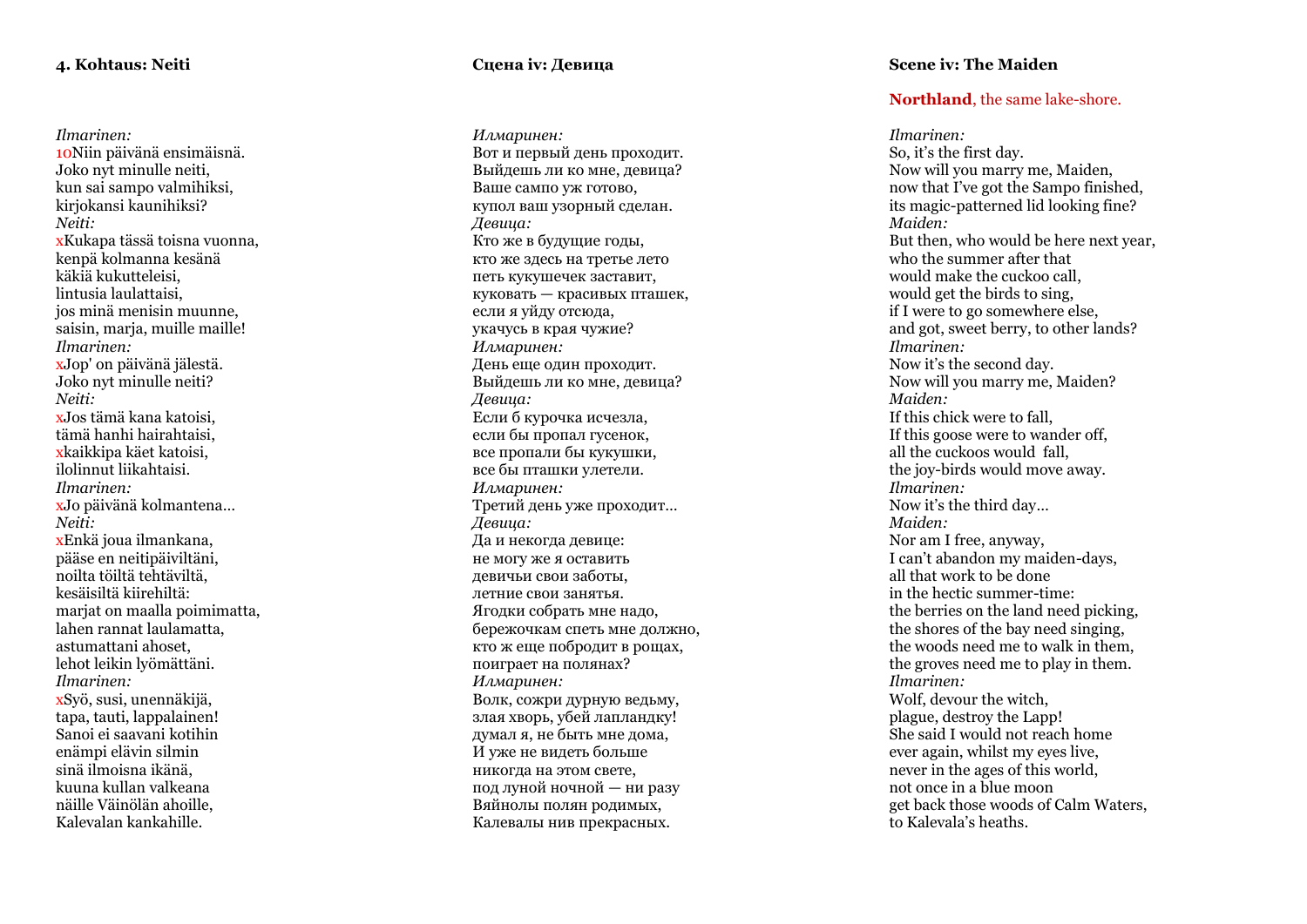#### 4. Kohtaus: Neiti

*Ilmarinen:*
10Niin päivänä ensimäisnä.
Joko nyt minulle neiti,
kun sai sampo valmihiksi,
kirjokansi kaunihiksi?
*Neiti:*
xKukapa tässä toisna vuonna,
kenpä kolmanna kesänä
käkiä kukutteleisi,
lintusia laulattaisi,
jos minä menisin muunne,
saisin, marja, muille maille!
*Ilmarinen:*
xJop' on päivänä jälestä.
Joko nyt minulle neiti?
*Neiti:*
xJos tämä kana katoisi,
tämä hanhi hairahtaisi,
xkaikkipa käet katoisi,
ilolinnut liikahtaisi.
*Ilmarinen:*
xJo päivänä kolmantena…
*Neiti:*
xEnkä joua ilmankana,
pääse en neitipäiviltäni,
noilta töiltä tehtäviltä,
kesäisiltä kiirehiltä:
marjat on maalla poimimatta,
lahen rannat laulamatta,
astumattani ahoset,
lehot leikin lyömättäni.
*Ilmarinen:*
xSyö, susi, unennäkijä,
tapa, tauti, lappalainen!
Sanoi ei saavani kotihin
enämpi elävin silmin
sinä ilmoisna ikänä,
kuuna kullan valkeana
näille Väinölän ahoille,
Kalevalan kankahille.

#### Сцена iv: Девица

*Илмаринен:*
Вот и первый день проходит.
Выйдешь ли ко мне, девица?
Ваше сампо уж готово,
купол ваш узорный сделан.
*Девица:*
Кто же в будущие годы,
кто же здесь на третье лето
петь кукушечек заставит,
куковать — красивых пташек,
если я уйду отсюда,
укачусь в края чужие?
*Илмаринен:*
День еще один проходит.
Выйдешь ли ко мне, девица?
*Девица:*
Если б курочка исчезла,
если бы пропал гусенок,
все пропали бы кукушки,
все бы пташки улетели.
*Илмаринен:*
Третий день уже проходит…
*Девица:*
Да и некогда девице:
не могу же я оставить
девичьи свои заботы,
летние свои занятья.
Ягодки собрать мне надо,
бережочкам спеть мне должно,
кто ж еще побродит в рощах,
поиграет на полянах?
*Илмаринен:*
Волк, сожри дурную ведьму,
злая хворь, убей лапландку!
думал я, не быть мне дома,
И уже не видеть больше
никогда на этом свете,
под луной ночной — ни разу
Вяйнолы полян родимых,
Калевалы нив прекрасных.

#### Scene iv: The Maiden

**Northland**, the same lake-shore.

*Ilmarinen:*
So, it's the first day.
Now will you marry me, Maiden,
now that I've got the Sampo finished,
its magic-patterned lid looking fine?
*Maiden:*
But then, who would be here next year,
who the summer after that
would make the cuckoo call,
would get the birds to sing,
if I were to go somewhere else,
and got, sweet berry, to other lands?
*Ilmarinen:*
Now it's the second day.
Now will you marry me, Maiden?
*Maiden:*
If this chick were to fall,
If this goose were to wander off,
all the cuckoos would fall,
the joy-birds would move away.
*Ilmarinen:*
Now it's the third day…
*Maiden:*
Nor am I free, anyway,
I can't abandon my maiden-days,
all that work to be done
in the hectic summer-time:
the berries on the land need picking,
the shores of the bay need singing,
the woods need me to walk in them,
the groves need me to play in them.
*Ilmarinen:*
Wolf, devour the witch,
plague, destroy the Lapp!
She said I would not reach home
ever again, whilst my eyes live,
never in the ages of this world,
not once in a blue moon
get back those woods of Calm Waters,
to Kalevala's heaths.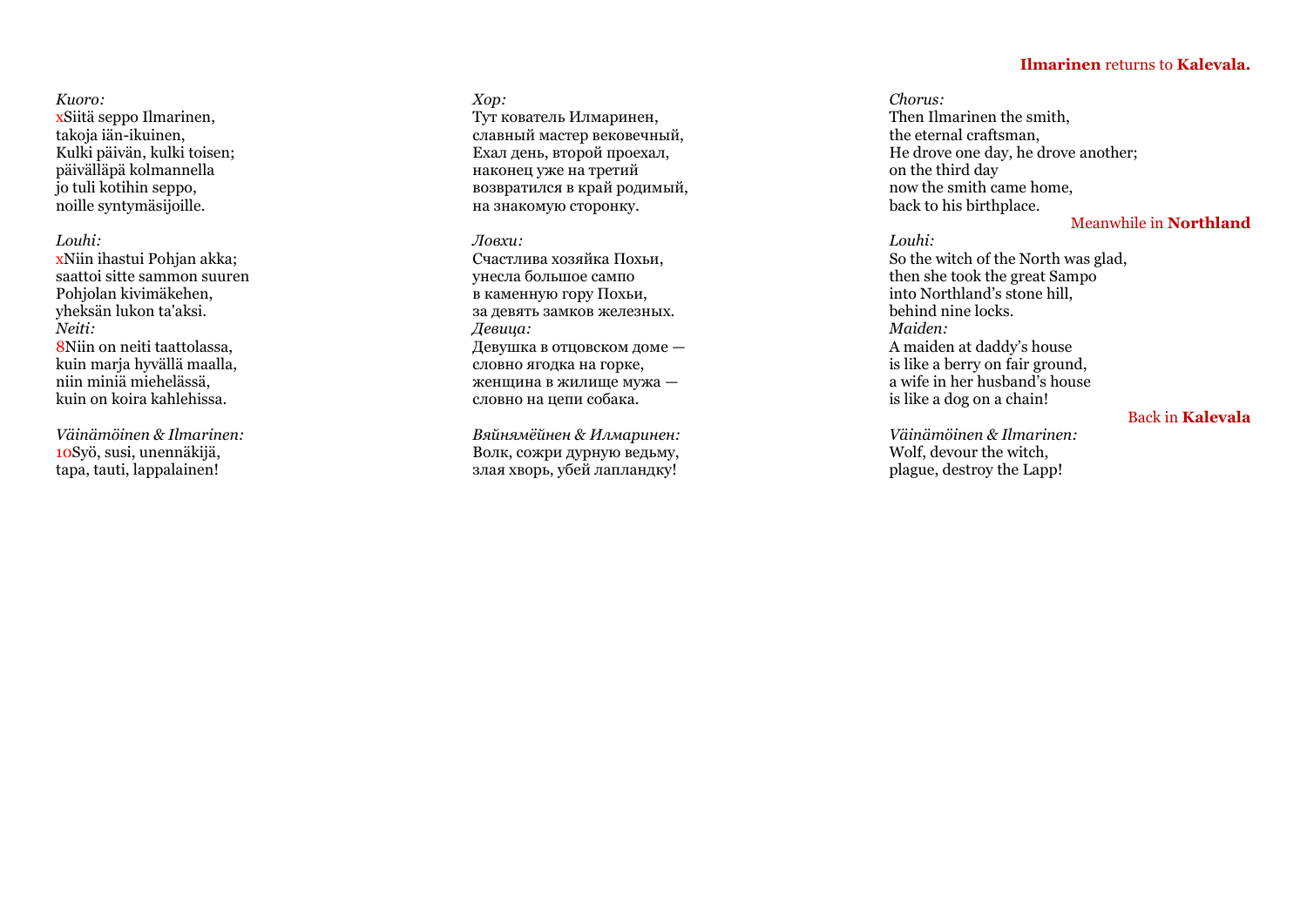**Ilmarinen** returns to **Kalevala.**

*Kuoro:*
xSiitä seppo Ilmarinen,
takoja iän-ikuinen,
Kulki päivän, kulki toisen;
päivälläpä kolmannella
jo tuli kotihin seppo,
noille syntymäsijoille.

*Louhi:*
xNiin ihastui Pohjan akka;
saattoi sitte sammon suuren
Pohjolan kivimäkehen,
yheksän lukon ta'aksi.
*Neiti:*
8Niin on neiti taattolassa,
kuin marja hyvällä maalla,
niin miniä miehelässä,
kuin on koira kahlehissa.

*Väinämöinen & Ilmarinen:*
10Syö, susi, unennäkijä,
tapa, tauti, lappalainen!

*Хор:*
Тут кователь Илмаринен,
славный мастер вековечный,
Ехал день, второй проехал,
наконец уже на третий
возвратился в край родимый,
на знакомую сторонку.

*Ловхи:*
Счастлива хозяйка Похьи,
унесла большое сампо
в каменную гору Похьи,
за девять замков железных.
*Девица:*
Девушка в отцовском доме —
словно ягодка на горке,
женщина в жилище мужа —
словно на цепи собака.

*Вяйнямёйнен & Илмаринен:*
Волк, сожри дурную ведьму,
злая хворь, убей лапландку!

*Chorus:*
Then Ilmarinen the smith,
the eternal craftsman,
He drove one day, he drove another;
on the third day
now the smith came home,
back to his birthplace.

Meanwhile in **Northland**

*Louhi:*
So the witch of the North was glad,
then she took the great Sampo
into Northland's stone hill,
behind nine locks.
*Maiden:*
A maiden at daddy's house
is like a berry on fair ground,
a wife in her husband's house
is like a dog on a chain!

Back in **Kalevala**

*Väinämöinen & Ilmarinen:*
Wolf, devour the witch,
plague, destroy the Lapp!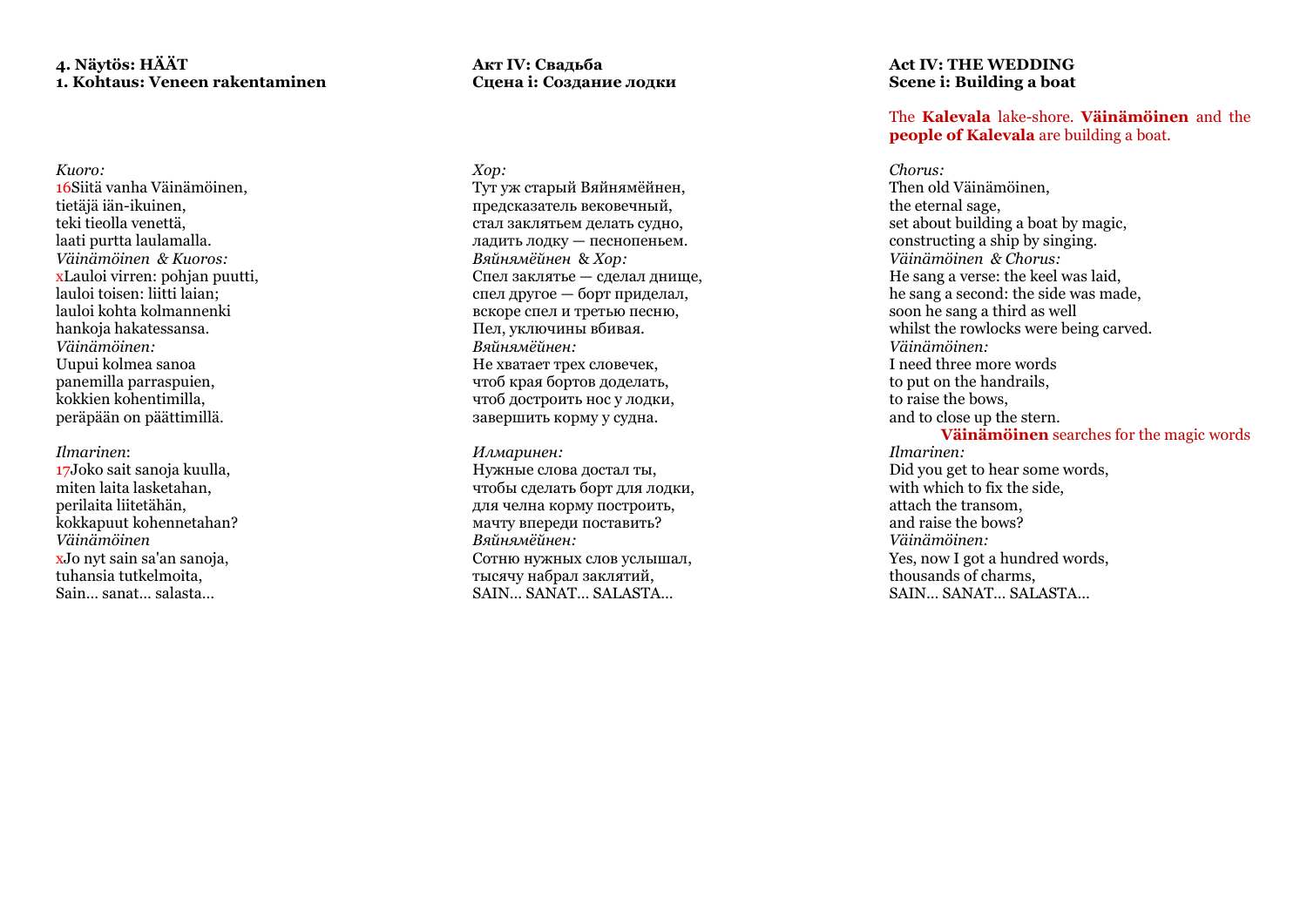### 4. Näytös: HÄÄT
### 1. Kohtaus: Veneen rakentaminen

*Kuoro:*
16Siitä vanha Väinämöinen,
tietäjä iän-ikuinen,
teki tieolla venettä,
laati purtta laulamalla.
*Väinämöinen & Kuoros:*
xLauloi virren: pohjan puutti,
lauloi toisen: liitti laian;
lauloi kohta kolmannenki
hankoja hakatessansa.
*Väinämöinen:*
Uupui kolmea sanoa
panemilla parraspuien,
kokkien kohentimilla,
peräpään on päättimillä.

*Ilmarinen*:
17Joko sait sanoja kuulla,
miten laita lasketahan,
perilaita liitetähän,
kokkapuut kohennetahan?
*Väinämöinen*
xJo nyt sain sa'an sanoja,
tuhansia tutkelmoita,
Sain... sanat... salasta...

### Акт IV: Свадьба
### Сцена i: Создание лодки

*Хор:*
Тут уж старый Вяйнямёйнен,
предсказатель вековечный,
стал заклятьем делать судно,
ладить лодку — песнопеньем.
*Вяйнямёйнен* & *Хор:*
Спел заклятье — сделал днище,
спел другое — борт приделал,
вскоре спел и третью песню,
Пел, уключины вбивая.
*Вяйнямёйнен:*
Не хватает трех словечек,
чтоб края бортов доделать,
чтоб достроить нос у лодки,
завершить корму у судна.

*Илмаринен:*
Нужные слова достал ты,
чтобы сделать борт для лодки,
для челна корму построить,
мачту впереди поставить?
*Вяйнямёйнен:*
Сотню нужных слов услышал,
тысячу набрал заклятий,
SAIN... SANAT... SALASTA...

### Act IV: THE WEDDING
### Scene i: Building a boat

The **Kalevala** lake-shore. **Väinämöinen** and the **people of Kalevala** are building a boat.

*Chorus:*
Then old Väinämöinen,
the eternal sage,
set about building a boat by magic,
constructing a ship by singing.
*Väinämöinen & Chorus:*
He sang a verse: the keel was laid,
he sang a second: the side was made,
soon he sang a third as well
whilst the rowlocks were being carved.
*Väinämöinen:*
I need three more words
to put on the handrails,
to raise the bows,
and to close up the stern.
**Väinämöinen** searches for the magic words
*Ilmarinen:*
Did you get to hear some words,
with which to fix the side,
attach the transom,
and raise the bows?
*Väinämöinen:*
Yes, now I got a hundred words,
thousands of charms,
SAIN... SANAT... SALASTA...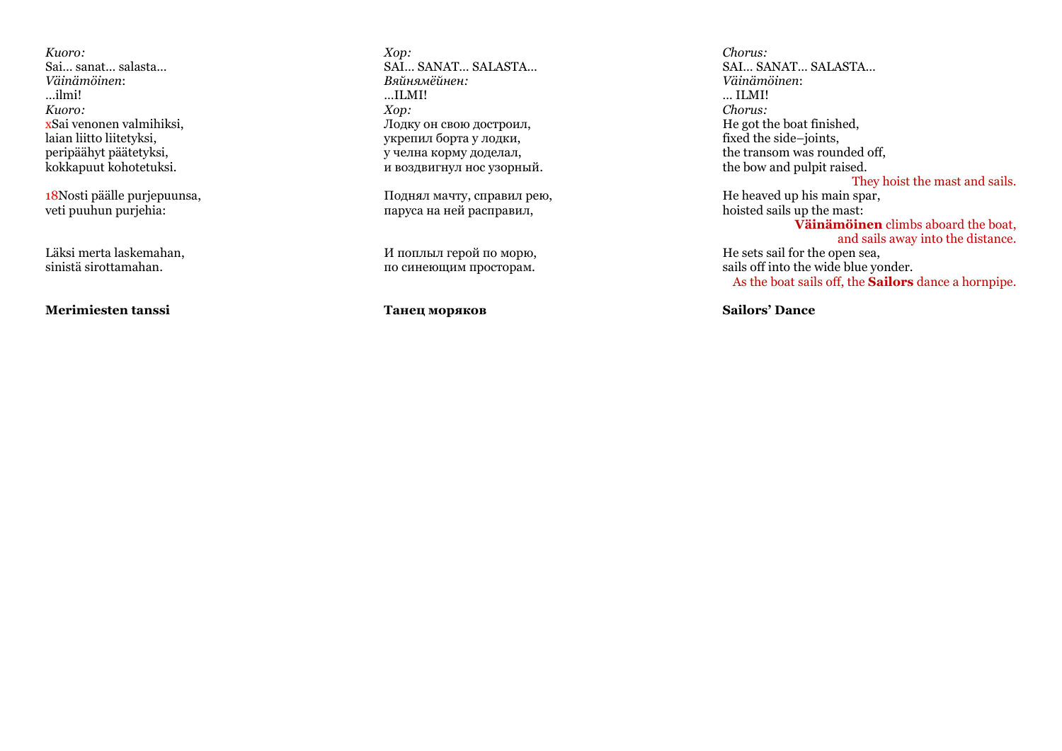*Kuoro:*
Sai… sanat… salasta…
*Väinämöinen*:
…ilmi!
*Kuoro:*
xSai venonen valmihiksi,
laian liitto liitetyksi,
peripäähyt päätetyksi,
kokkapuut kohotetuksi.

18Nosti päälle purjepuunsa,
veti puuhun purjehia:

Läksi merta laskemahan,
sinistä sirottamahan.

**Merimiesten tanssi**

*Хор:*
SAI… SANAT… SALASTA…
*Вяйнямёйнен:*
…ILMI!
*Хор:*
Лодку он свою достроил,
укрепил борта у лодки,
у челна корму доделал,
и воздвигнул нос узорный.

Поднял мачту, справил рею,
паруса на ней расправил,

И поплыл герой по морю,
по синеющим просторам.

**Танец моряков**

*Chorus:*
SAI… SANAT… SALASTA…
*Väinämöinen*:
… ILMI!
*Chorus:*
He got the boat finished,
fixed the side–joints,
the transom was rounded off,
the bow and pulpit raised.

They hoist the mast and sails.

He heaved up his main spar,
hoisted sails up the mast:

**Väinämöinen** climbs aboard the boat, and sails away into the distance.

He sets sail for the open sea,
sails off into the wide blue yonder.

As the boat sails off, the **Sailors** dance a hornpipe.

**Sailors' Dance**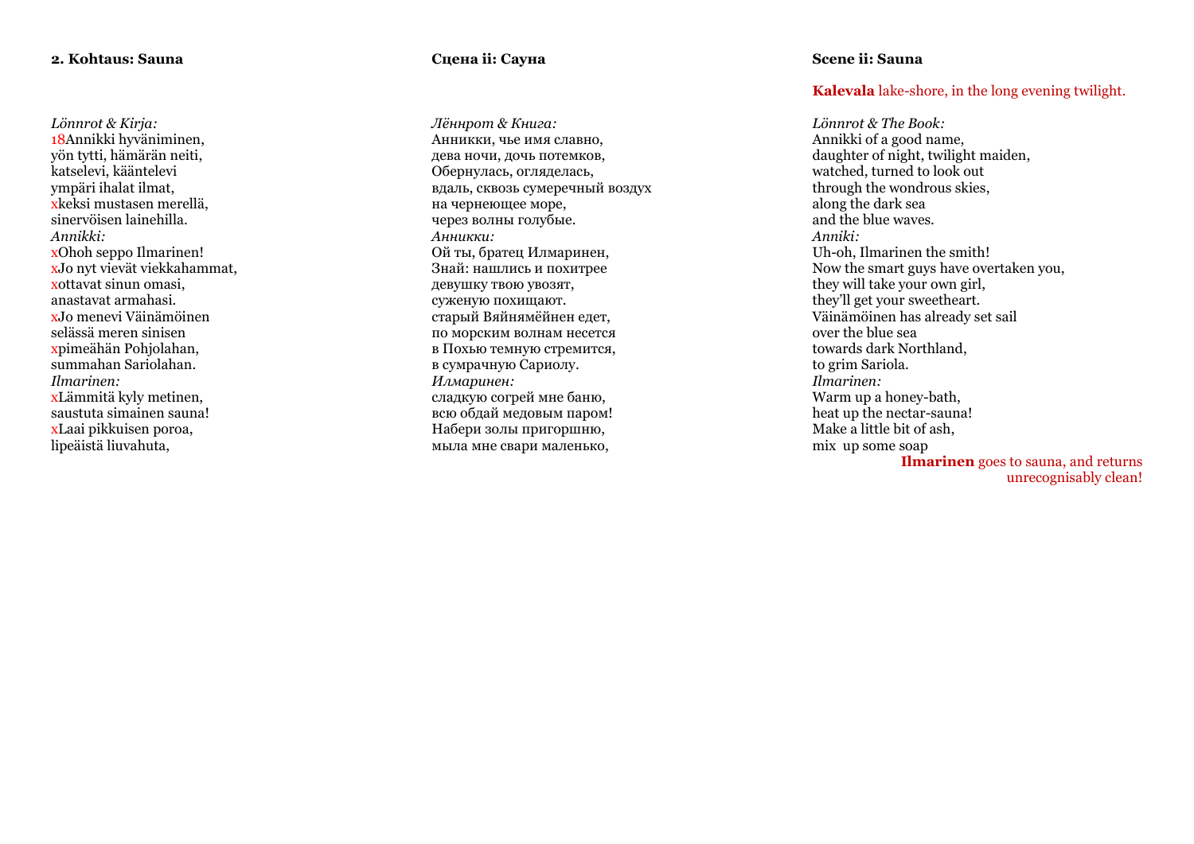#### 2. Kohtaus: Sauna

*Lönnrot & Kirja:*
18Annikki hyvänimin​en,
yön tytti, hämärän neiti,
katselevi, kääntelevi
ympäri ihalat ilmat,
xkeksi mustasen merellä,
sinervöisen lainehilla.
*Annikki:*
xOhoh seppo Ilmarinen!
xJo nyt vievät viekkahammat,
xottavat sinun omasi,
anastavat armahasi.
xJo menevi Väinämöinen
selässä meren sinisen
xpimeähän Pohjolahan,
summahan Sariolahan.
*Ilmarinen:*
xLämmitä kyly metinen,
saustuta simainen sauna!
xLaai pikkuisen poroa,
lipeäistä liuvahuta,

#### Сцена ii: Сауна

*Лённрот & Книга:*
Анникки, чье имя славно,
дева ночи, дочь потемков,
Обернулась, огляделась,
вдаль, сквозь сумеречный воздух
на чернеющее море,
через волны голубые.
*Анникки:*
Ой ты, братец Илмаринен,
Знай: нашлись и похитрее
девушку твою увозят,
суженую похищают.
старый Вяйнямёйнен едет,
по морским волнам несется
в Похью темную стремится,
в сумрачную Сариолу.
*Илмаринен:*
сладкую согрей мне баню,
всю обдай медовым паром!
Набери золы пригоршню,
мыла мне свари маленько,

#### Scene ii: Sauna

**Kalevala** lake-shore, in the long evening twilight.

*Lönnrot & The Book:*
Annikki of a good name,
daughter of night, twilight maiden,
watched, turned to look out
through the wondrous skies,
along the dark sea
and the blue waves.
*Anniki:*
Uh-oh, Ilmarinen the smith!
Now the smart guys have overtaken you,
they will take your own girl,
they'll get your sweetheart.
Väinämöinen has already set sail
over the blue sea
towards dark Northland,
to grim Sariola.
*Ilmarinen:*
Warm up a honey-bath,
heat up the nectar-sauna!
Make a little bit of ash,
mix up some soap

**Ilmarinen** goes to sauna, and returns unrecognisably clean!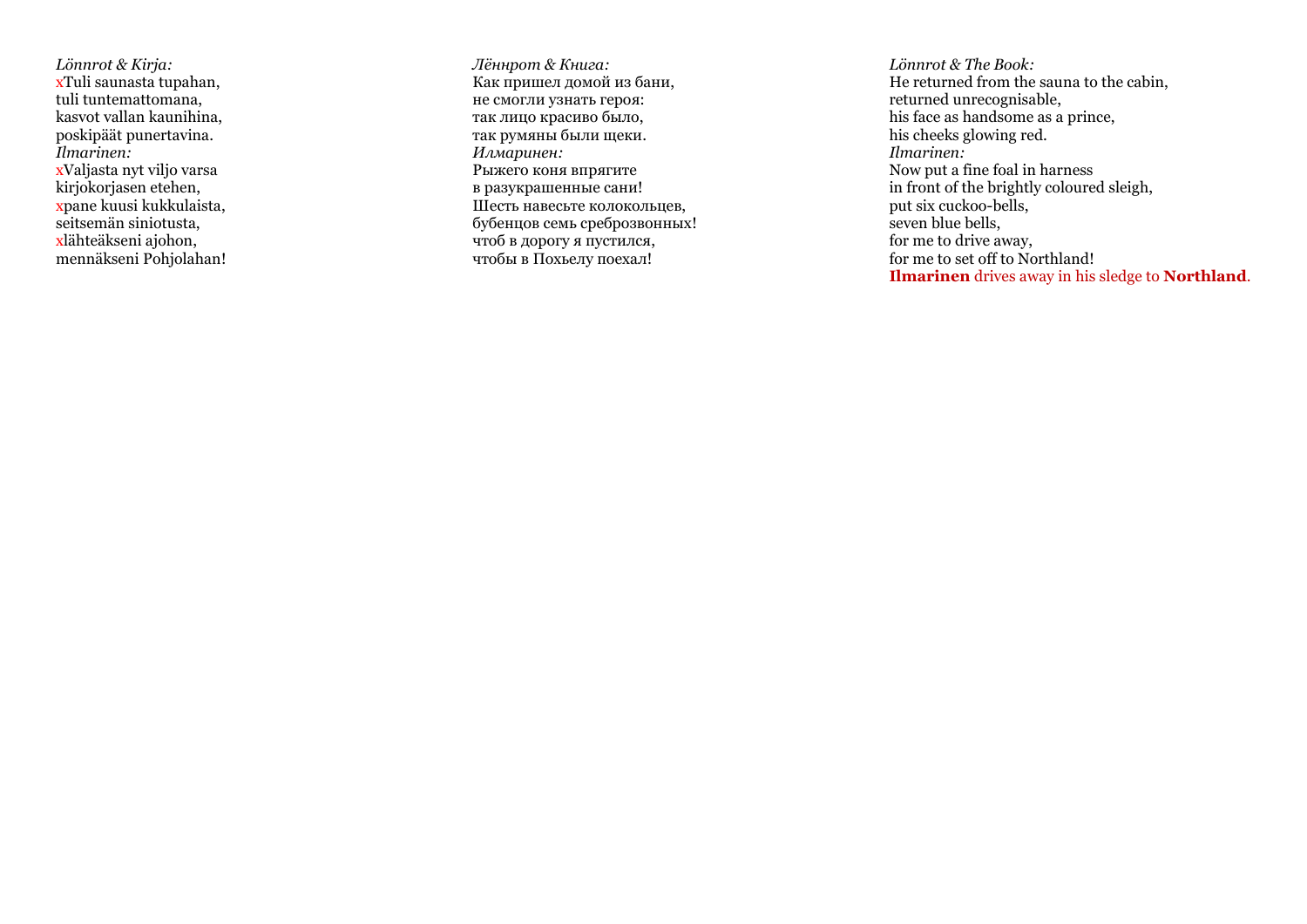*Lönnrot & Kirja:*
xTuli saunasta tupahan,
tuli tuntemattomana,
kasvot vallan kaunihina,
poskipäät punertavina.
*Ilmarinen:*
xValjasta nyt viljo varsa
kirjokorjasen etehen,
xpane kuusi kukkulaista,
seitsemän siniotusta,
xlähteäkseni ajohon,
mennäkseni Pohjolahan!

*Лённрот & Книга:*
Как пришел домой из бани,
не смогли узнать героя:
так лицо красиво было,
так румяны были щеки.
*Илмаринен:*
Рыжего коня впрягите
в разукрашенные сани!
Шесть навесьте колокольцев,
бубенцов семь среброзвонных!
чтоб в дорогу я пустился,
чтобы в Похьелу поехал!

*Lönnrot & The Book:*
He returned from the sauna to the cabin,
returned unrecognisable,
his face as handsome as a prince,
his cheeks glowing red.
*Ilmarinen:*
Now put a fine foal in harness
in front of the brightly coloured sleigh,
put six cuckoo-bells,
seven blue bells,
for me to drive away,
for me to set off to Northland!
**Ilmarinen** drives away in his sledge to **Northland**.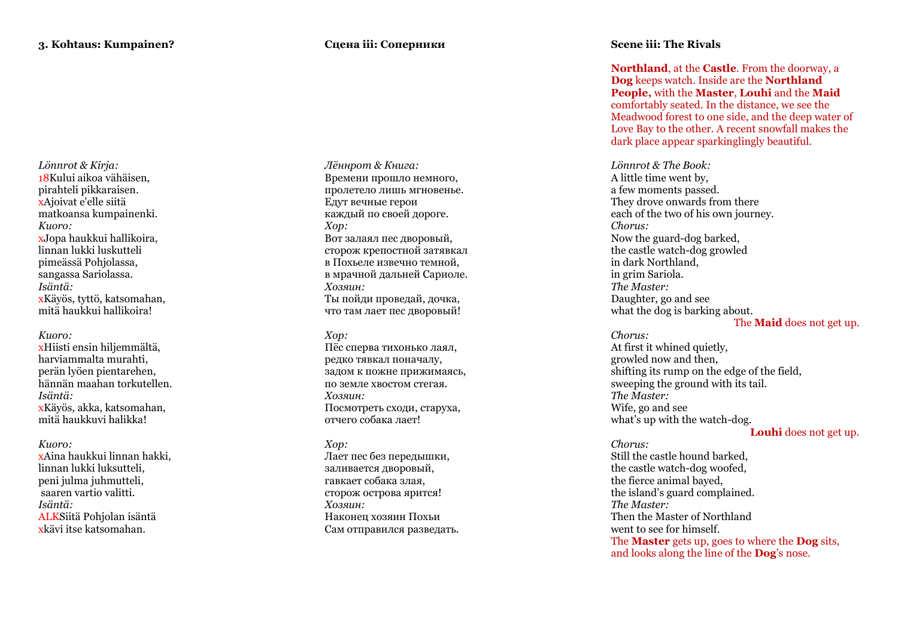### 3. Kohtaus: Kumpainen?

*Lönnrot & Kirja:*
18Kului aikoa vähäisen,
pirahteli pikkaraisen.
xAjoivat e'elle siitä
matkoansa kumpainenki.
*Kuoro:*
xJopa haukkui hallikoira,
linnan lukki luskutteli
pimeässä Pohjolassa,
sangassa Sariolassa.
*Isäntä:*
xKäyös, tyttö, katsomahan,
mitä haukkui hallikoira!

*Kuoro:*
xHiisti ensin hiljemmältä,
harviammalta murahti,
perän lyöen pientarehen,
hännän maahan torkutellen.
*Isäntä:*
xKäyös, akka, katsomahan,
mitä haukkuvi halikka!

*Kuoro:*
xAina haukkui linnan hakki,
linnan lukki luksutteli,
peni julma juhmutteli,
saaren vartio valitti.
*Isäntä:*
ALKSiitä Pohjolan isäntä
xkävi itse katsomahan.

### Сцена iii: Соперники

*Лённрот & Книга:*
Времени прошло немного,
пролетело лишь мгновенье.
Едут вечные герои
каждый по своей дороге.
*Хор:*
Вот залаял пес дворовый,
сторож крепостной затявкал
в Похьеле извечно темной,
в мрачной дальней Сариоле.
*Хозяин:*
Ты пойди проведай, дочка,
что там лает пес дворовый!

*Хор:*
Пёс сперва тихонько лаял,
редко тявкал поначалу,
задом к пожне прижимаясь,
по земле хвостом стегая.
*Хозяин:*
Посмотреть сходи, старуха,
отчего собака лает!

*Хор:*
Лает пес без передышки,
заливается дворовый,
гавкает собака злая,
сторож острова ярится!
*Хозяин:*
Наконец хозяин Похьи
Сам отправился разведать.

### Scene iii: The Rivals

**Northland**, at the **Castle**. From the doorway, a **Dog** keeps watch. Inside are the **Northland People,** with the **Master**, **Louhi** and the **Maid** comfortably seated. In the distance, we see the Meadwood forest to one side, and the deep water of Love Bay to the other. A recent snowfall makes the dark place appear sparkinglingly beautiful.

*Lönnrot & The Book:*
A little time went by,
a few moments passed.
They drove onwards from there
each of the two of his own journey.
*Chorus:*
Now the guard-dog barked,
the castle watch-dog growled
in dark Northland,
in grim Sariola.
*The Master:*
Daughter, go and see
what the dog is barking about.
The **Maid** does not get up.
*Chorus:*
At first it whined quietly,
growled now and then,
shifting its rump on the edge of the field,
sweeping the ground with its tail.
*The Master:*
Wife, go and see
what's up with the watch-dog.
**Louhi** does not get up.
*Chorus:*
Still the castle hound barked,
the castle watch-dog woofed,
the fierce animal bayed,
the island's guard complained.
*The Master:*
Then the Master of Northland
went to see for himself.
The **Master** gets up, goes to where the **Dog** sits, and looks along the line of the **Dog**'s nose.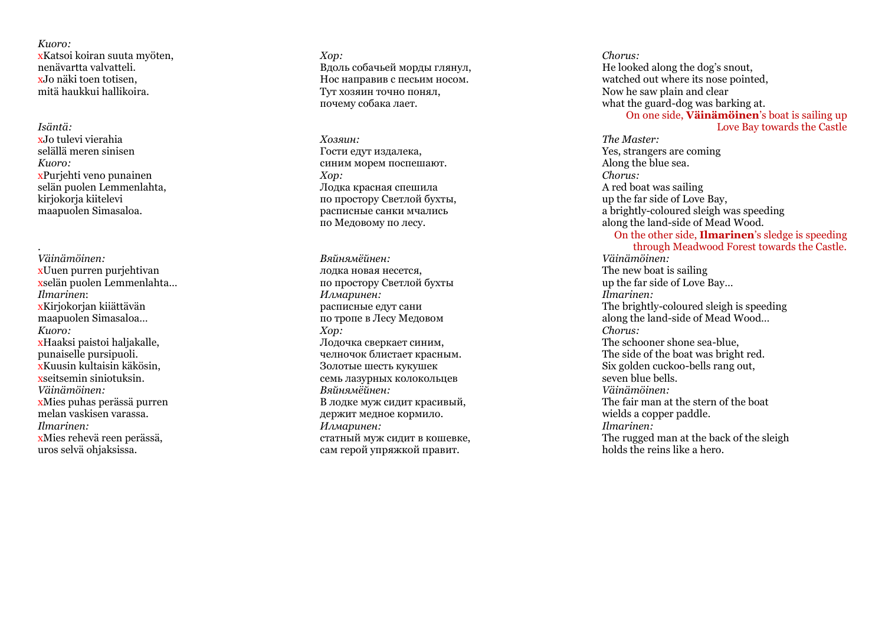*Kuoro:*
xKatsoi koiran suuta myöten,
nenävartta valvatteli.
xJo näki toen totisen,
mitä haukkui hallikoira.

*Isäntä:*
xJo tulevi vierahia
selällä meren sinisen
*Kuoro:*
xPurjehti veno punainen
selän puolen Lemmenlahta,
kirjokorja kiitelevi
maapuolen Simasaloa.

.
*Väinämöinen:*
xUuen purren purjehtivan
xselän puolen Lemmenlahta…
*Ilmarinen*:
xKirjokorjan kiiättävän
maapuolen Simasaloa…
*Kuoro:*
xHaaksi paistoi haljakalle,
punaiselle pursipuoli.
xKuusin kultaisin käkösin,
xseitsemin siniotuksin.
*Väinämöinen:*
xMies puhas perässä purren
melan vaskisen varassa.
*Ilmarinen:*
xMies rehevä reen perässä,
uros selvä ohjaksissa.

*Хор:*
Вдоль собачьей морды глянул,
Нос направив с песьим носом.
Тут хозяин точно понял,
почему собака лает.

*Хозяин:*
Гости едут издалека,
синим морем поспешают.
*Хор:*
Лодка красная спешила
по простору Светлой бухты,
расписные санки мчались
по Медовому по лесу.

*Вяйнямёйнен:*
лодка новая несется,
по простору Светлой бухты
*Илмаринен:*
расписные едут сани
по тропе в Лесу Медовом
*Хор:*
Лодочка сверкает синим,
челночок блистает красным.
Золотые шесть кукушек
семь лазурных колокольцев
*Вяйнямёйнен:*
В лодке муж сидит красивый,
держит медное кормило.
*Илмаринен:*
статный муж сидит в кошевке,
сам герой упряжкой правит.

*Chorus:*
He looked along the dog's snout,
watched out where its nose pointed,
Now he saw plain and clear
what the guard-dog was barking at.
On one side, **Väinämöinen**'s boat is sailing up Love Bay towards the Castle
*The Master:*
Yes, strangers are coming
Along the blue sea.
*Chorus:*
A red boat was sailing
up the far side of Love Bay,
a brightly-coloured sleigh was speeding
along the land-side of Mead Wood.
On the other side, **Ilmarinen**'s sledge is speeding through Meadwood Forest towards the Castle.
*Väinämöinen:*
The new boat is sailing
up the far side of Love Bay…
*Ilmarinen:*
The brightly-coloured sleigh is speeding
along the land-side of Mead Wood…
*Chorus:*
The schooner shone sea-blue,
The side of the boat was bright red.
Six golden cuckoo-bells rang out,
seven blue bells.
*Väinämöinen:*
The fair man at the stern of the boat
wields a copper paddle.
*Ilmarinen:*
The rugged man at the back of the sleigh
holds the reins like a hero.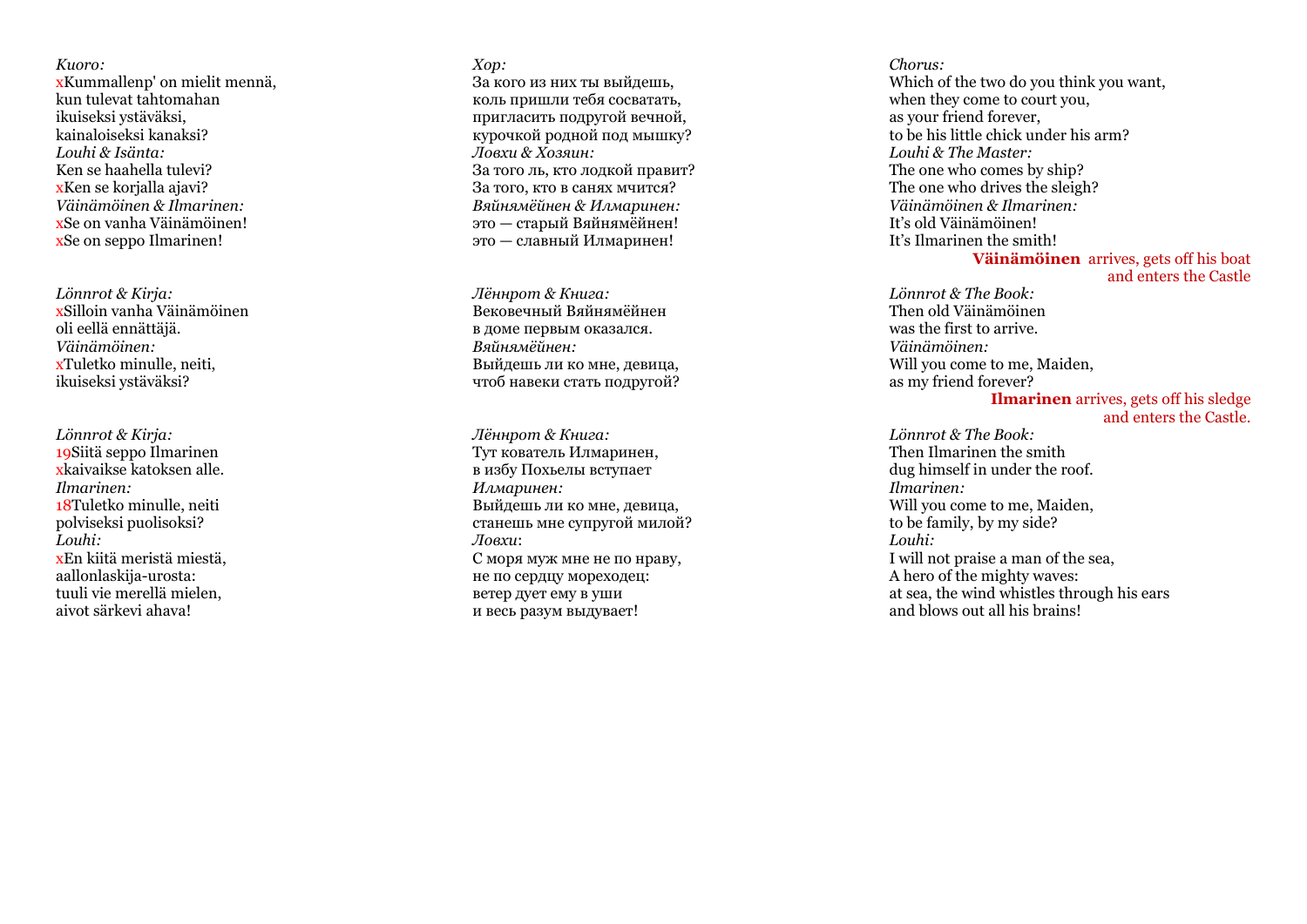*Kuoro:*
xKummallenp' on mielit mennä,
kun tulevat tahtomahan
ikuiseksi ystäväksi,
kainaloiseksi kanaksi?
*Louhi & Isänta:*
Ken se haahella tulevi?
xKen se korjalla ajavi?
*Väinämöinen & Ilmarinen:*
xSe on vanha Väinämöinen!
xSe on seppo Ilmarinen!

*Lönnrot & Kirja:*
xSilloin vanha Väinämöinen
oli eellä ennättäjä.
*Väinämöinen:*
xTuletko minulle, neiti,
ikuiseksi ystäväksi?

*Lönnrot & Kirja:*
19Siitä seppo Ilmarinen
xkaivaikse katoksen alle.
*Ilmarinen:*
18Tuletko minulle, neiti
polviseksi puolisoksi?
*Louhi:*
xEn kiitä meristä miestä,
aallonlaskija-urosta:
tuuli vie merellä mielen,
aivot särkevi ahava!

*Хор:*
За кого из них ты выйдешь,
коль пришли тебя сосватать,
пригласить подругой вечной,
курочкой родной под мышку?
*Ловхи & Хозяин:*
За того ль, кто лодкой правит?
За того, кто в санях мчится?
*Вяйнямёйнен & Илмаринен:*
это — старый Вяйнямёйнен!
это — славный Илмаринен!

*Лённрот & Книга:*
Вековечный Вяйнямёйнен
в доме первым оказался.
*Вяйнямёйнен:*
Выйдешь ли ко мне, девица,
чтоб навеки стать подругой?

*Лённрот & Книга:*
Тут кователь Илмаринен,
в избу Похьелы вступает
*Илмаринен:*
Выйдешь ли ко мне, девица,
станешь мне супругой милой?
*Ловхи*:
С моря муж мне не по нраву,
не по сердцу мореходец:
ветер дует ему в уши
и весь разум выдувает!

*Chorus:*
Which of the two do you think you want,
when they come to court you,
as your friend forever,
to be his little chick under his arm?
*Louhi & The Master:*
The one who comes by ship?
The one who drives the sleigh?
*Väinämöinen & Ilmarinen:*
It's old Väinämöinen!
It's Ilmarinen the smith!

**Väinämöinen** arrives, gets off his boat and enters the Castle

*Lönnrot & The Book:*
Then old Väinämöinen
was the first to arrive.
*Väinämöinen:*
Will you come to me, Maiden,
as my friend forever?

**Ilmarinen** arrives, gets off his sledge and enters the Castle.

*Lönnrot & The Book:*
Then Ilmarinen the smith
dug himself in under the roof.
*Ilmarinen:*
Will you come to me, Maiden,
to be family, by my side?
*Louhi:*
I will not praise a man of the sea,
A hero of the mighty waves:
at sea, the wind whistles through his ears
and blows out all his brains!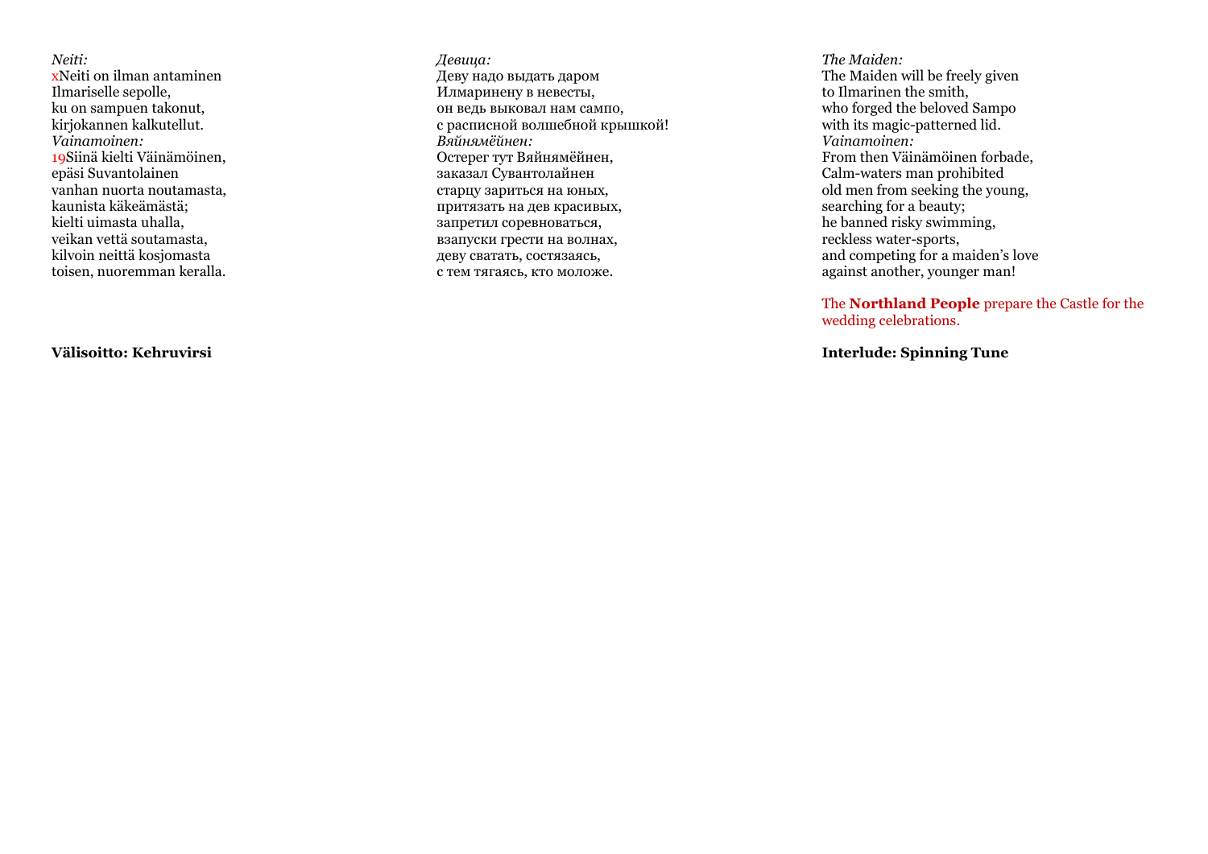*Neiti:*
xNeiti on ilman antaminen
Ilmariselle sepolle,
ku on sampuen takonut,
kirjokannen kalkutellut.
*Vainamoinen:*
19Siinä kielti Väinämöinen,
epäsi Suvantolainen
vanhan nuorta noutamasta,
kaunista käkeämästä;
kielti uimasta uhalla,
veikan vettä soutamasta,
kilvoin neittä kosjomasta
toisen, nuoremman keralla.

**Välisoitto: Kehruvirsi**

*Девица:*
Деву надо выдать даром
Илмаринену в невесты,
он ведь выковал нам сампо,
с расписной волшебной крышкой!
*Вяйнямёйнен:*
Остерег тут Вяйнямёйнен,
заказал Сувантолайнен
старцу зариться на юных,
притязать на дев красивых,
запретил соревноваться,
взапуски грести на волнах,
деву сватать, состязаясь,
с тем тягаясь, кто моложе.

*The Maiden:*
The Maiden will be freely given
to Ilmarinen the smith,
who forged the beloved Sampo
with its magic-patterned lid.
*Vainamoinen:*
From then Väinämöinen forbade,
Calm-waters man prohibited
old men from seeking the young,
searching for a beauty;
he banned risky swimming,
reckless water-sports,
and competing for a maiden's love
against another, younger man!

The **Northland People** prepare the Castle for the wedding celebrations.

**Interlude: Spinning Tune**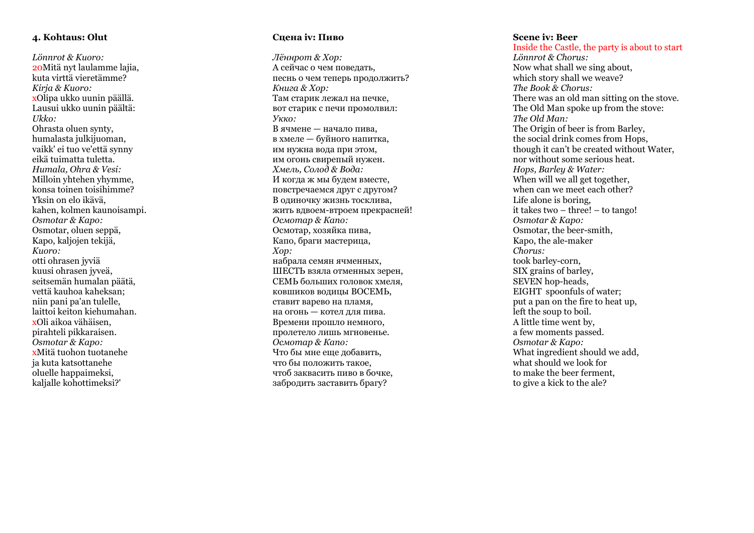**4. Kohtaus: Olut**

*Lönnrot & Kuoro:*
20Mitä nyt laulamme lajia,
kuta virttä vieretämme?
*Kirja & Kuoro:*
xOlipa ukko uunin päällä.
Lausui ukko uunin päältä:
*Ukko:*
Ohrasta oluen synty,
humalasta julkijuoman,
vaikk' ei tuo ve'että synny
eikä tuimatta tuletta.
*Humala, Ohra & Vesi:*
Milloin yhtehen yhymme,
konsa toinen toisihimme?
Yksin on elo ikävä,
kahen, kolmen kaunoisampi.
*Osmotar & Kapo:*
Osmotar, oluen seppä,
Kapo, kaljojen tekijä,
*Kuoro:*
otti ohrasen jyviä
kuusi ohrasen jyveä,
seitsemän humalan päätä,
vettä kauhoa kaheksan;
niin pani pa'an tulelle,
laittoi keiton kiehumahan.
xOli aikoa vähäisen,
pirahteli pikkaraisen.
*Osmotar & Kapo:*
xMitä tuohon tuotanehe
ja kuta katsottanehe
oluelle happaimeksi,
kaljalle kohottimeksi?'

**Сцена iv: Пиво**

*Лённрот & Хор:*
А сейчас о чем поведать,
песнь о чем теперь продолжить?
*Книга & Хор:*
Там старик лежал на печке,
вот старик с печи промолвил:
*Укко:*
В ячмене — начало пива,
в хмеле — буйного напитка,
им нужна вода при этом,
им огонь свирепый нужен.
*Хмель, Солод & Вода:*
И когда ж мы будем вместе,
повстречаемся друг с другом?
В одиночку жизнь тосклива,
жить вдвоем-втроем прекрасней!
*Осмотар & Капо:*
Осмотар, хозяйка пива,
Капо, браги мастерица,
*Хор:*
набрала семян ячменных,
ШЕСТЬ взяла отменных зерен,
СЕМЬ больших головок хмеля,
ковшиков водицы ВОСЕМЬ,
ставит варево на пламя,
на огонь — котел для пива.
Времени прошло немного,
пролетело лишь мгновенье.
*Осмотар & Капо:*
Что бы мне еще добавить,
что бы положить такое,
чтоб заквасить пиво в бочке,
забродить заставить брагу?

**Scene iv: Beer**
Inside the Castle, the party is about to start
*Lönnrot & Chorus:*
Now what shall we sing about,
which story shall we weave?
*The Book & Chorus:*
There was an old man sitting on the stove.
The Old Man spoke up from the stove:
*The Old Man:*
The Origin of beer is from Barley,
the social drink comes from Hops,
though it can't be created without Water,
nor without some serious heat.
*Hops, Barley & Water:*
When will we all get together,
when can we meet each other?
Life alone is boring,
it takes two – three! – to tango!
*Osmotar & Kapo:*
Osmotar, the beer-smith,
Kapo, the ale-maker
*Chorus:*
took barley-corn,
SIX grains of barley,
SEVEN hop-heads,
EIGHT spoonfuls of water;
put a pan on the fire to heat up,
left the soup to boil.
A little time went by,
a few moments passed.
*Osmotar & Kapo:*
What ingredient should we add,
what should we look for
to make the beer ferment,
to give a kick to the ale?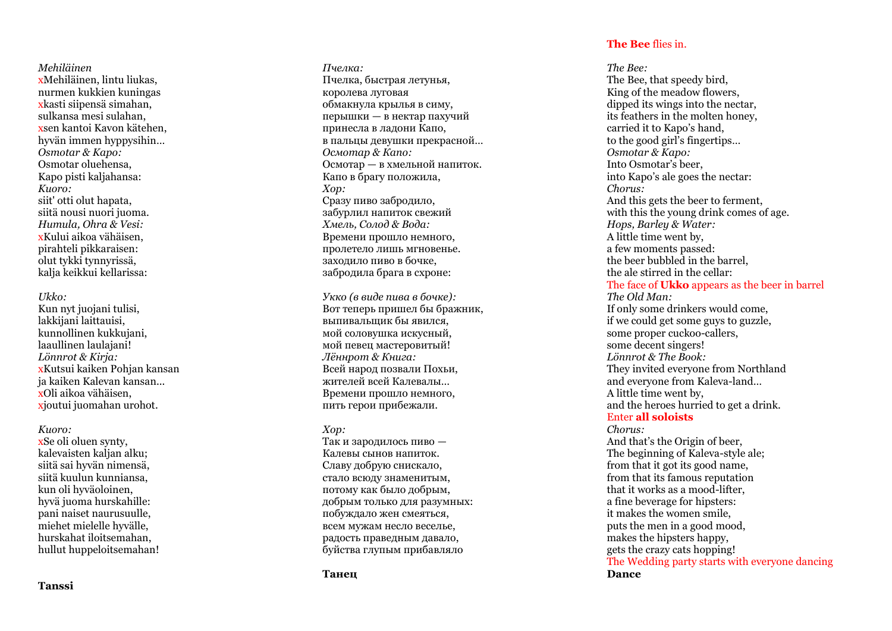*Mehiläinen*
xMehiläinen, lintu liukas,
nurmen kukkien kuningas
xkasti siipensä simahan,
sulkansa mesi sulahan,
xsen kantoi Kavon kätehen,
hyvän immen hyppysihin…
*Osmotar & Kapo:*
Osmotar oluehensa,
Kapo pisti kaljahansa:
*Kuoro:*
siit' otti olut hapata,
siitä nousi nuori juoma.
*Humula, Ohra & Vesi:*
xKului aikoa vähäisen,
pirahteli pikkaraisen:
olut tykki tynnyrissä,
kalja keikkui kellarissa:

*Ukko:*
Kun nyt juojani tulisi,
lakkijani laittauisi,
kunnollinen kukkujani,
laaullinen laulajani!
*Lönnrot & Kirja:*
xKutsui kaiken Pohjan kansan
ja kaiken Kalevan kansan…
xOli aikoa vähäisen,
xjoutui juomahan urohot.

*Kuoro:*
xSe oli oluen synty,
kalevaisten kaljan alku;
siitä sai hyvän nimensä,
siitä kuulun kunniansa,
kun oli hyväoloinen,
hyvä juoma hurskahille:
pani naiset naurusuulle,
miehet mielelle hyvälle,
hurskahat iloitsemahan,
hullut huppeloitsemahan!

**Tanssi**

*Пчелка:*
Пчелка, быстрая летунья,
королева луговая
обмакнула крылья в симу,
перышки — в нектар пахучий
принесла в ладони Капо,
в пальцы девушки прекрасной…
*Осмотар & Капо:*
Осмотар — в хмельной напиток.
Капо в брагу положила,
*Хор:*
Сразу пиво забродило,
забурлил напиток свежий
*Хмель, Солод & Вода:*
Времени прошло немного,
пролетело лишь мгновенье.
заходило пиво в бочке,
забродила брага в схроне:

*Укко (в виде пива в бочке):*
Вот теперь пришел бы бражник,
выпивальщик бы явился,
мой соловушка искусный,
мой певец мастеровитый!
*Лённрот & Книга:*
Всей народ позвали Похьи,
жителей всей Калевалы…
Времени прошло немного,
пить герои прибежали.

*Хор:*
Так и зародилось пиво —
Калевы сынов напиток.
Славу добрую снискало,
стало всюду знаменитым,
потому как было добрым,
добрым только для разумных:
побуждало жен смеяться,
всем мужам несло веселье,
радость праведным давало,
буйства глупым прибавляло

**Танец**

**The Bee** flies in.

*The Bee:*
The Bee, that speedy bird,
King of the meadow flowers,
dipped its wings into the nectar,
its feathers in the molten honey,
carried it to Kapo's hand,
to the good girl's fingertips…
*Osmotar & Kapo:*
Into Osmotar's beer,
into Kapo's ale goes the nectar:
*Chorus:*
And this gets the beer to ferment,
with this the young drink comes of age.
*Hops, Barley & Water:*
A little time went by,
a few moments passed:
the beer bubbled in the barrel,
the ale stirred in the cellar:
The face of **Ukko** appears as the beer in barrel
*The Old Man:*
If only some drinkers would come,
if we could get some guys to guzzle,
some proper cuckoo-callers,
some decent singers!
*Lönnrot & The Book:*
They invited everyone from Northland
and everyone from Kaleva-land…
A little time went by,
and the heroes hurried to get a drink.
Enter **all soloists**
*Chorus:*
And that's the Origin of beer,
The beginning of Kaleva-style ale;
from that it got its good name,
from that its famous reputation
that it works as a mood-lifter,
a fine beverage for hipsters:
it makes the women smile,
puts the men in a good mood,
makes the hipsters happy,
gets the crazy cats hopping!
The Wedding party starts with everyone dancing
**Dance**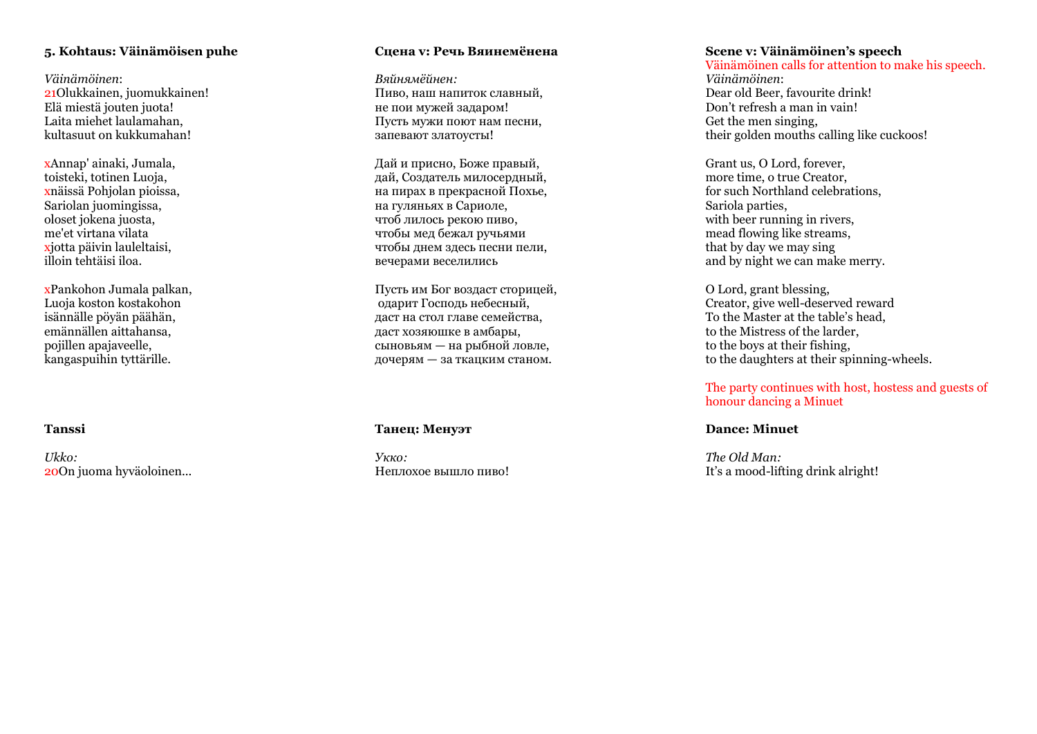### 5. Kohtaus: Väinämöisen puhe

*Väinämöinen*:
21Olukkainen, juomukkainen!
Elä miestä jouten juota!
Laita miehet laulamahan,
kultasuut on kukkumahan!

xAnnap' ainaki, Jumala,
toisteki, totinen Luoja,
xnäissä Pohjolan pioissa,
Sariolan juomingissa,
oloset jokena juosta,
me'et virtana vilata
xjotta päivin laulettaisi,
illoin tehtäisi iloa.

xPankohon Jumala palkan,
Luoja koston kostakohon
isännälle pöyän päähän,
emännällen aittahansa,
pojillen apajaveelle,
kangaspuihin tyttärille.

### Tanssi

*Ukko:*
20On juoma hyväoloinen...

### Сцена v: Речь Вяинемёнена

*Вяйнямёйнен:*
Пиво, наш напиток славный,
не пои мужей задаром!
Пусть мужи поют нам песни,
запевают златоусты!

Дай и присно, Боже правый,
дай, Создатель милосердный,
на пирах в прекрасной Похье,
на гуляньях в Сариоле,
чтоб лилось рекою пиво,
чтобы мед бежал ручьями
чтобы днем здесь песни пели,
вечерами веселились

Пусть им Бог воздаст сторицей,
одарит Господь небесный,
даст на стол главе семейства,
даст хозяюшке в амбары,
сыновьям — на рыбной ловле,
дочерям — за ткацким станом.

### Танец: Менуэт

*Укко:*
Неплохое вышло пиво!

### Scene v: Väinämöinen's speech

Väinämöinen calls for attention to make his speech.
*Väinämöinen*:
Dear old Beer, favourite drink!
Don't refresh a man in vain!
Get the men singing,
their golden mouths calling like cuckoos!

Grant us, O Lord, forever,
more time, o true Creator,
for such Northland celebrations,
Sariola parties,
with beer running in rivers,
mead flowing like streams,
that by day we may sing
and by night we can make merry.

O Lord, grant blessing,
Creator, give well-deserved reward
To the Master at the table's head,
to the Mistress of the larder,
to the boys at their fishing,
to the daughters at their spinning-wheels.

The party continues with host, hostess and guests of honour dancing a Minuet

### Dance: Minuet

*The Old Man:*
It's a mood-lifting drink alright!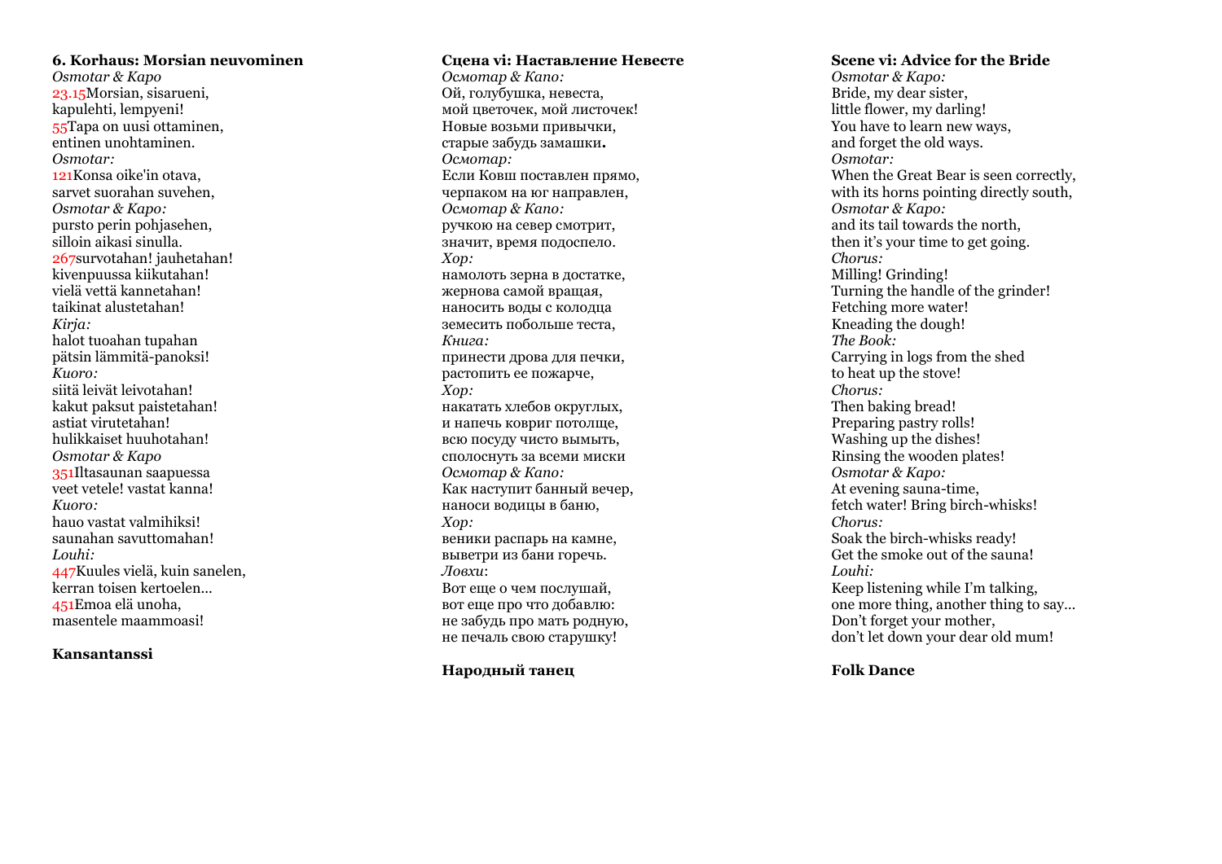**6. Korhaus: Morsian neuvominen**

*Osmotar & Kapo*
23.15Morsian, sisarueni,
kapulehti, lempyeni!
55Tapa on uusi ottaminen,
entinen unohtaminen.
*Osmotar:*
121Konsa oike'in otava,
sarvet suorahan suvehen,
*Osmotar & Kapo:*
pursto perin pohjasehen,
silloin aikasi sinulla.
267survotahan! jauhetahan!
kivenpuussa kiikutahan!
vielä vettä kannetahan!
taikinat alustetahan!
*Kirja:*
halot tuoahan tupahan
pätsin lämmitä-panoksi!
*Kuoro:*
siitä leivät leivotahan!
kakut paksut paistetahan!
astiat virutetahan!
hulikkaiset huuhotahan!
*Osmotar & Kapo*
351Iltasaunan saapuessa
veet vetele! vastat kanna!
*Kuoro:*
hauo vastat valmihiksi!
saunahan savuttomahan!
*Louhi:*
447Kuules vielä, kuin sanelen,
kerran toisen kertoelen...
451Emoa elä unoha,
masentele maammoasi!

**Kansantanssi**

**Сцена vi: Наставление Невесте**

*Осмотар & Капо:*
Ой, голубушка, невеста,
мой цветочек, мой листочек!
Новые возьми привычки,
старые забудь замашки**.**
*Осмотар:*
Если Ковш поставлен прямо,
черпаком на юг направлен,
*Осмотар & Капо:*
ручкою на север смотрит,
значит, время подоспело.
*Хор:*
намолоть зерна в достатке,
жернова самой вращая,
наносить воды с колодца
земесить побольше теста,
*Книга:*
принести дрова для печки,
растопить ее пожарче,
*Хор:*
накатать хлебов округлых,
и напечь ковриг потолще,
всю посуду чисто вымыть,
сполоснуть за всеми миски
*Осмотар & Капо:*
Как наступит банный вечер,
наноси водицы в баню,
*Хор:*
веники распарь на камне,
выветри из бани горечь.
*Ловхи*:
Вот еще о чем послушай,
вот еще про что добавлю:
не забудь про мать родную,
не печаль свою старушку!

**Народный танец**

**Scene vi: Advice for the Bride**

*Osmotar & Kapo:*
Bride, my dear sister,
little flower, my darling!
You have to learn new ways,
and forget the old ways.
*Osmotar:*
When the Great Bear is seen correctly,
with its horns pointing directly south,
*Osmotar & Kapo:*
and its tail towards the north,
then it's your time to get going.
*Chorus:*
Milling! Grinding!
Turning the handle of the grinder!
Fetching more water!
Kneading the dough!
*The Book:*
Carrying in logs from the shed
to heat up the stove!
*Chorus:*
Then baking bread!
Preparing pastry rolls!
Washing up the dishes!
Rinsing the wooden plates!
*Osmotar & Kapo:*
At evening sauna-time,
fetch water! Bring birch-whisks!
*Chorus:*
Soak the birch-whisks ready!
Get the smoke out of the sauna!
*Louhi:*
Keep listening while I'm talking,
one more thing, another thing to say...
Don't forget your mother,
don't let down your dear old mum!

**Folk Dance**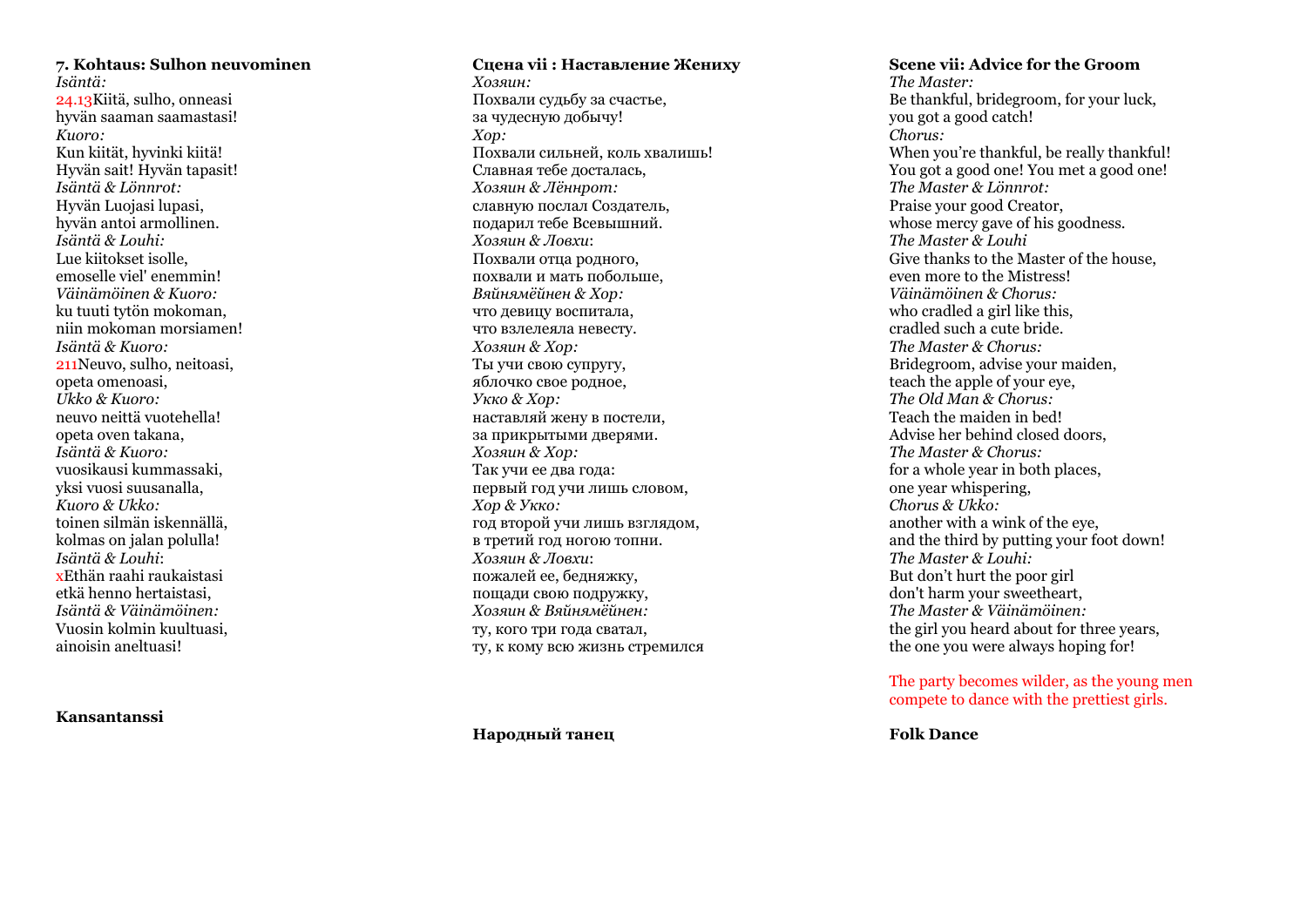**7. Kohtaus: Sulhon neuvominen**

*Isäntä:*
24.13Kiitä, sulho, onneasi
hyvän saaman saamastasi!
*Kuoro:*
Kun kiität, hyvinki kiitä!
Hyvän sait! Hyvän tapasit!
*Isäntä & Lönnrot:*
Hyvän Luojasi lupasi,
hyvän antoi armollinen.
*Isäntä & Louhi:*
Lue kiitokset isolle,
emoselle viel' enemmin!
*Väinämöinen & Kuoro:*
ku tuuti tytön mokoman,
niin mokoman morsiamen!
*Isäntä & Kuoro:*
211Neuvo, sulho, neitoasi,
opeta omenoasi,
*Ukko & Kuoro:*
neuvo neittä vuotehella!
opeta oven takana,
*Isäntä & Kuoro:*
vuosikausi kummassaki,
yksi vuosi suusanalla,
*Kuoro & Ukko:*
toinen silmän iskennällä,
kolmas on jalan polulla!
*Isäntä & Louhi*:
xEthän raahi raukaistasi
etkä henno hertaistasi,
*Isäntä & Väinämöinen:*
Vuosin kolmin kuultuasi,
ainoisin aneltuasi!

**Kansantanssi**

**Сцена vii : Наставление Жениху**

*Хозяин:*
Похвали судьбу за счастье,
за чудесную добычу!
*Хор:*
Похвали сильней, коль хвалишь!
Славная тебе досталась,
*Хозяин & Лённрот:*
славную послал Создатель,
подарил тебе Всевышний.
*Хозяин & Ловхи*:
Похвали отца родного,
похвали и мать побольше,
*Вяйнямёйнен & Хор:*
что девицу воспитала,
что взлелеяла невесту.
*Хозяин & Хор:*
Ты учи свою супругу,
яблочко свое родное,
*Укко & Хор:*
наставляй жену в постели,
за прикрытыми дверями.
*Хозяин & Хор:*
Так учи ее два года:
первый год учи лишь словом,
*Хор & Укко:*
год второй учи лишь взглядом,
в третий год ногою топни.
*Хозяин & Ловхи*:
пожалей ее, бедняжку,
пощади свою подружку,
*Хозяин & Вяйнямёйнен:*
ту, кого три года сватал,
ту, к кому всю жизнь стремился

**Народный танец**

**Scene vii: Advice for the Groom**

*The Master:*
Be thankful, bridegroom, for your luck,
you got a good catch!
*Chorus:*
When you're thankful, be really thankful!
You got a good one! You met a good one!
*The Master & Lönnrot:*
Praise your good Creator,
whose mercy gave of his goodness.
*The Master & Louhi*
Give thanks to the Master of the house,
even more to the Mistress!
*Väinämöinen & Chorus:*
who cradled a girl like this,
cradled such a cute bride.
*The Master & Chorus:*
Bridegroom, advise your maiden,
teach the apple of your eye,
*The Old Man & Chorus:*
Teach the maiden in bed!
Advise her behind closed doors,
*The Master & Chorus:*
for a whole year in both places,
one year whispering,
*Chorus & Ukko:*
another with a wink of the eye,
and the third by putting your foot down!
*The Master & Louhi:*
But don't hurt the poor girl
don't harm your sweetheart,
*The Master & Väinämöinen:*
the girl you heard about for three years,
the one you were always hoping for!

The party becomes wilder, as the young men compete to dance with the prettiest girls.

**Folk Dance**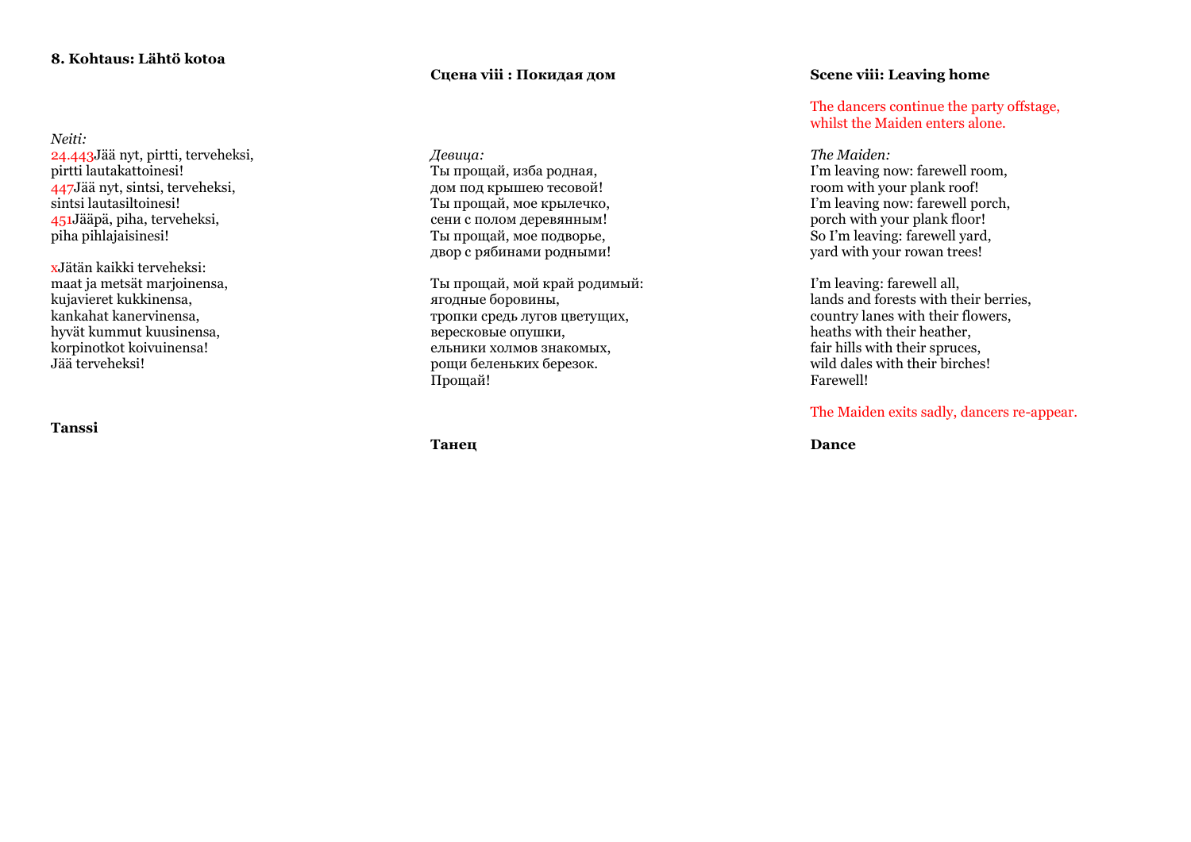**8. Kohtaus: Lähtö kotoa**

*Neiti:*
24.443Jää nyt, pirtti, terveheksi,
pirtti lautakattoinesi!
447Jää nyt, sintsi, terveheksi,
sintsi lautasiltoinesi!
451Jääpä, piha, terveheksi,
piha pihlajaisinesi!

xJätän kaikki terveheksi:
maat ja metsät marjoinensa,
kujavieret kukkinensa,
kankahat kanervinensa,
hyvät kummut kuusinensa,
korpinotkot koivuinensa!
Jää terveheksi!

**Tanssi**

**Сцена viii : Покидая дом**

*Девица:*
Ты прощай, изба родная,
дом под крышею тесовой!
Ты прощай, мое крылечко,
сени с полом деревянным!
Ты прощай, мое подворье,
двор с рябинами родными!

Ты прощай, мой край родимый:
ягодные боровины,
тропки средь лугов цветущих,
вересковые опушки,
ельники холмов знакомых,
рощи беленьких березок.
Прощай!

**Танец**

**Scene viii: Leaving home**

The dancers continue the party offstage, whilst the Maiden enters alone.

*The Maiden:*
I'm leaving now: farewell room,
room with your plank roof!
I'm leaving now: farewell porch,
porch with your plank floor!
So I'm leaving: farewell yard,
yard with your rowan trees!

I'm leaving: farewell all,
lands and forests with their berries,
country lanes with their flowers,
heaths with their heather,
fair hills with their spruces,
wild dales with their birches!
Farewell!

The Maiden exits sadly, dancers re-appear.

**Dance**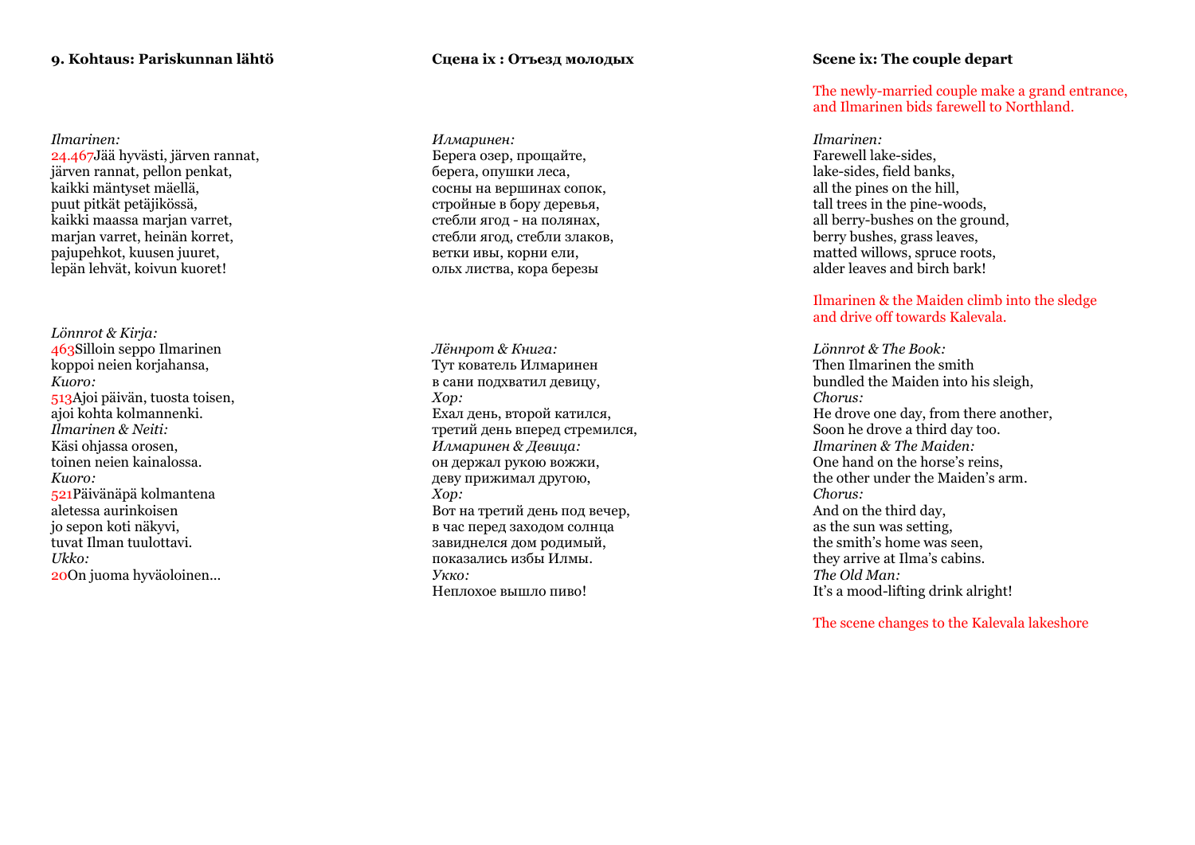### 9. Kohtaus: Pariskunnan lähtö

*Ilmarinen:*
24.467Jää hyvästi, järven rannat,
järven rannat, pellon penkat,
kaikki mäntyset mäellä,
puut pitkät petäjikössä,
kaikki maassa marjan varret,
marjan varret, heinän korret,
pajupehkot, kuusen juuret,
lepän lehvät, koivun kuoret!

*Lönnrot & Kirja:*
463Silloin seppo Ilmarinen
koppoi neien korjahansa,
*Kuoro:*
513Ajoi päivän, tuosta toisen,
ajoi kohta kolmannenki.
*Ilmarinen & Neiti:*
Käsi ohjassa orosen,
toinen neien kainalossa.
*Kuoro:*
521Päivänäpä kolmantena
aletessa aurinkoisen
jo sepon koti näkyvi,
tuvat Ilman tuulottavi.
*Ukko:*
20On juoma hyväoloinen…

### Сцена ix : Отъезд молодых

*Илмаринен:*
Берега озер, прощайте,
берега, опушки леса,
сосны на вершинах сопок,
стройные в бору деревья,
стебли ягод - на полянах,
стебли ягод, стебли злаков,
ветки ивы, корни ели,
ольх листва, кора березы

*Лённрот & Книга:*
Тут кователь Илмаринен
в сани подхватил девицу,
*Хор:*
Ехал день, второй катился,
третий день вперед стремился,
*Илмаринен & Девица:*
он держал рукою вожжи,
деву прижимал другою,
*Хор:*
Вот на третий день под вечер,
в час перед заходом солнца
завиднелся дом родимый,
показались избы Илмы.
*Укко:*
Неплохое вышло пиво!

### Scene ix: The couple depart

The newly-married couple make a grand entrance, and Ilmarinen bids farewell to Northland.

*Ilmarinen:*
Farewell lake-sides,
lake-sides, field banks,
all the pines on the hill,
tall trees in the pine-woods,
all berry-bushes on the ground,
berry bushes, grass leaves,
matted willows, spruce roots,
alder leaves and birch bark!

Ilmarinen & the Maiden climb into the sledge and drive off towards Kalevala.

*Lönnrot & The Book:*
Then Ilmarinen the smith
bundled the Maiden into his sleigh,
*Chorus:*
He drove one day, from there another,
Soon he drove a third day too.
*Ilmarinen & The Maiden:*
One hand on the horse's reins,
the other under the Maiden's arm.
*Chorus:*
And on the third day,
as the sun was setting,
the smith's home was seen,
they arrive at Ilma's cabins.
*The Old Man:*
It's a mood-lifting drink alright!

The scene changes to the Kalevala lakeshore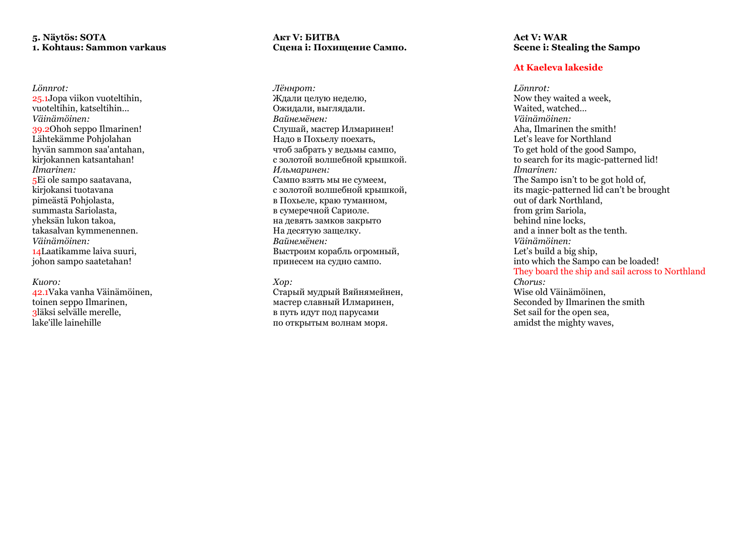**5. Näytös: SOTA**
**1. Kohtaus: Sammon varkaus**

*Lönnrot:*
25.1Jopa viikon vuoteltihin,
vuoteltihin, katseltihin…
*Väinämöinen:*
39.2Ohoh seppo Ilmarinen!
Lähtekämme Pohjolahan
hyvän sammon saa'antahan,
kirjokannen katsantahan!
*Ilmarinen:*
5Ei ole sampo saatavana,
kirjokansi tuotavana
pimeästä Pohjolasta,
summasta Sariolasta,
yheksän lukon takoa,
takasalvan kymmenennen.
*Väinämöinen:*
14Laatikamme laiva suuri,
johon sampo saatetahan!

*Kuoro:*
42.1Vaka vanha Väinämöinen,
toinen seppo Ilmarinen,
3läksi selvälle merelle,
lake'ille lainehille

**Акт V: БИТВА**
**Сцена i: Похищение Сампо.**

*Лённрот:*
Ждали целую неделю,
Ожидали, выглядали.
*Вайнемёнен:*
Слушай, мастер Илмаринен!
Надо в Похьелу поехать,
чтоб забрать у ведьмы сампо,
с золотой волшебной крышкой.
*Ильмаринен:*
Сампо взять мы не сумеем,
с золотой волшебной крышкой,
в Похьеле, краю туманном,
в сумеречной Сариоле.
на девять замков закрыто
На десятую защелку.
*Вайнемёнен:*
Выстроим корабль огромный,
принесем на судно сампо.

*Хор:*
Старый мудрый Вяйнямейнен,
мастер славный Илмаринен,
в путь идут под парусами
по открытым волнам моря.

**Act V: WAR**
**Scene i: Stealing the Sampo**

**At Kaeleva lakeside**

*Lönnrot:*
Now they waited a week,
Waited, watched…
*Väinämöinen:*
Aha, Ilmarinen the smith!
Let's leave for Northland
To get hold of the good Sampo,
to search for its magic-patterned lid!
*Ilmarinen:*
The Sampo isn't to be got hold of,
its magic-patterned lid can't be brought
out of dark Northland,
from grim Sariola,
behind nine locks,
and a inner bolt as the tenth.
*Väinämöinen:*
Let's build a big ship,
into which the Sampo can be loaded!
They board the ship and sail across to Northland
*Chorus:*
Wise old Väinämöinen,
Seconded by Ilmarinen the smith
Set sail for the open sea,
amidst the mighty waves,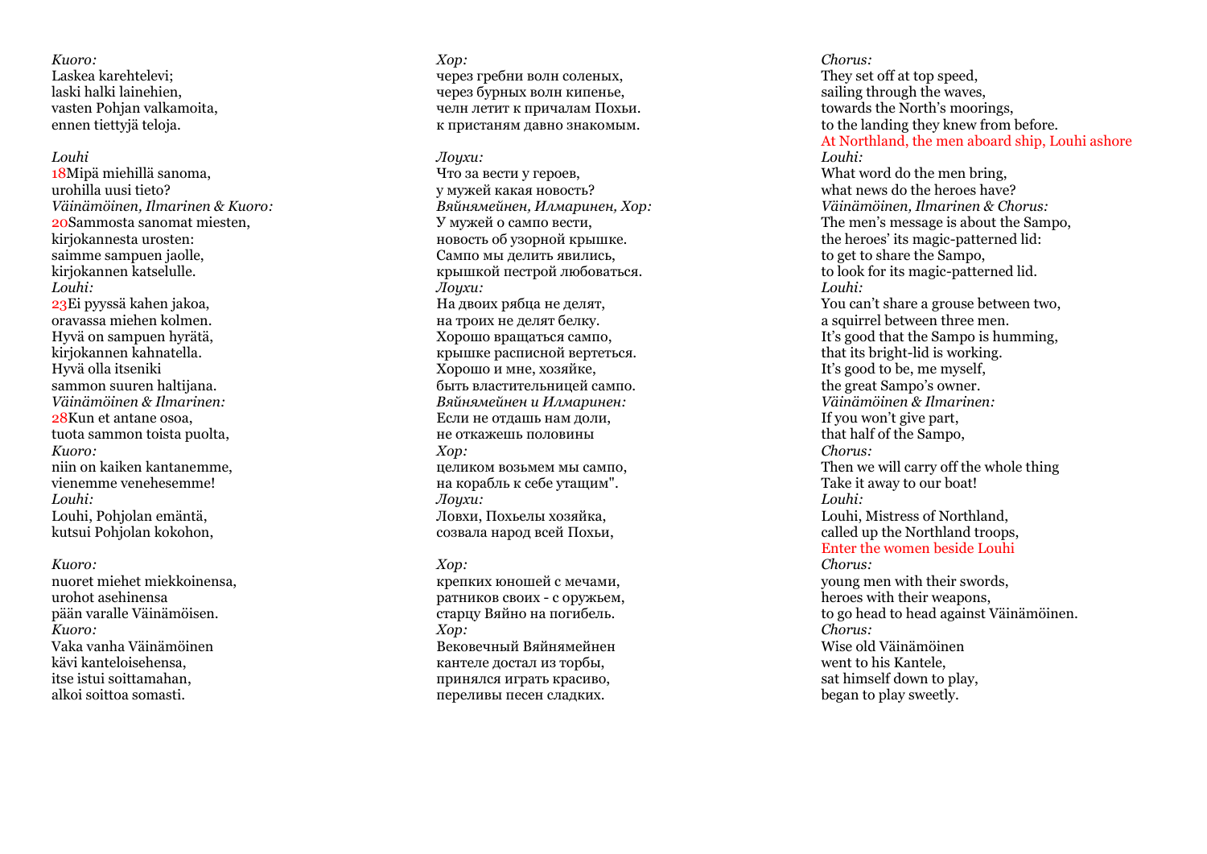*Kuoro:*
Laskea karehtelevi;
laski halki lainehien,
vasten Pohjan valkamoita,
ennen tiettyjä teloja.

*Louhi*
18Mipä miehillä sanoma,
urohilla uusi tieto?
*Väinämöinen, Ilmarinen & Kuoro:*
20Sammosta sanomat miesten,
kirjokannesta urosten:
saimme sampuen jaolle,
kirjokannen katselulle.
*Louhi:*
23Ei pyyssä kahen jakoa,
oravassa miehen kolmen.
Hyvä on sampuen hyrätä,
kirjokannen kahnatella.
Hyvä olla itseniki
sammon suuren haltijana.
*Väinämöinen & Ilmarinen:*
28Kun et antane osoa,
tuota sammon toista puolta,
*Kuoro:*
niin on kaiken kantanemme,
vienemme venehesemme!
*Louhi:*
Louhi, Pohjolan emäntä,
kutsui Pohjolan kokohon,

*Kuoro:*
nuoret miehet miekkoinensa,
urohot asehinensa
pään varalle Väinämöisen.
*Kuoro:*
Vaka vanha Väinämöinen
kävi kanteloisehensa,
itse istui soittamahan,
alkoi soittoa somasti.

*Хор:*
через гребни волн соленых,
через бурных волн кипенье,
челн летит к причалам Похьи.
к пристаням давно знакомым.

*Лоухи:*
Что за вести у героев,
у мужей какая новость?
*Вяйнямейнен, Илмаринен, Хор:*
У мужей о сампо вести,
новость об узорной крышке.
Сампо мы делить явились,
крышкой пестрой любоваться.
*Лоухи:*
На двоих рябца не делят,
на троих не делят белку.
Хорошо вращаться сампо,
крышке расписной вертеться.
Хорошо и мне, хозяйке,
быть властительницей сампо.
*Вяйнямейнен и Илмаринен:*
Если не отдашь нам доли,
не откажешь половины
*Хор:*
целиком возьмем мы сампо,
на корабль к себе утащим".
*Лоухи:*
Ловхи, Похьелы хозяйка,
созвала народ всей Похьи,

*Хор:*
крепких юношей с мечами,
ратников своих - с оружьем,
старцу Вяйно на погибель.
*Хор:*
Вековечный Вяйнямейнен
кантеле достал из торбы,
принялся играть красиво,
переливы песен сладких.

*Chorus:*
They set off at top speed,
sailing through the waves,
towards the North's moorings,
to the landing they knew from before.
At Northland, the men aboard ship, Louhi ashore
*Louhi:*
What word do the men bring,
what news do the heroes have?
*Väinämöinen, Ilmarinen & Chorus:*
The men's message is about the Sampo,
the heroes' its magic-patterned lid:
to get to share the Sampo,
to look for its magic-patterned lid.
*Louhi:*
You can't share a grouse between two,
a squirrel between three men.
It's good that the Sampo is humming,
that its bright-lid is working.
It's good to be, me myself,
the great Sampo's owner.
*Väinämöinen & Ilmarinen:*
If you won't give part,
that half of the Sampo,
*Chorus:*
Then we will carry off the whole thing
Take it away to our boat!
*Louhi:*
Louhi, Mistress of Northland,
called up the Northland troops,
Enter the women beside Louhi
*Chorus:*
young men with their swords,
heroes with their weapons,
to go head to head against Väinämöinen.
*Chorus:*
Wise old Väinämöinen
went to his Kantele,
sat himself down to play,
began to play sweetly.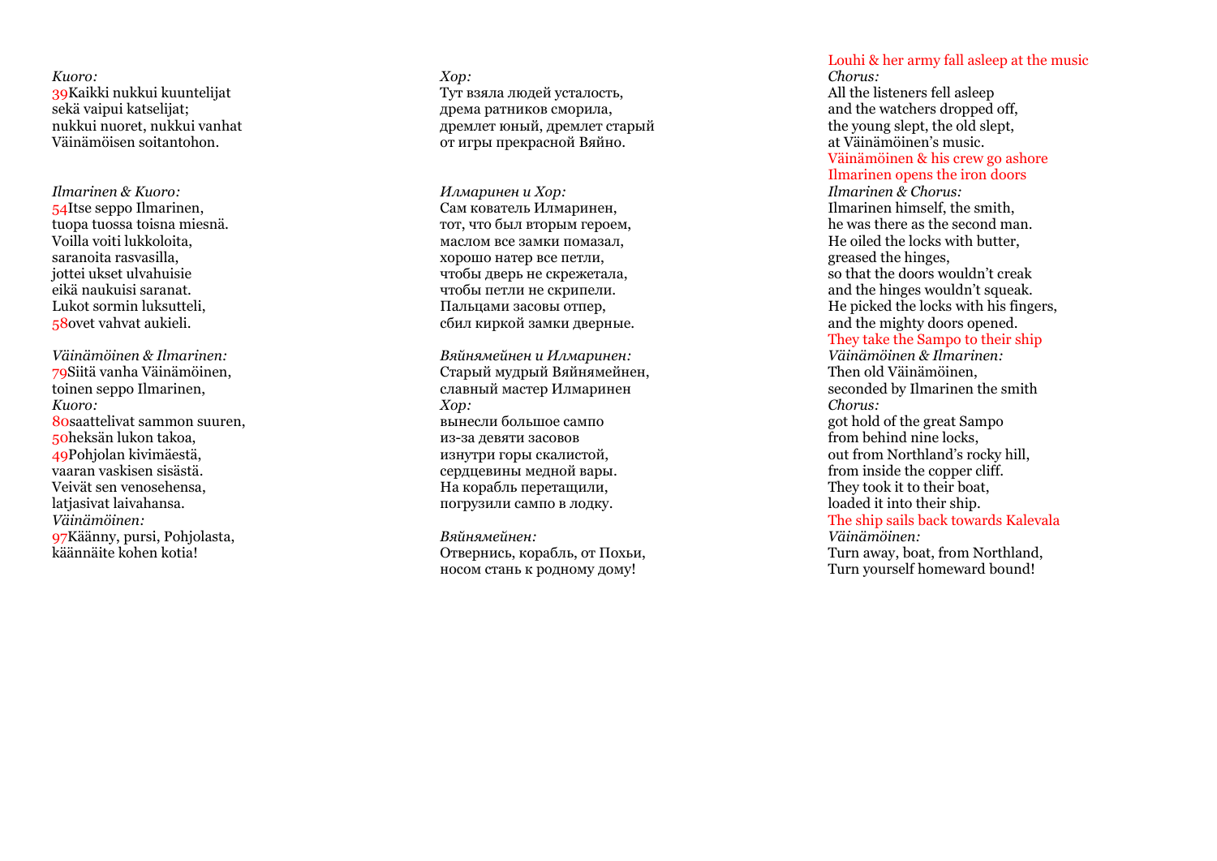*Kuoro:*
39Kaikki nukkui kuuntelijat
sekä vaipui katselijat;
nukkui nuoret, nukkui vanhat
Väinämöisen soitantohon.

*Ilmarinen & Kuoro:*
54Itse seppo Ilmarinen,
tuopa tuossa toisna miesnä.
Voilla voiti lukkoloita,
saranoita rasvasilla,
jottei ukset ulvahuisie
eikä naukuisi saranat.
Lukot sormin luksutteli,
58ovet vahvat aukieli.

*Väinämöinen & Ilmarinen:*
79Siitä vanha Väinämöinen,
toinen seppo Ilmarinen,
*Kuoro:*
80saattelivat sammon suuren,
50heksän lukon takoa,
49Pohjolan kivimäestä,
vaaran vaskisen sisästä.
Veivät sen venosehensa,
latjasivat laivahansa.
*Väinämöinen:*
97Käänny, pursi, Pohjolasta,
käännäite kohen kotia!

*Хор:*
Тут взяла людей усталость,
дрема ратников сморила,
дремлет юный, дремлет старый
от игры прекрасной Вяйно.

*Илмаринен и Хор:*
Сам кователь Илмаринен,
тот, что был вторым героем,
маслом все замки помазал,
хорошо натер все петли,
чтобы дверь не скрежетала,
чтобы петли не скрипели.
Пальцами засовы отпер,
сбил киркой замки дверные.

*Вяйнямейнен и Илмаринен:*
Старый мудрый Вяйнямейнен,
славный мастер Илмаринен
*Хор:*
вынесли большое сампо
из-за девяти засовов
изнутри горы скалистой,
сердцевины медной вары.
На корабль перетащили,
погрузили сампо в лодку.

*Вяйнямейнен:*
Отвернись, корабль, от Похьи,
носом стань к родному дому!

Louhi & her army fall asleep at the music
*Chorus:*
All the listeners fell asleep
and the watchers dropped off,
the young slept, the old slept,
at Väinämöinen's music.
Väinämöinen & his crew go ashore
Ilmarinen opens the iron doors
*Ilmarinen & Chorus:*
Ilmarinen himself, the smith,
he was there as the second man.
He oiled the locks with butter,
greased the hinges,
so that the doors wouldn't creak
and the hinges wouldn't squeak.
He picked the locks with his fingers,
and the mighty doors opened.
They take the Sampo to their ship
*Väinämöinen & Ilmarinen:*
Then old Väinämöinen,
seconded by Ilmarinen the smith
*Chorus:*
got hold of the great Sampo
from behind nine locks,
out from Northland's rocky hill,
from inside the copper cliff.
They took it to their boat,
loaded it into their ship.
The ship sails back towards Kalevala
*Väinämöinen:*
Turn away, boat, from Northland,
Turn yourself homeward bound!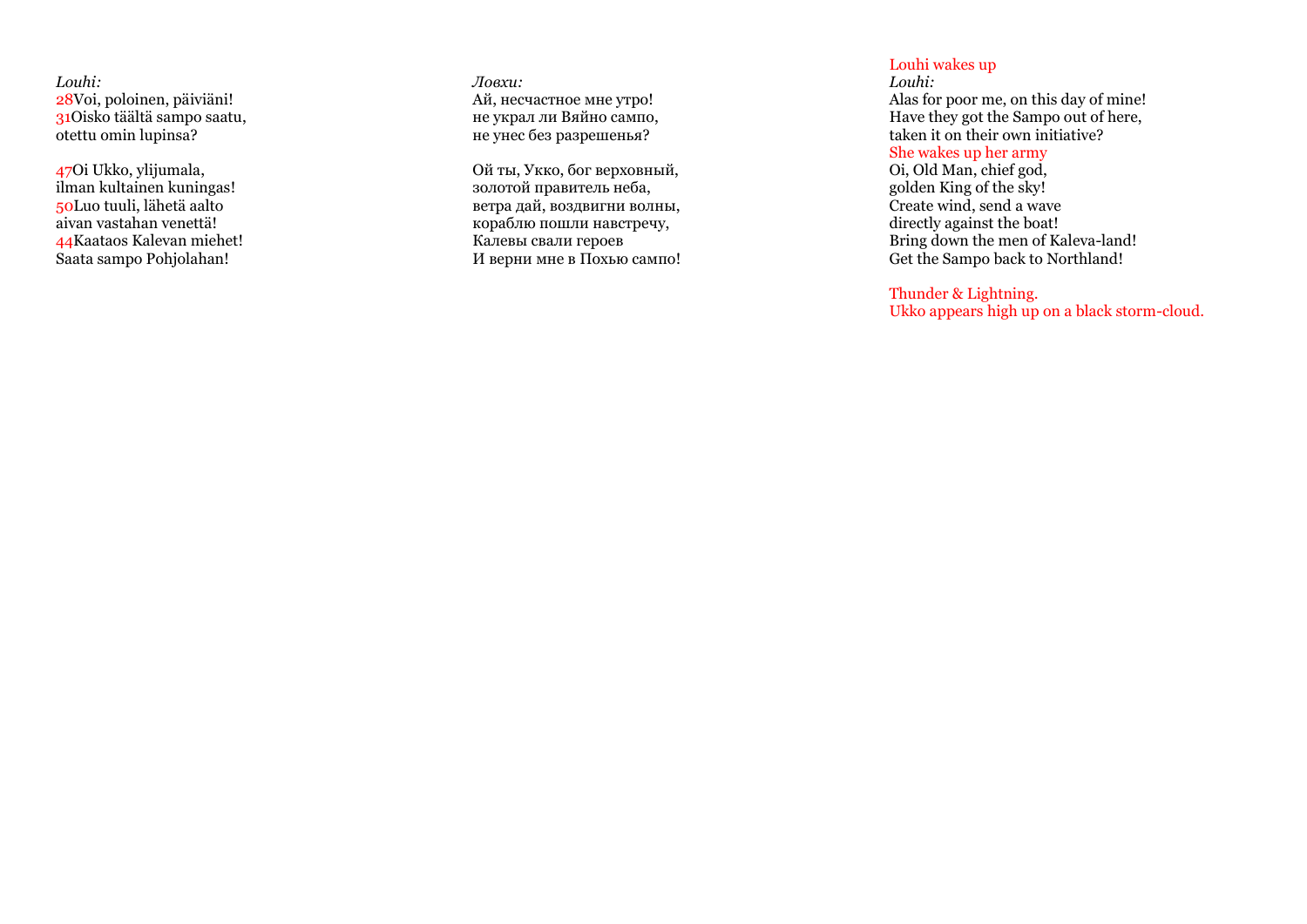*Louhi:*
28Voi, poloinen, päiviäni!
31Oisko täältä sampo saatu,
otettu omin lupinsa?

47Oi Ukko, ylijumala,
ilman kultainen kuningas!
50Luo tuuli, lähetä aalto
aivan vastahan venettä!
44Kaataos Kalevan miehet!
Saata sampo Pohjolahan!

*Ловхи:*
Ай, несчастное мне утро!
не украл ли Вяйно сампо,
не унес без разрешенья?

Ой ты, Укко, бог верховный,
золотой правитель неба,
ветра дай, воздвигни волны,
кораблю пошли навстречу,
Калевы свали героев
И верни мне в Похью сампо!

Louhi wakes up
*Louhi:*
Alas for poor me, on this day of mine!
Have they got the Sampo out of here,
taken it on their own initiative?
She wakes up her army
Oi, Old Man, chief god,
golden King of the sky!
Create wind, send a wave
directly against the boat!
Bring down the men of Kaleva-land!
Get the Sampo back to Northland!

Thunder & Lightning.
Ukko appears high up on a black storm-cloud.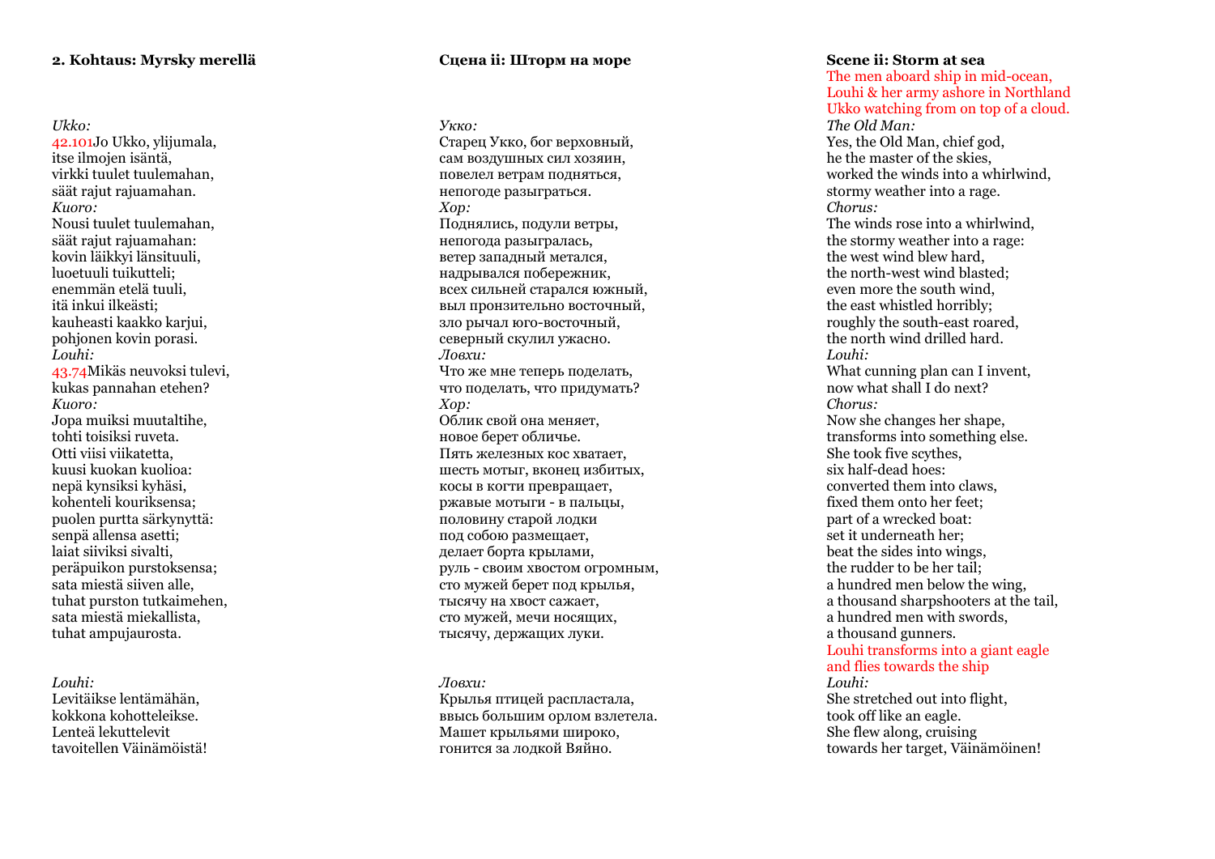**2. Kohtaus: Myrsky merellä**

*Ukko:*
42.101Jo Ukko, ylijumala,
itse ilmojen isäntä,
virkki tuulet tuulemahan,
säät rajut rajuamahan.
*Kuoro:*
Nousi tuulet tuulemahan,
säät rajut rajuamahan:
kovin läikkyi länsituuli,
luoetuuli tuikutteli;
enemmän etelä tuuli,
itä inkui ilkeästi;
kauheasti kaakko karjui,
pohjonen kovin porasi.
*Louhi:*
43.74Mikäs neuvoksi tulevi,
kukas pannahan etehen?
*Kuoro:*
Jopa muiksi muutaltihe,
tohti toisiksi ruveta.
Otti viisi viikatetta,
kuusi kuokan kuolioa:
nepä kynsiksi kyhäsi,
kohenteli kouriksensa;
puolen purtta särkynyttä:
senpä allensa asetti;
laiat siiviksi sivalti,
peräpuikon purstoksensa;
sata miestä siiven alle,
tuhat purston tutkaimehen,
sata miestä miekallista,
tuhat ampujaurosta.

*Louhi:*
Levitäikse lentämähän,
kokkona kohotteleikse.
Lenteä lekuttelevit
tavoitellen Väinämöistä!

**Сцена ii: Шторм на море**

*Укко:*
Старец Укко, бог верховный,
сам воздушных сил хозяин,
повелел ветрам подняться,
непогоде разыграться.
*Хор:*
Поднялись, подули ветры,
непогода разыгралась,
ветер западный метался,
надрывался побережник,
всех сильней старался южный,
выл пронзительно восточный,
зло рычал юго-восточный,
северный скулил ужасно.
*Ловхи:*
Что же мне теперь поделать,
что поделать, что придумать?
*Хор:*
Облик свой она меняет,
новое берет обличье.
Пять железных кос хватает,
шесть мотыг, вконец избитых,
косы в когти превращает,
ржавые мотыги - в пальцы,
половину старой лодки
под собою размещает,
делает борта крылами,
руль - своим хвостом огромным,
сто мужей берет под крылья,
тысячу на хвост сажает,
сто мужей, мечи носящих,
тысячу, держащих луки.

*Ловхи:*
Крылья птицей распластала,
ввысь большим орлом взлетела.
Машет крыльями широко,
гонится за лодкой Вяйно.

**Scene ii: Storm at sea**
The men aboard ship in mid-ocean,
Louhi & her army ashore in Northland
Ukko watching from on top of a cloud.

*The Old Man:*
Yes, the Old Man, chief god,
he the master of the skies,
worked the winds into a whirlwind,
stormy weather into a rage.
*Chorus:*
The winds rose into a whirlwind,
the stormy weather into a rage:
the west wind blew hard,
the north-west wind blasted;
even more the south wind,
the east whistled horribly;
roughly the south-east roared,
the north wind drilled hard.
*Louhi:*
What cunning plan can I invent,
now what shall I do next?
*Chorus:*
Now she changes her shape,
transforms into something else.
She took five scythes,
six half-dead hoes:
converted them into claws,
fixed them onto her feet;
part of a wrecked boat:
set it underneath her;
beat the sides into wings,
the rudder to be her tail;
a hundred men below the wing,
a thousand sharpshooters at the tail,
a hundred men with swords,
a thousand gunners.
Louhi transforms into a giant eagle
and flies towards the ship
*Louhi:*
She stretched out into flight,
took off like an eagle.
She flew along, cruising
towards her target, Väinämöinen!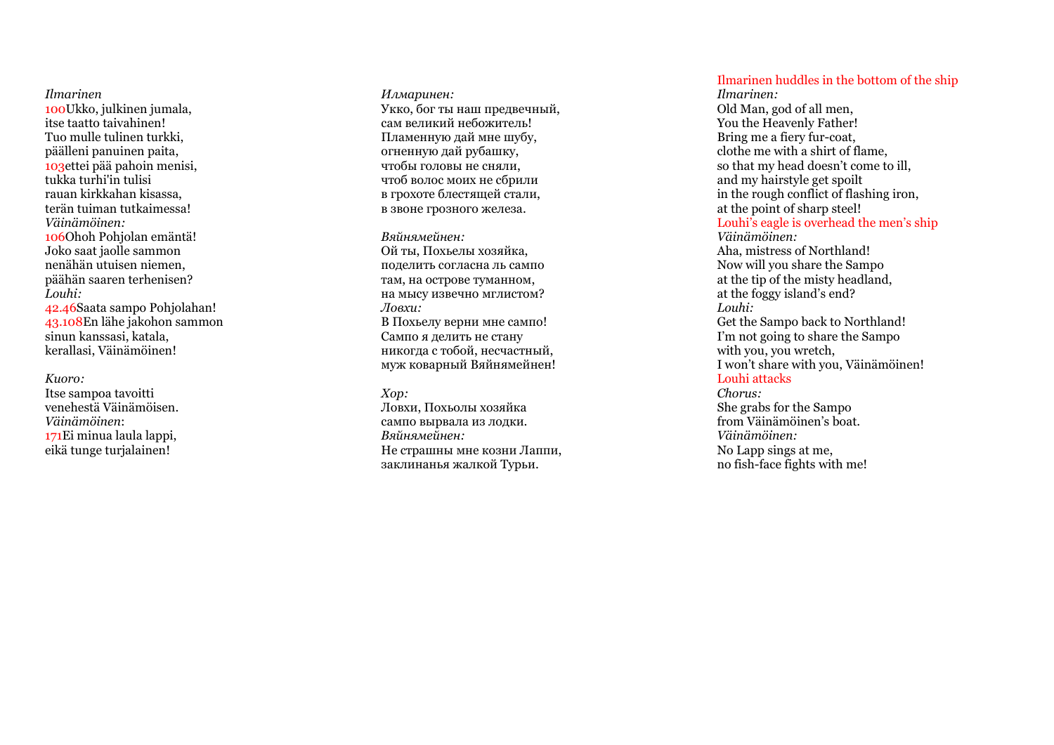*Ilmarinen*
100Ukko, julkinen jumala,
itse taatto taivahinen!
Tuo mulle tulinen turkki,
päälleni panuinen paita,
103ettei pää pahoin menisi,
tukka turhi'in tulisi
rauan kirkkahan kisassa,
terän tuiman tutkaimessa!
*Väinämöinen:*
106Ohoh Pohjolan emäntä!
Joko saat jaolle sammon
nenähän utuisen niemen,
päähän saaren terhenisen?
*Louhi:*
42.46Saata sampo Pohjolahan!
43.108En lähe jakohon sammon
sinun kanssasi, katala,
kerallasi, Väinämöinen!

*Kuoro:*
Itse sampoa tavoitti
venehestä Väinämöisen.
*Väinämöinen*:
171Ei minua laula lappi,
eikä tunge turjalainen!

*Илмаринен:*
Укко, бог ты наш предвечный,
сам великий небожитель!
Пламенную дай мне шубу,
огненную дай рубашку,
чтобы головы не сняли,
чтоб волос моих не сбрили
в грохоте блестящей стали,
в звоне грозного железа.

*Вяйнямейнен:*
Ой ты, Похьелы хозяйка,
поделить согласна ль сампо
там, на острове туманном,
на мысу извечно мглистом?
*Ловхи:*
В Похьелу верни мне сампо!
Сампо я делить не стану
никогда с тобой, несчастный,
муж коварный Вяйнямейнен!

*Хор:*
Ловхи, Похьолы хозяйка
сампо вырвала из лодки.
*Вяйнямейнен:*
Не страшны мне козни Лаппи,
заклинанья жалкой Турьи.

Ilmarinen huddles in the bottom of the ship
*Ilmarinen:*
Old Man, god of all men,
You the Heavenly Father!
Bring me a fiery fur-coat,
clothe me with a shirt of flame,
so that my head doesn't come to ill,
and my hairstyle get spoilt
in the rough conflict of flashing iron,
at the point of sharp steel!
Louhi's eagle is overhead the men's ship
*Väinämöinen:*
Aha, mistress of Northland!
Now will you share the Sampo
at the tip of the misty headland,
at the foggy island's end?
*Louhi:*
Get the Sampo back to Northland!
I'm not going to share the Sampo
with you, you wretch,
I won't share with you, Väinämöinen!
Louhi attacks
*Chorus:*
She grabs for the Sampo
from Väinämöinen's boat.
*Väinämöinen:*
No Lapp sings at me,
no fish-face fights with me!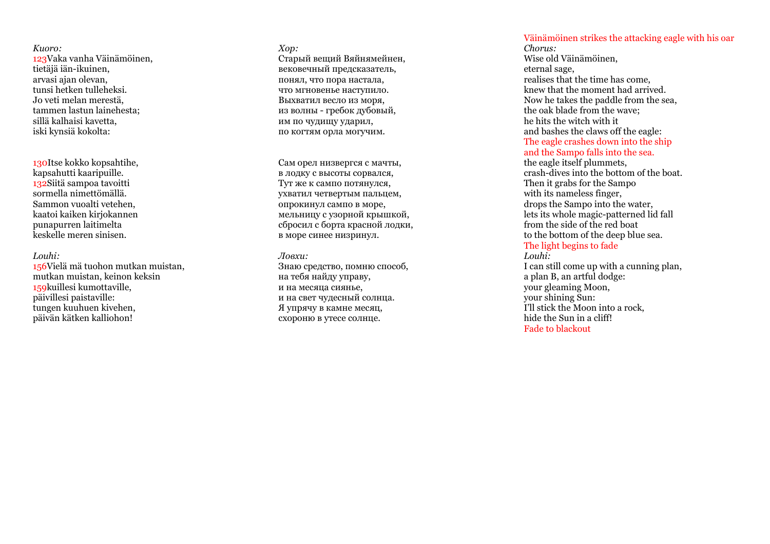*Kuoro:*
123Vaka vanha Väinämöinen,
tietäjä iän-ikuinen,
arvasi ajan olevan,
tunsi hetken tulleheksi.
Jo veti melan merestä,
tammen lastun lainehesta;
sillä kalhaisi kavetta,
iski kynsiä kokolta:

130Itse kokko kopsahtihe,
kapsahutti kaaripuille.
132Siitä sampoa tavoitti
sormella nimettömällä.
Sammon vuoalti vetehen,
kaatoi kaiken kirjokannen
punapurren laitimelta
keskelle meren sinisen.

*Louhi:*
156Vielä mä tuohon mutkan muistan,
mutkan muistan, keinon keksin
159kuillesi kumottaville,
päivillesi paistaville:
tungen kuuhuen kivehen,
päivän kätken kalliohon!

*Хор:*
Старый вещий Вяйнямейнен,
вековечный предсказатель,
понял, что пора настала,
что мгновенье наступило.
Выхватил весло из моря,
из волны - гребок дубовый,
им по чудищу ударил,
по когтям орла могучим.

Сам орел низвергся с мачты,
в лодку с высоты сорвался,
Тут же к сампо потянулся,
ухватил четвертым пальцем,
опрокинул сампо в море,
мельницу с узорной крышкой,
сбросил с борта красной лодки,
в море синее низринул.

*Ловхи:*
Знаю средство, помню способ,
на тебя найду управу,
и на месяца сиянье,
и на свет чудесный солнца.
Я упрячу в камне месяц,
схороню в утесе солнце.

Väinämöinen strikes the attacking eagle with his oar
*Chorus:*
Wise old Väinämöinen,
eternal sage,
realises that the time has come,
knew that the moment had arrived.
Now he takes the paddle from the sea,
the oak blade from the wave;
he hits the witch with it
and bashes the claws off the eagle:
The eagle crashes down into the ship
and the Sampo falls into the sea.
the eagle itself plummets,
crash-dives into the bottom of the boat.
Then it grabs for the Sampo
with its nameless finger,
drops the Sampo into the water,
lets its whole magic-patterned lid fall
from the side of the red boat
to the bottom of the deep blue sea.
The light begins to fade
*Louhi:*
I can still come up with a cunning plan,
a plan B, an artful dodge:
your gleaming Moon,
your shining Sun:
I'll stick the Moon into a rock,
hide the Sun in a cliff!
Fade to blackout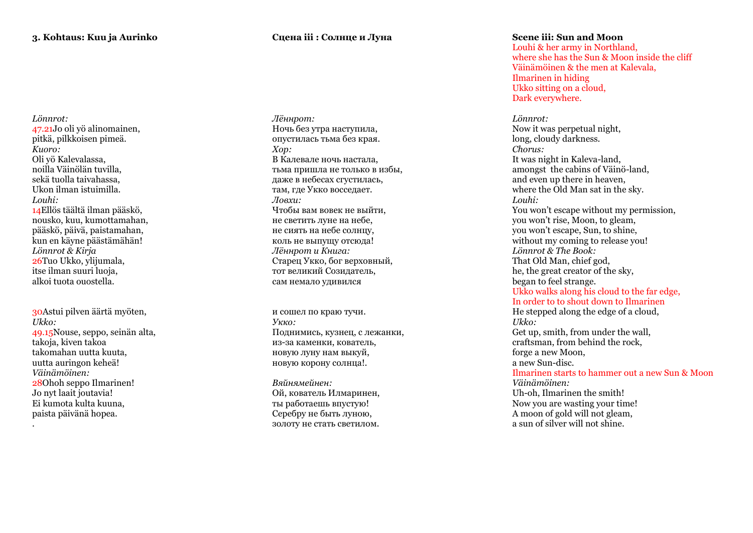### 3. Kohtaus: Kuu ja Aurinko

*Lönnrot:*
47.21Jo oli yö alinomainen,
pitkä, pilkkoisen pimeä.
*Kuoro:*
Oli yö Kalevalassa,
noilla Väinölän tuvilla,
sekä tuolla taivahassa,
Ukon ilman istuimilla.
*Louhi:*
14Ellös täältä ilman pääskö,
nousko, kuu, kumottamahan,
pääskö, päivä, paistamahan,
kun en käyne päästämähän!
*Lönnrot & Kirja*
26Tuo Ukko, ylijumala,
itse ilman suuri luoja,
alkoi tuota ouostella.

30Astui pilven äärtä myöten,
*Ukko:*
49.15Nouse, seppo, seinän alta,
takoja, kiven takoa
takomahan uutta kuuta,
uutta auringon keheä!
*Väinämöinen:*
28Ohoh seppo Ilmarinen!
Jo nyt laait joutavia!
Ei kumota kulta kuuna,
paista päivänä hopea.
.

### Сцена iii : Солнце и Луна

*Лённрот:*
Ночь без утра наступила,
опустилась тьма без края.
*Хор:*
В Калевале ночь настала,
тьма пришла не только в избы,
даже в небесах сгустилась,
там, где Укко восседает.
*Ловхи:*
Чтобы вам вовек не выйти,
не светить луне на небе,
не сиять на небе солнцу,
коль не выпущу отсюда!
*Лённрот и Книга:*
Старец Укко, бог верховный,
тот великий Созидатель,
сам немало удивился

и сошел по краю тучи.
*Укко:*
Поднимись, кузнец, с лежанки,
из-за каменки, кователь,
новую луну нам выкуй,
новую корону солнца!.

*Вяйнямейнен:*
Ой, кователь Илмаринен,
ты работаешь впустую!
Серебру не быть луною,
золоту не стать светилом.

### Scene iii: Sun and Moon

Louhi & her army in Northland,
where she has the Sun & Moon inside the cliff
Väinämöinen & the men at Kalevala,
Ilmarinen in hiding
Ukko sitting on a cloud,
Dark everywhere.

*Lönnrot:*
Now it was perpetual night,
long, cloudy darkness.
*Chorus:*
It was night in Kaleva-land,
amongst the cabins of Väinö-land,
and even up there in heaven,
where the Old Man sat in the sky.
*Louhi:*
You won't escape without my permission,
you won't rise, Moon, to gleam,
you won't escape, Sun, to shine,
without my coming to release you!
*Lönnrot & The Book:*
That Old Man, chief god,
he, the great creator of the sky,
began to feel strange.
Ukko walks along his cloud to the far edge,
In order to to shout down to Ilmarinen
He stepped along the edge of a cloud,
*Ukko:*
Get up, smith, from under the wall,
craftsman, from behind the rock,
forge a new Moon,
a new Sun-disc.
Ilmarinen starts to hammer out a new Sun & Moon
*Väinämöinen:*
Uh-oh, Ilmarinen the smith!
Now you are wasting your time!
A moon of gold will not gleam,
a sun of silver will not shine.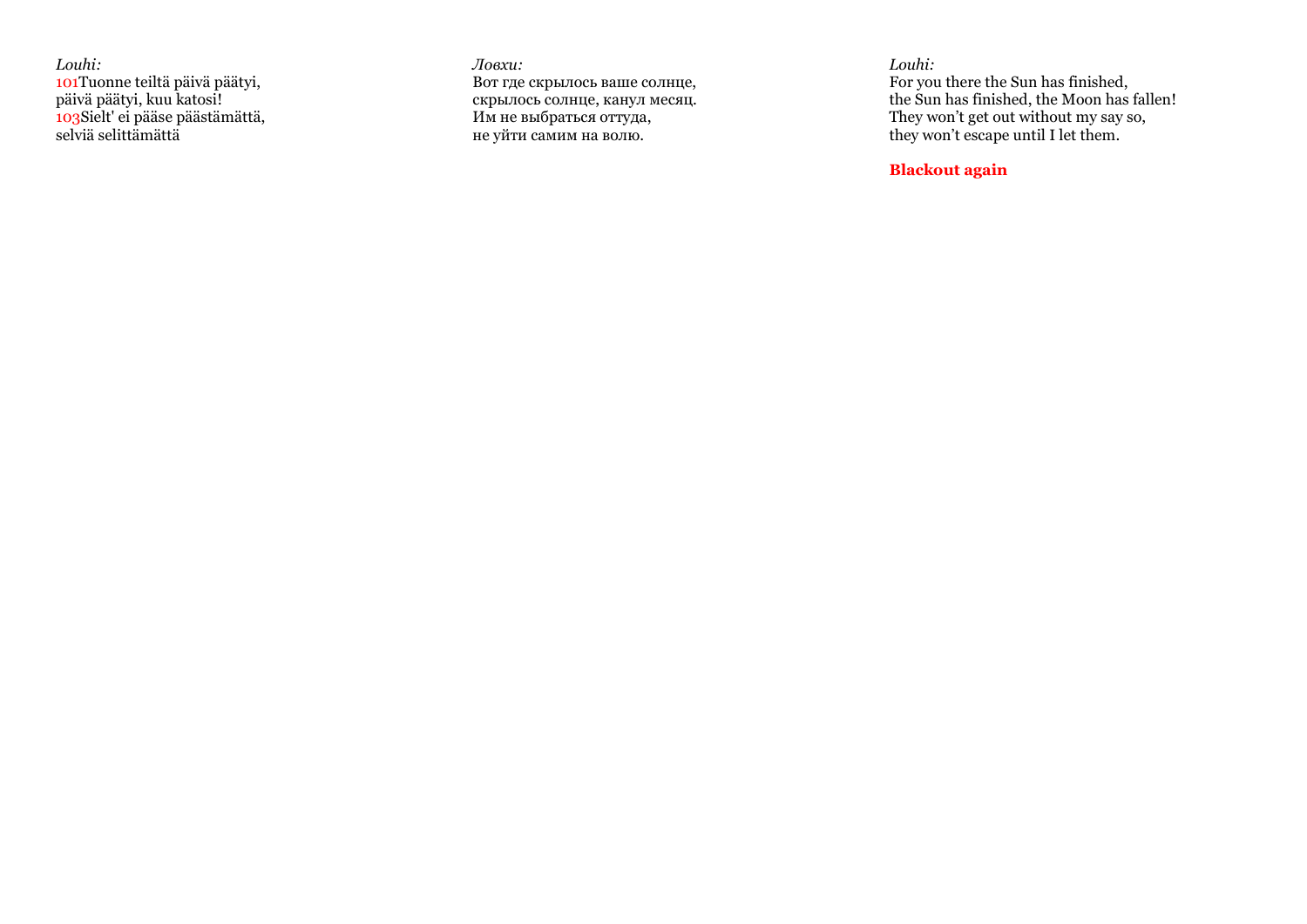*Louhi:*
101Tuonne teiltä päivä päätyi,
päivä päätyi, kuu katosi!
103Sielt' ei pääse päästämättä,
selviä selittämättä

*Ловхи:*
Вот где скрылось ваше солнце,
скрылось солнце, канул месяц.
Им не выбраться оттуда,
не уйти самим на волю.

*Louhi:*
For you there the Sun has finished,
the Sun has finished, the Moon has fallen!
They won't get out without my say so,
they won't escape until I let them.

**Blackout again**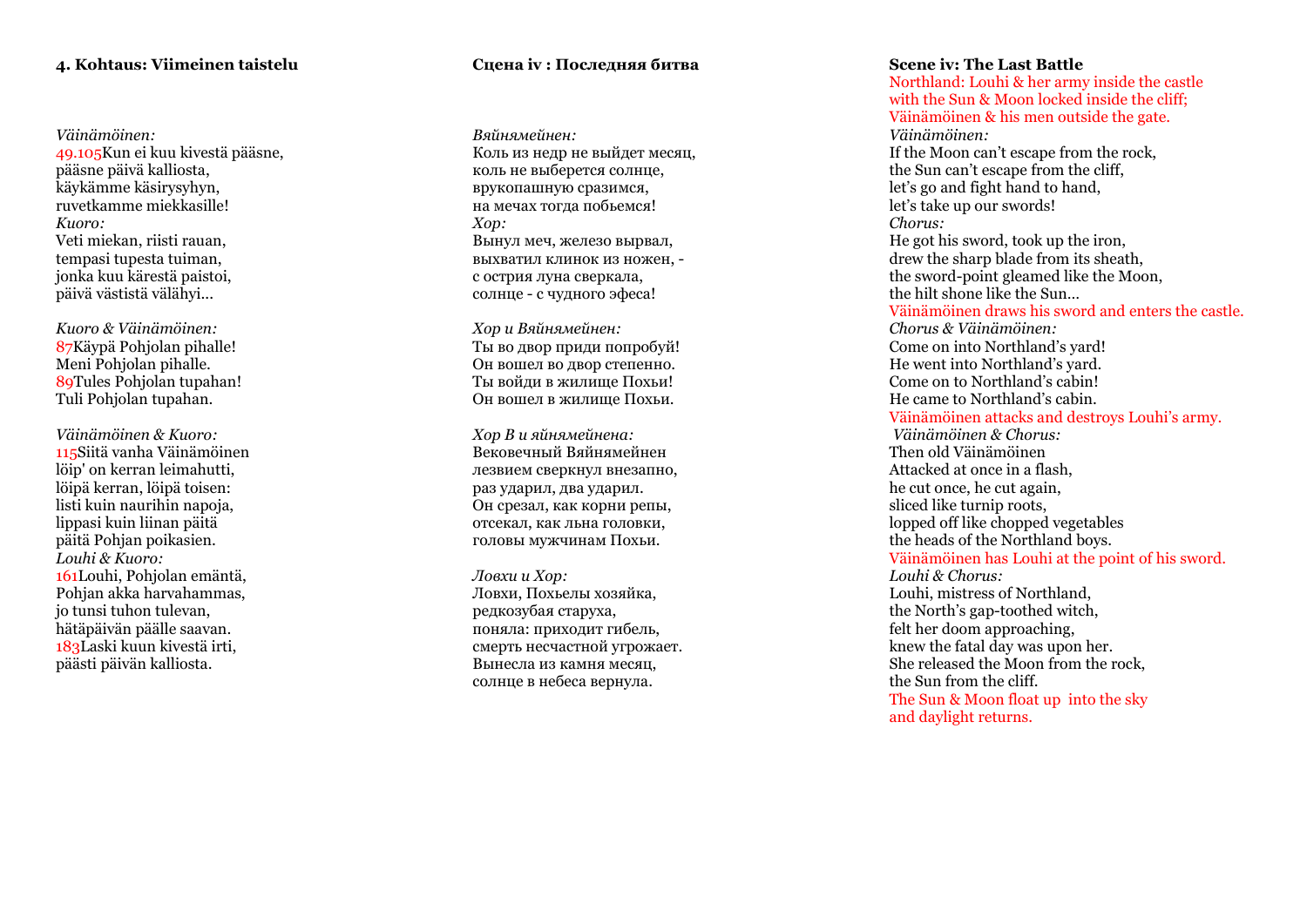**4. Kohtaus: Viimeinen taistelu**

*Väinämöinen:*
49.105Kun ei kuu kivestä pääsne,
pääsne päivä kalliosta,
käykämme käsirysyhyn,
ruvetkamme miekkasille!
*Kuoro:*
Veti miekan, riisti rauan,
tempasi tupesta tuiman,
jonka kuu kärestä paistoi,
päivä västistä välähyi…

*Kuoro & Väinämöinen:*
87Käypä Pohjolan pihalle!
Meni Pohjolan pihalle.
89Tules Pohjolan tupahan!
Tuli Pohjolan tupahan.

*Väinämöinen & Kuoro:*
115Siitä vanha Väinämöinen
löip' on kerran leimahutti,
löipä kerran, löipä toisen:
listi kuin naurihin napoja,
lippasi kuin liinan päitä
päitä Pohjan poikasien.
*Louhi & Kuoro:*
161Louhi, Pohjolan emäntä,
Pohjan akka harvahammas,
jo tunsi tuhon tulevan,
hätäpäivän päälle saavan.
183Laski kuun kivestä irti,
päästi päivän kalliosta.

**Сцена iv : Последняя битва**

*Вяйнямейнен:*
Коль из недр не выйдет месяц,
коль не выберется солнце,
врукопашную сразимся,
на мечах тогда побьемся!
*Хор:*
Вынул меч, железо вырвал,
выхватил клинок из ножен, -
с острия луна сверкала,
солнце - с чудного эфеса!

*Хор и Вяйнямейнен:*
Ты во двор приди попробуй!
Он вошел во двор степенно.
Ты войди в жилище Похьи!
Он вошел в жилище Похьи.

*Хор В и яйнямейнена:*
Вековечный Вяйнямейнен
лезвием сверкнул внезапно,
раз ударил, два ударил.
Он срезал, как корни репы,
отсекал, как льна головки,
головы мужчинам Похьи.

*Ловхи и Хор:*
Ловхи, Похьелы хозяйка,
редкозубая старуха,
поняла: приходит гибель,
смерть несчастной угрожает.
Вынесла из камня месяц,
солнце в небеса вернула.

**Scene iv: The Last Battle**
Northland: Louhi & her army inside the castle
with the Sun & Moon locked inside the cliff;
Väinämöinen & his men outside the gate.
*Väinämöinen:*
If the Moon can't escape from the rock,
the Sun can't escape from the cliff,
let's go and fight hand to hand,
let's take up our swords!
*Chorus:*
He got his sword, took up the iron,
drew the sharp blade from its sheath,
the sword-point gleamed like the Moon,
the hilt shone like the Sun…
Väinämöinen draws his sword and enters the castle.
*Chorus & Väinämöinen:*
Come on into Northland's yard!
He went into Northland's yard.
Come on to Northland's cabin!
He came to Northland's cabin.
Väinämöinen attacks and destroys Louhi's army.
*Väinämöinen & Chorus:*
Then old Väinämöinen
Attacked at once in a flash,
he cut once, he cut again,
sliced like turnip roots,
lopped off like chopped vegetables
the heads of the Northland boys.
Väinämöinen has Louhi at the point of his sword.
*Louhi & Chorus:*
Louhi, mistress of Northland,
the North's gap-toothed witch,
felt her doom approaching,
knew the fatal day was upon her.
She released the Moon from the rock,
the Sun from the cliff.
The Sun & Moon float up into the sky
and daylight returns.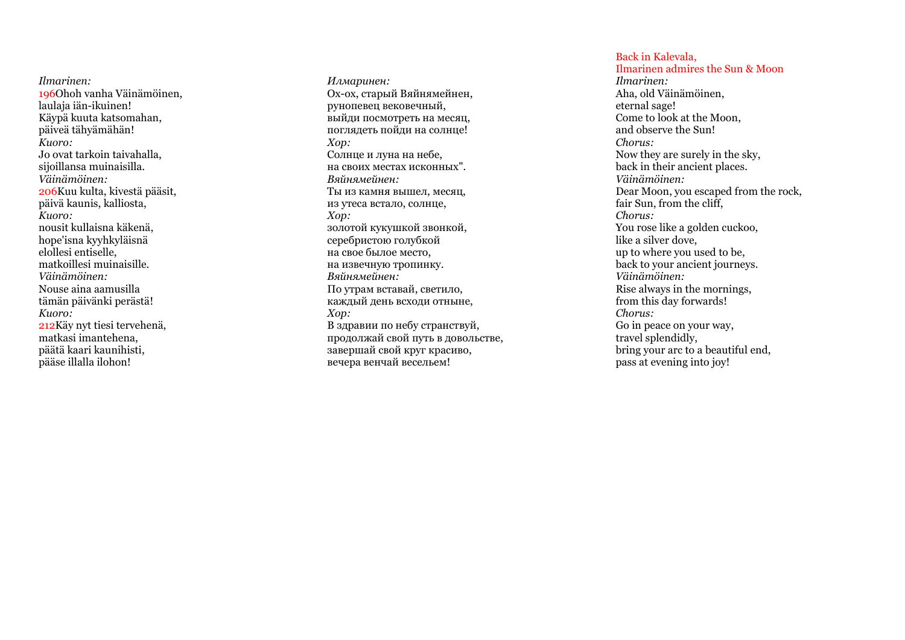*Ilmarinen:*
196Ohoh vanha Väinämöinen,
laulaja iän-ikuinen!
Käypä kuuta katsomahan,
päiveä tähyämähän!
*Kuoro:*
Jo ovat tarkoin taivahalla,
sijoillansa muinaisilla.
*Väinämöinen:*
206Kuu kulta, kivestä pääsit,
päivä kaunis, kalliosta,
*Kuoro:*
nousit kullaisna käkenä,
hope'isna kyyhkyläisnä
elollesi entiselle,
matkoillesi muinaisille.
*Väinämöinen:*
Nouse aina aamusilla
tämän päivänki perästä!
*Kuoro:*
212Käy nyt tiesi tervehenä,
matkasi imantehena,
päätä kaari kaunihisti,
pääse illalla ilohon!

*Илмаринен:*
Ох-ох, старый Вяйнямейнен,
рунопевец вековечный,
выйди посмотреть на месяц,
поглядеть пойди на солнце!
*Хор:*
Солнце и луна на небе,
на своих местах исконных".
*Вяйнямейнен:*
Ты из камня вышел, месяц,
из утеса встало, солнце,
*Хор:*
золотой кукушкой звонкой,
серебристою голубкой
на свое былое место,
на извечную тропинку.
*Вяйнямейнен:*
По утрам вставай, светило,
каждый день всходи отныне,
*Хор:*
В здравии по небу странствуй,
продолжай свой путь в довольстве,
завершай свой круг красиво,
вечера венчай весельем!

Back in Kalevala,
Ilmarinen admires the Sun & Moon
*Ilmarinen:*
Aha, old Väinämöinen,
eternal sage!
Come to look at the Moon,
and observe the Sun!
*Chorus:*
Now they are surely in the sky,
back in their ancient places.
*Väinämöinen:*
Dear Moon, you escaped from the rock,
fair Sun, from the cliff,
*Chorus:*
You rose like a golden cuckoo,
like a silver dove,
up to where you used to be,
back to your ancient journeys.
*Väinämöinen:*
Rise always in the mornings,
from this day forwards!
*Chorus:*
Go in peace on your way,
travel splendidly,
bring your arc to a beautiful end,
pass at evening into joy!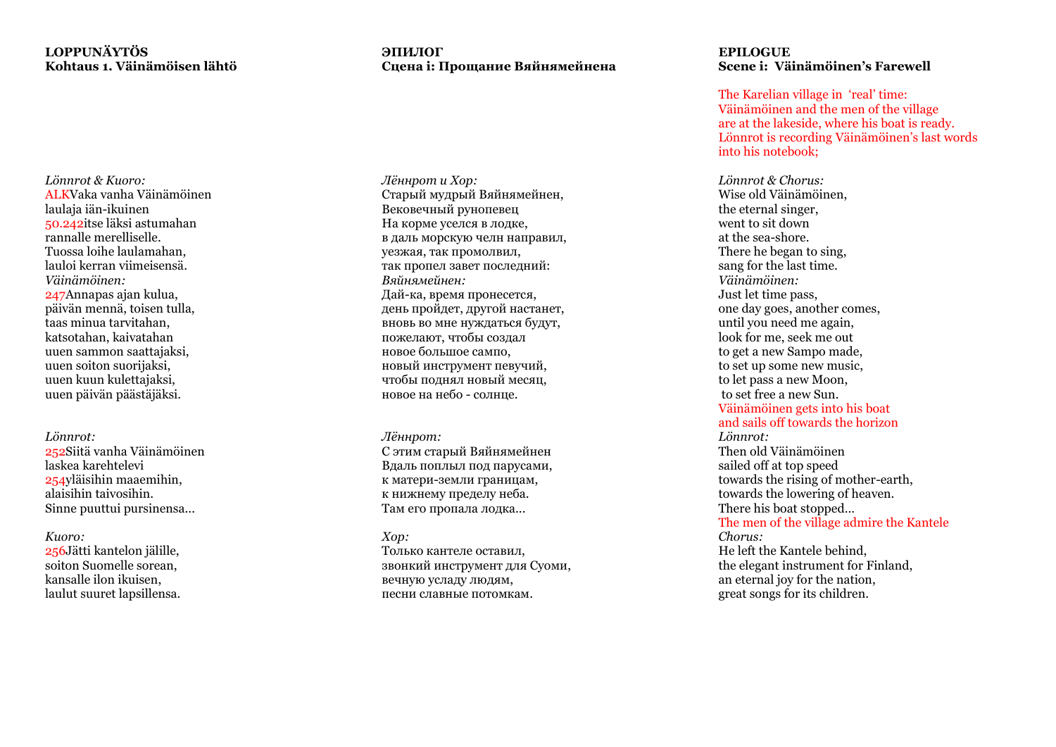**LOPPUNÄYTÖS**
**Kohtaus 1. Väinämöisen lähtö**

*Lönnrot & Kuoro:*
ALKVaka vanha Väinämöinen
laulaja iän-ikuinen
50.242itse läksi astumahan
rannalle merelliselle.
Tuossa loihe laulamahan,
lauloi kerran viimeisensä.
*Väinämöinen:*
247Annapas ajan kulua,
päivän mennä, toisen tulla,
taas minua tarvitahan,
katsotahan, kaivatahan
uuen sammon saattajaksi,
uuen soiton suorijaksi,
uuen kuun kulettajaksi,
uuen päivän päästäjäksi.

*Lönnrot:*
252Siitä vanha Väinämöinen
laskea karehtelevi
254yläisihin maaemihin,
alaisihin taivosihin.
Sinne puuttui pursinensa...

*Kuoro:*
256Jätti kantelon jälille,
soiton Suomelle sorean,
kansalle ilon ikuisen,
laulut suuret lapsillensa.

**ЭПИЛОГ**
**Сцена i: Прощание Вяйнямейнена**

*Лённрот и Хор:*
Старый мудрый Вяйнямейнен,
Вековечный рунопевец
На корме уселся в лодке,
в даль морскую челн направил,
уезжая, так промолвил,
так пропел завет последний:
*Вяйнямейнен:*
Дай-ка, время пронесется,
день пройдет, другой настанет,
вновь во мне нуждаться будут,
пожелают, чтобы создал
новое большое сампо,
новый инструмент певучий,
чтобы поднял новый месяц,
новое на небо - солнце.

*Лённрот:*
С этим старый Вяйнямейнен
Вдаль поплыл под парусами,
к матери-земли границам,
к нижнему пределу неба.
Там его пропала лодка...

*Хор:*
Только кантеле оставил,
звонкий инструмент для Суоми,
вечную усладу людям,
песни славные потомкам.

**EPILOGUE**
**Scene i: Väinämöinen's Farewell**

The Karelian village in 'real' time:
Väinämöinen and the men of the village
are at the lakeside, where his boat is ready.
Lönnrot is recording Väinämöinen's last words
into his notebook;

*Lönnrot & Chorus:*
Wise old Väinämöinen,
the eternal singer,
went to sit down
at the sea-shore.
There he began to sing,
sang for the last time.
*Väinämöinen:*
Just let time pass,
one day goes, another comes,
until you need me again,
look for me, seek me out
to get a new Sampo made,
to set up some new music,
to let pass a new Moon,
to set free a new Sun.
Väinämöinen gets into his boat
and sails off towards the horizon
*Lönnrot:*
Then old Väinämöinen
sailed off at top speed
towards the rising of mother-earth,
towards the lowering of heaven.
There his boat stopped...
The men of the village admire the Kantele
*Chorus:*
He left the Kantele behind,
the elegant instrument for Finland,
an eternal joy for the nation,
great songs for its children.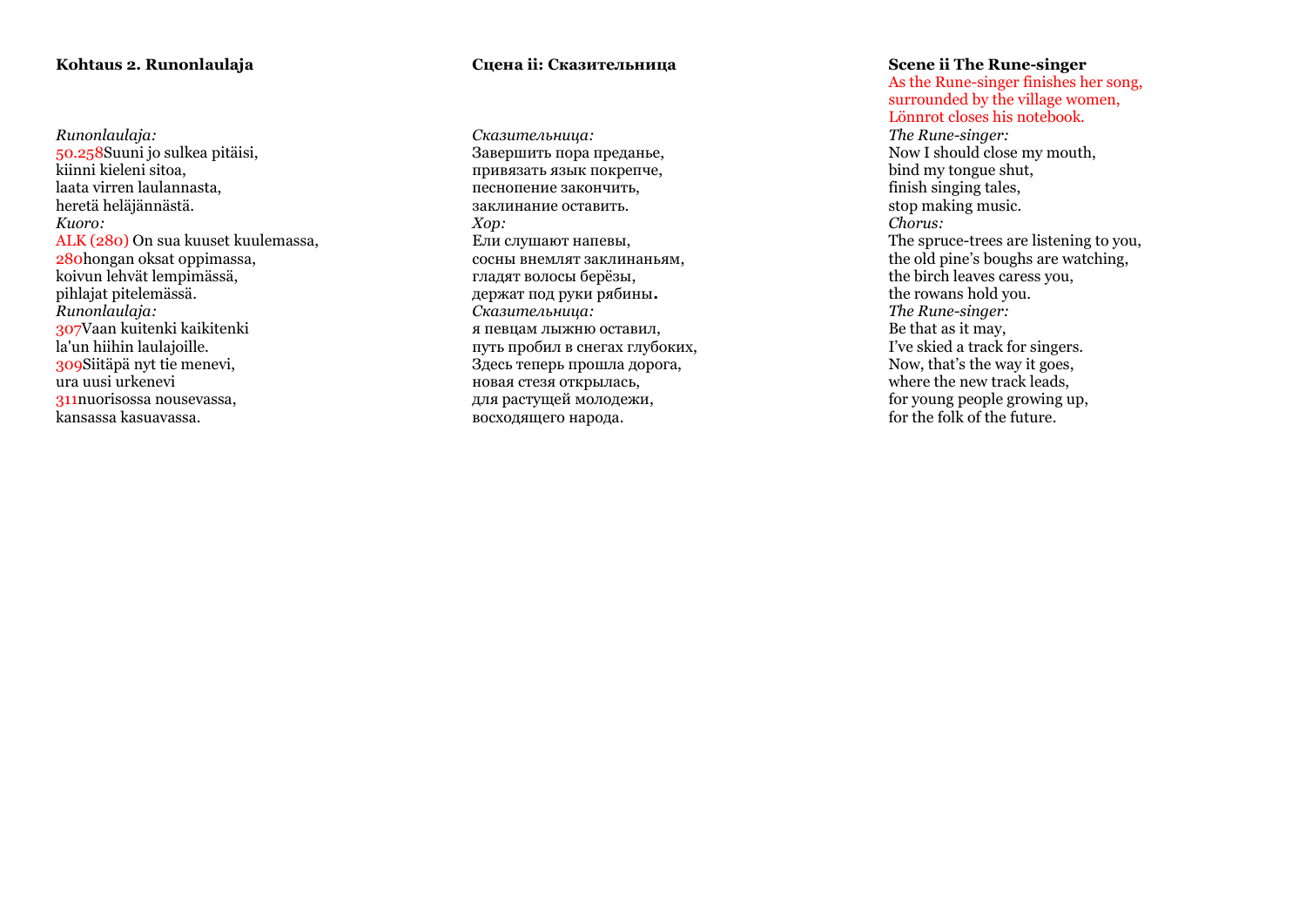**Kohtaus 2. Runonlaulaja**

*Runonlaulaja:*
50.258Suuni jo sulkea pitäisi,
kiinni kieleni sitoa,
laata virren laulannasta,
heretä heläjännästä.
*Kuoro:*
ALK (280) On sua kuuset kuulemassa,
280hongan oksat oppimassa,
koivun lehvät lempimässä,
pihlajat pitelemässä.
*Runonlaulaja:*
307Vaan kuitenki kaikitenki
la'un hiihin laulajoille.
309Siitäpä nyt tie menevi,
ura uusi urkenevi
311nuorisossa nousevassa,
kansassa kasuavassa.

**Сцена ii: Сказительница**

*Сказительница:*
Завершить пора преданье,
привязать язык покрепче,
песнопение закончить,
заклинание оставить.
*Хор:*
Ели слушают напевы,
сосны внемлят заклинаньям,
гладят волосы берёзы,
держат под руки рябины.
*Сказительница:*
я певцам лыжню оставил,
путь пробил в снегах глубоких,
Здесь теперь прошла дорога,
новая стезя открылась,
для растущей молодежи,
восходящего народа.

**Scene ii The Rune-singer**

As the Rune-singer finishes her song, surrounded by the village women, Lönnrot closes his notebook.
*The Rune-singer:*
Now I should close my mouth,
bind my tongue shut,
finish singing tales,
stop making music.
*Chorus:*
The spruce-trees are listening to you,
the old pine's boughs are watching,
the birch leaves caress you,
the rowans hold you.
*The Rune-singer:*
Be that as it may,
I've skied a track for singers.
Now, that's the way it goes,
where the new track leads,
for young people growing up,
for the folk of the future.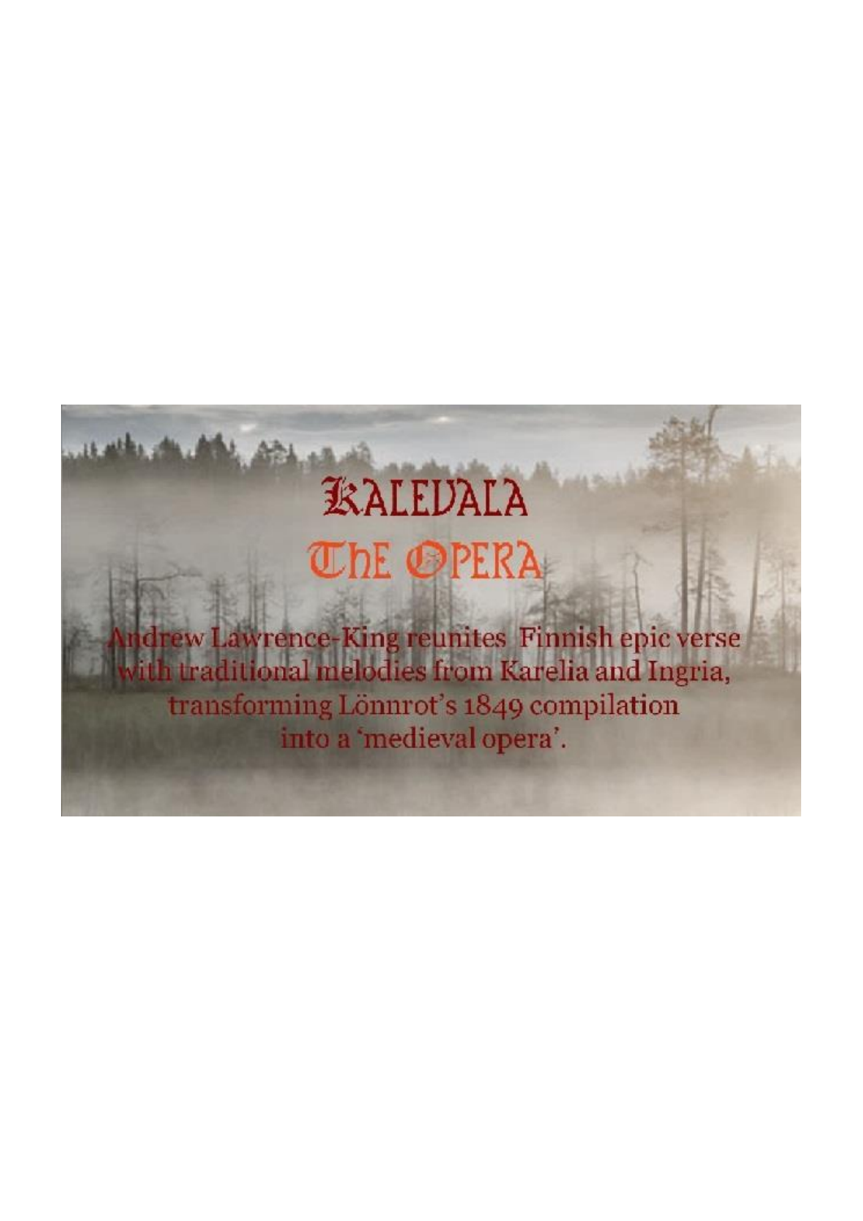# KALEVALA
# THE OPERA

Andrew Lawrence-King reunites Finnish epic verse with traditional melodies from Karelia and Ingria, transforming Lönnrot's 1849 compilation into a 'medieval opera'.